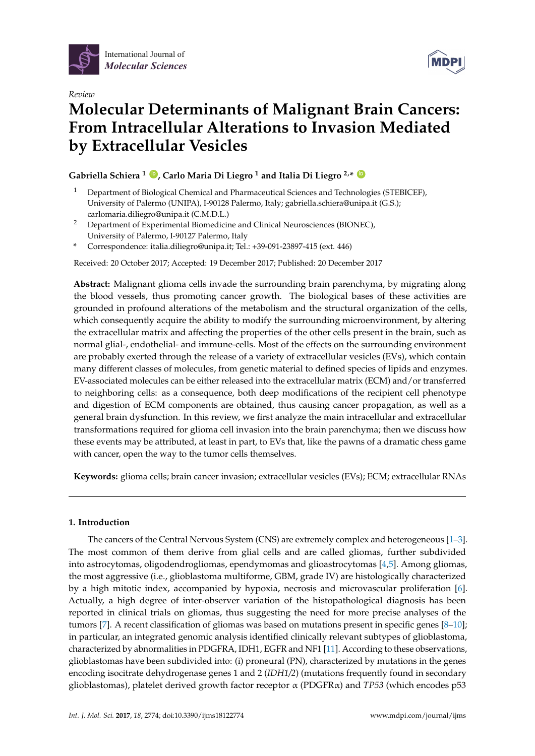International Journal of *Molecular Sciences*

*Review*

# Molecular Determinants of Malignant Brain Cancers: From Intracellular Alterations to Invasion Mediated by Extracellular Vesicles

**Gabriella Schiera [1], Carlo Maria Di Liegro [1] and Italia Di Liegro [2,*]**

[1] Department of Biological Chemical and Pharmaceutical Sciences and Technologies (STEBICEF), University of Palermo (UNIPA), I-90128 Palermo, Italy; gabriella.schiera@unipa.it (G.S.); carlomaria.diliegro@unipa.it (C.M.D.L.)

[2] Department of Experimental Biomedicine and Clinical Neurosciences (BIONEC), University of Palermo, I-90127 Palermo, Italy

\* Correspondence: italia.diliegro@unipa.it; Tel.: +39-091-23897-415 (ext. 446)

Received: 20 October 2017; Accepted: 19 December 2017; Published: 20 December 2017

**Abstract:** Malignant glioma cells invade the surrounding brain parenchyma, by migrating along the blood vessels, thus promoting cancer growth. The biological bases of these activities are grounded in profound alterations of the metabolism and the structural organization of the cells, which consequently acquire the ability to modify the surrounding microenvironment, by altering the extracellular matrix and affecting the properties of the other cells present in the brain, such as normal glial-, endothelial- and immune-cells. Most of the effects on the surrounding environment are probably exerted through the release of a variety of extracellular vesicles (EVs), which contain many different classes of molecules, from genetic material to defined species of lipids and enzymes. EV-associated molecules can be either released into the extracellular matrix (ECM) and/or transferred to neighboring cells: as a consequence, both deep modifications of the recipient cell phenotype and digestion of ECM components are obtained, thus causing cancer propagation, as well as a general brain dysfunction. In this review, we first analyze the main intracellular and extracellular transformations required for glioma cell invasion into the brain parenchyma; then we discuss how these events may be attributed, at least in part, to EVs that, like the pawns of a dramatic chess game with cancer, open the way to the tumor cells themselves.

**Keywords:** glioma cells; brain cancer invasion; extracellular vesicles (EVs); ECM; extracellular RNAs

## 1. Introduction

The cancers of the Central Nervous System (CNS) are extremely complex and heterogeneous [1–3]. The most common of them derive from glial cells and are called gliomas, further subdivided into astrocytomas, oligodendrogliomas, ependymomas and glioastrocytomas [4,5]. Among gliomas, the most aggressive (i.e., glioblastoma multiforme, GBM, grade IV) are histologically characterized by a high mitotic index, accompanied by hypoxia, necrosis and microvascular proliferation [6]. Actually, a high degree of inter-observer variation of the histopathological diagnosis has been reported in clinical trials on gliomas, thus suggesting the need for more precise analyses of the tumors [7]. A recent classification of gliomas was based on mutations present in specific genes [8–10]; in particular, an integrated genomic analysis identified clinically relevant subtypes of glioblastoma, characterized by abnormalities in PDGFRA, IDH1, EGFR and NF1 [11]. According to these observations, glioblastomas have been subdivided into: (i) proneural (PN), characterized by mutations in the genes encoding isocitrate dehydrogenase genes 1 and 2 (*IDH1/2*) (mutations frequently found in secondary glioblastomas), platelet derived growth factor receptor α (PDGFRα) and *TP53* (which encodes p53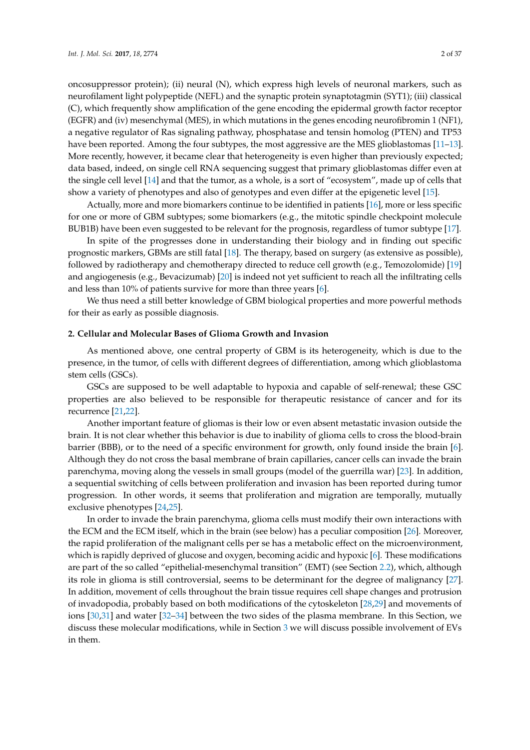oncosuppressor protein); (ii) neural (N), which express high levels of neuronal markers, such as neurofilament light polypeptide (NEFL) and the synaptic protein synaptotagmin (SYT1); (iii) classical (C), which frequently show amplification of the gene encoding the epidermal growth factor receptor (EGFR) and (iv) mesenchymal (MES), in which mutations in the genes encoding neurofibromin 1 (NF1), a negative regulator of Ras signaling pathway, phosphatase and tensin homolog (PTEN) and TP53 have been reported. Among the four subtypes, the most aggressive are the MES glioblastomas [11–13]. More recently, however, it became clear that heterogeneity is even higher than previously expected; data based, indeed, on single cell RNA sequencing suggest that primary glioblastomas differ even at the single cell level [14] and that the tumor, as a whole, is a sort of "ecosystem", made up of cells that show a variety of phenotypes and also of genotypes and even differ at the epigenetic level [15].

Actually, more and more biomarkers continue to be identified in patients [16], more or less specific for one or more of GBM subtypes; some biomarkers (e.g., the mitotic spindle checkpoint molecule BUB1B) have been even suggested to be relevant for the prognosis, regardless of tumor subtype [17].

In spite of the progresses done in understanding their biology and in finding out specific prognostic markers, GBMs are still fatal [18]. The therapy, based on surgery (as extensive as possible), followed by radiotherapy and chemotherapy directed to reduce cell growth (e.g., Temozolomide) [19] and angiogenesis (e.g., Bevacizumab) [20] is indeed not yet sufficient to reach all the infiltrating cells and less than 10% of patients survive for more than three years [6].

We thus need a still better knowledge of GBM biological properties and more powerful methods for their as early as possible diagnosis.

## 2. Cellular and Molecular Bases of Glioma Growth and Invasion

As mentioned above, one central property of GBM is its heterogeneity, which is due to the presence, in the tumor, of cells with different degrees of differentiation, among which glioblastoma stem cells (GSCs).

GSCs are supposed to be well adaptable to hypoxia and capable of self-renewal; these GSC properties are also believed to be responsible for therapeutic resistance of cancer and for its recurrence [21,22].

Another important feature of gliomas is their low or even absent metastatic invasion outside the brain. It is not clear whether this behavior is due to inability of glioma cells to cross the blood-brain barrier (BBB), or to the need of a specific environment for growth, only found inside the brain [6]. Although they do not cross the basal membrane of brain capillaries, cancer cells can invade the brain parenchyma, moving along the vessels in small groups (model of the guerrilla war) [23]. In addition, a sequential switching of cells between proliferation and invasion has been reported during tumor progression. In other words, it seems that proliferation and migration are temporally, mutually exclusive phenotypes [24,25].

In order to invade the brain parenchyma, glioma cells must modify their own interactions with the ECM and the ECM itself, which in the brain (see below) has a peculiar composition [26]. Moreover, the rapid proliferation of the malignant cells per se has a metabolic effect on the microenvironment, which is rapidly deprived of glucose and oxygen, becoming acidic and hypoxic [6]. These modifications are part of the so called "epithelial-mesenchymal transition" (EMT) (see Section 2.2), which, although its role in glioma is still controversial, seems to be determinant for the degree of malignancy [27]. In addition, movement of cells throughout the brain tissue requires cell shape changes and protrusion of invadopodia, probably based on both modifications of the cytoskeleton [28,29] and movements of ions [30,31] and water [32–34] between the two sides of the plasma membrane. In this Section, we discuss these molecular modifications, while in Section 3 we will discuss possible involvement of EVs in them.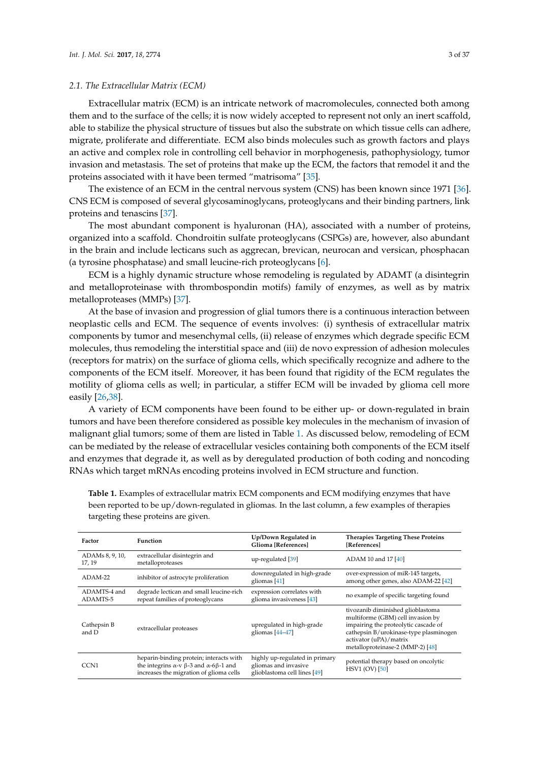### 2.1. The Extracellular Matrix (ECM)

Extracellular matrix (ECM) is an intricate network of macromolecules, connected both among them and to the surface of the cells; it is now widely accepted to represent not only an inert scaffold, able to stabilize the physical structure of tissues but also the substrate on which tissue cells can adhere, migrate, proliferate and differentiate. ECM also binds molecules such as growth factors and plays an active and complex role in controlling cell behavior in morphogenesis, pathophysiology, tumor invasion and metastasis. The set of proteins that make up the ECM, the factors that remodel it and the proteins associated with it have been termed "matrisoma" [35].

The existence of an ECM in the central nervous system (CNS) has been known since 1971 [36]. CNS ECM is composed of several glycosaminoglycans, proteoglycans and their binding partners, link proteins and tenascins [37].

The most abundant component is hyaluronan (HA), associated with a number of proteins, organized into a scaffold. Chondroitin sulfate proteoglycans (CSPGs) are, however, also abundant in the brain and include lecticans such as aggrecan, brevican, neurocan and versican, phosphacan (a tyrosine phosphatase) and small leucine-rich proteoglycans [6].

ECM is a highly dynamic structure whose remodeling is regulated by ADAMT (a disintegrin and metalloproteinase with thrombospondin motifs) family of enzymes, as well as by matrix metalloproteases (MMPs) [37].

At the base of invasion and progression of glial tumors there is a continuous interaction between neoplastic cells and ECM. The sequence of events involves: (i) synthesis of extracellular matrix components by tumor and mesenchymal cells, (ii) release of enzymes which degrade specific ECM molecules, thus remodeling the interstitial space and (iii) de novo expression of adhesion molecules (receptors for matrix) on the surface of glioma cells, which specifically recognize and adhere to the components of the ECM itself. Moreover, it has been found that rigidity of the ECM regulates the motility of glioma cells as well; in particular, a stiffer ECM will be invaded by glioma cell more easily [26,38].

A variety of ECM components have been found to be either up- or down-regulated in brain tumors and have been therefore considered as possible key molecules in the mechanism of invasion of malignant glial tumors; some of them are listed in Table 1. As discussed below, remodeling of ECM can be mediated by the release of extracellular vesicles containing both components of the ECM itself and enzymes that degrade it, as well as by deregulated production of both coding and noncoding RNAs which target mRNAs encoding proteins involved in ECM structure and function.

**Table 1.** Examples of extracellular matrix ECM components and ECM modifying enzymes that have been reported to be up/down-regulated in gliomas. In the last column, a few examples of therapies targeting these proteins are given.

| Factor | Function | Up/Down Regulated in Glioma [References] | Therapies Targeting These Proteins [References] |
|---|---|---|---|
| ADAMs 8, 9, 10, 17, 19 | extracellular disintegrin and metalloproteases | up-regulated [39] | ADAM 10 and 17 [40] |
| ADAM-22 | inhibitor of astrocyte proliferation | downregulated in high-grade gliomas [41] | over-expression of miR-145 targets, among other genes, also ADAM-22 [42] |
| ADAMTS-4 and ADAMTS-5 | degrade lectican and small leucine-rich repeat families of proteoglycans | expression correlates with glioma invasiveness [43] | no example of specific targeting found |
| Cathepsin B and D | extracellular proteases | upregulated in high-grade gliomas [44–47] | tivozanib diminished glioblastoma multiforme (GBM) cell invasion by impairing the proteolytic cascade of cathepsin B/urokinase-type plasminogen activator (uPA)/matrix metalloproteinase-2 (MMP-2) [48] |
| CCN1 | heparin-binding protein; interacts with the integrins α-v β-3 and α-6β-1 and increases the migration of glioma cells | highly up-regulated in primary gliomas and invasive glioblastoma cell lines [49] | potential therapy based on oncolytic HSV1 (OV) [50] |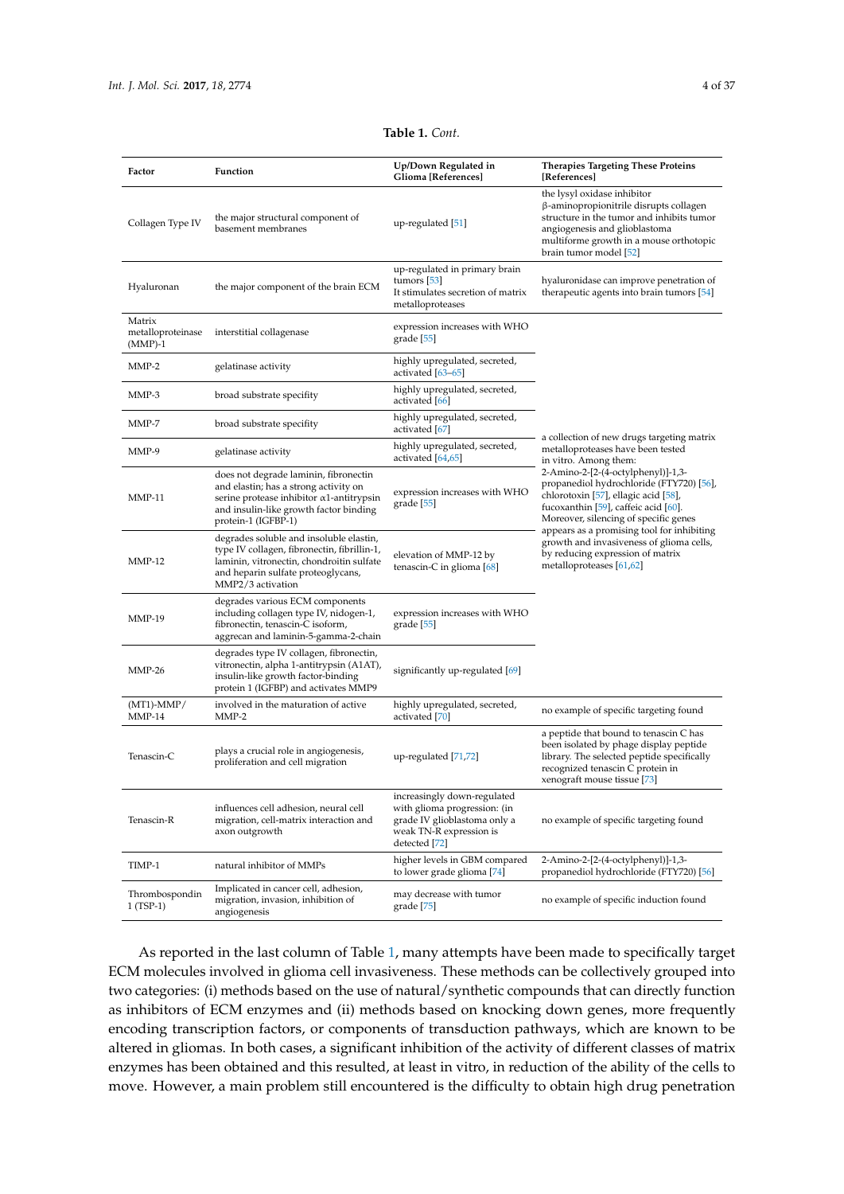**Table 1.** *Cont.*

| Factor | Function | Up/Down Regulated in Glioma [References] | Therapies Targeting These Proteins [References] |
|---|---|---|---|
| Collagen Type IV | the major structural component of basement membranes | up-regulated [51] | the lysyl oxidase inhibitor β-aminopropionitrile disrupts collagen structure in the tumor and inhibits tumor angiogenesis and glioblastoma multiforme growth in a mouse orthotopic brain tumor model [52] |
| Hyaluronan | the major component of the brain ECM | up-regulated in primary brain tumors [53] It stimulates secretion of matrix metalloproteases | hyaluronidase can improve penetration of therapeutic agents into brain tumors [54] |
| Matrix metalloproteinase (MMP)-1 | interstitial collagenase | expression increases with WHO grade [55] | a collection of new drugs targeting matrix metalloproteases have been tested in vitro. Among them: 2-Amino-2-[2-(4-octylphenyl)]-1,3-propanediol hydrochloride (FTY720) [56], chlorotoxin [57], ellagic acid [58], fucoxanthin [59], caffeic acid [60]. Moreover, silencing of specific genes appears as a promising tool for inhibiting growth and invasiveness of glioma cells, by reducing expression of matrix metalloproteases [61,62] |
| MMP-2 | gelatinase activity | highly upregulated, secreted, activated [63–65] | |
| MMP-3 | broad substrate specifity | highly upregulated, secreted, activated [66] | |
| MMP-7 | broad substrate specifity | highly upregulated, secreted, activated [67] | |
| MMP-9 | gelatinase activity | highly upregulated, secreted, activated [64,65] | |
| MMP-11 | does not degrade laminin, fibronectin and elastin; has a strong activity on serine protease inhibitor α1-antitrypsin and insulin-like growth factor binding protein-1 (IGFBP-1) | expression increases with WHO grade [55] | |
| MMP-12 | degrades soluble and insoluble elastin, type IV collagen, fibronectin, fibrillin-1, laminin, vitronectin, chondroitin sulfate and heparin sulfate proteoglycans, MMP2/3 activation | elevation of MMP-12 by tenascin-C in glioma [68] | |
| MMP-19 | degrades various ECM components including collagen type IV, nidogen-1, fibronectin, tenascin-C isoform, aggrecan and laminin-5-gamma-2-chain | expression increases with WHO grade [55] | |
| MMP-26 | degrades type IV collagen, fibronectin, vitronectin, alpha 1-antitrypsin (A1AT), insulin-like growth factor-binding protein 1 (IGFBP) and activates MMP9 | significantly up-regulated [69] | |
| (MT1)-MMP/ MMP-14 | involved in the maturation of active MMP-2 | highly upregulated, secreted, activated [70] | no example of specific targeting found |
| Tenascin-C | plays a crucial role in angiogenesis, proliferation and cell migration | up-regulated [71,72] | a peptide that bound to tenascin C has been isolated by phage display peptide library. The selected peptide specifically recognized tenascin C protein in xenograft mouse tissue [73] |
| Tenascin-R | influences cell adhesion, neural cell migration, cell-matrix interaction and axon outgrowth | increasingly down-regulated with glioma progression: (in grade IV glioblastoma only a weak TN-R expression is detected [72] | no example of specific targeting found |
| TIMP-1 | natural inhibitor of MMPs | higher levels in GBM compared to lower grade glioma [74] | 2-Amino-2-[2-(4-octylphenyl)]-1,3-propanediol hydrochloride (FTY720) [56] |
| Thrombospondin 1 (TSP-1) | Implicated in cancer cell, adhesion, migration, invasion, inhibition of angiogenesis | may decrease with tumor grade [75] | no example of specific induction found |

As reported in the last column of Table 1, many attempts have been made to specifically target ECM molecules involved in glioma cell invasiveness. These methods can be collectively grouped into two categories: (i) methods based on the use of natural/synthetic compounds that can directly function as inhibitors of ECM enzymes and (ii) methods based on knocking down genes, more frequently encoding transcription factors, or components of transduction pathways, which are known to be altered in gliomas. In both cases, a significant inhibition of the activity of different classes of matrix enzymes has been obtained and this resulted, at least in vitro, in reduction of the ability of the cells to move. However, a main problem still encountered is the difficulty to obtain high drug penetration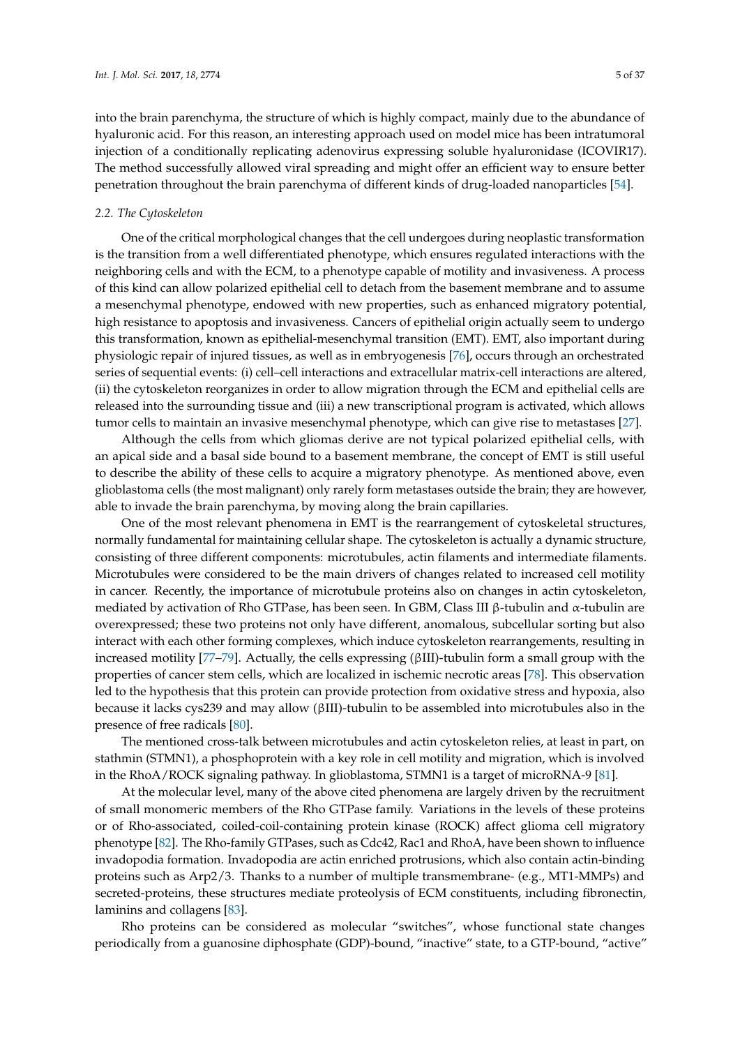into the brain parenchyma, the structure of which is highly compact, mainly due to the abundance of hyaluronic acid. For this reason, an interesting approach used on model mice has been intratumoral injection of a conditionally replicating adenovirus expressing soluble hyaluronidase (ICOVIR17). The method successfully allowed viral spreading and might offer an efficient way to ensure better penetration throughout the brain parenchyma of different kinds of drug-loaded nanoparticles [54].

### 2.2. The Cytoskeleton

One of the critical morphological changes that the cell undergoes during neoplastic transformation is the transition from a well differentiated phenotype, which ensures regulated interactions with the neighboring cells and with the ECM, to a phenotype capable of motility and invasiveness. A process of this kind can allow polarized epithelial cell to detach from the basement membrane and to assume a mesenchymal phenotype, endowed with new properties, such as enhanced migratory potential, high resistance to apoptosis and invasiveness. Cancers of epithelial origin actually seem to undergo this transformation, known as epithelial-mesenchymal transition (EMT). EMT, also important during physiologic repair of injured tissues, as well as in embryogenesis [76], occurs through an orchestrated series of sequential events: (i) cell–cell interactions and extracellular matrix-cell interactions are altered, (ii) the cytoskeleton reorganizes in order to allow migration through the ECM and epithelial cells are released into the surrounding tissue and (iii) a new transcriptional program is activated, which allows tumor cells to maintain an invasive mesenchymal phenotype, which can give rise to metastases [27].

Although the cells from which gliomas derive are not typical polarized epithelial cells, with an apical side and a basal side bound to a basement membrane, the concept of EMT is still useful to describe the ability of these cells to acquire a migratory phenotype. As mentioned above, even glioblastoma cells (the most malignant) only rarely form metastases outside the brain; they are however, able to invade the brain parenchyma, by moving along the brain capillaries.

One of the most relevant phenomena in EMT is the rearrangement of cytoskeletal structures, normally fundamental for maintaining cellular shape. The cytoskeleton is actually a dynamic structure, consisting of three different components: microtubules, actin filaments and intermediate filaments. Microtubules were considered to be the main drivers of changes related to increased cell motility in cancer. Recently, the importance of microtubule proteins also on changes in actin cytoskeleton, mediated by activation of Rho GTPase, has been seen. In GBM, Class III β-tubulin and α-tubulin are overexpressed; these two proteins not only have different, anomalous, subcellular sorting but also interact with each other forming complexes, which induce cytoskeleton rearrangements, resulting in increased motility [77–79]. Actually, the cells expressing (βIII)-tubulin form a small group with the properties of cancer stem cells, which are localized in ischemic necrotic areas [78]. This observation led to the hypothesis that this protein can provide protection from oxidative stress and hypoxia, also because it lacks cys239 and may allow (βIII)-tubulin to be assembled into microtubules also in the presence of free radicals [80].

The mentioned cross-talk between microtubules and actin cytoskeleton relies, at least in part, on stathmin (STMN1), a phosphoprotein with a key role in cell motility and migration, which is involved in the RhoA/ROCK signaling pathway. In glioblastoma, STMN1 is a target of microRNA-9 [81].

At the molecular level, many of the above cited phenomena are largely driven by the recruitment of small monomeric members of the Rho GTPase family. Variations in the levels of these proteins or of Rho-associated, coiled-coil-containing protein kinase (ROCK) affect glioma cell migratory phenotype [82]. The Rho-family GTPases, such as Cdc42, Rac1 and RhoA, have been shown to influence invadopodia formation. Invadopodia are actin enriched protrusions, which also contain actin-binding proteins such as Arp2/3. Thanks to a number of multiple transmembrane- (e.g., MT1-MMPs) and secreted-proteins, these structures mediate proteolysis of ECM constituents, including fibronectin, laminins and collagens [83].

Rho proteins can be considered as molecular "switches", whose functional state changes periodically from a guanosine diphosphate (GDP)-bound, "inactive" state, to a GTP-bound, "active"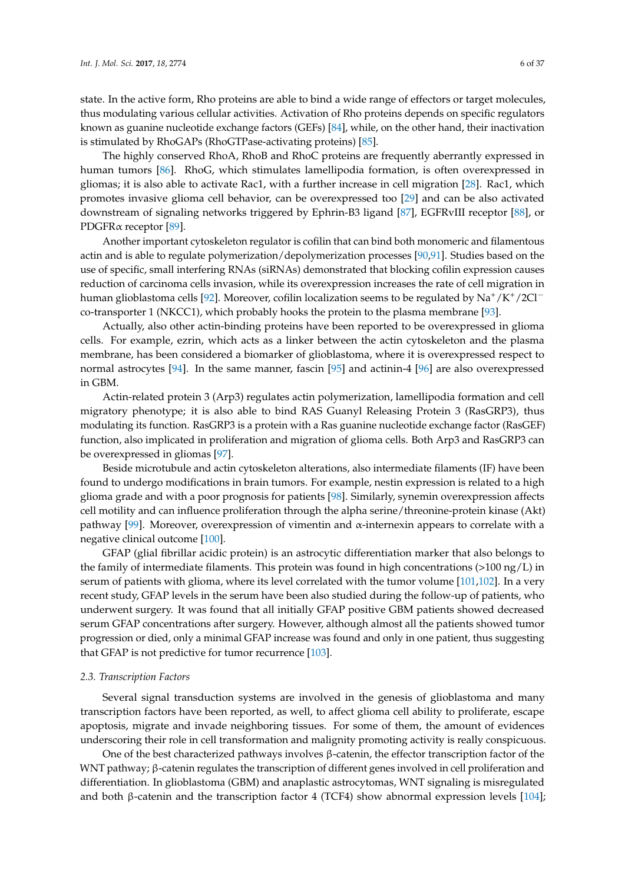state. In the active form, Rho proteins are able to bind a wide range of effectors or target molecules, thus modulating various cellular activities. Activation of Rho proteins depends on specific regulators known as guanine nucleotide exchange factors (GEFs) [84], while, on the other hand, their inactivation is stimulated by RhoGAPs (RhoGTPase-activating proteins) [85].

The highly conserved RhoA, RhoB and RhoC proteins are frequently aberrantly expressed in human tumors [86]. RhoG, which stimulates lamellipodia formation, is often overexpressed in gliomas; it is also able to activate Rac1, with a further increase in cell migration [28]. Rac1, which promotes invasive glioma cell behavior, can be overexpressed too [29] and can be also activated downstream of signaling networks triggered by Ephrin-B3 ligand [87], EGFRvIII receptor [88], or PDGFR$\alpha$ receptor [89].

Another important cytoskeleton regulator is cofilin that can bind both monomeric and filamentous actin and is able to regulate polymerization/depolymerization processes [90,91]. Studies based on the use of specific, small interfering RNAs (siRNAs) demonstrated that blocking cofilin expression causes reduction of carcinoma cells invasion, while its overexpression increases the rate of cell migration in human glioblastoma cells [92]. Moreover, cofilin localization seems to be regulated by $Na^+/K^+/2Cl^-$ co-transporter 1 (NKCC1), which probably hooks the protein to the plasma membrane [93].

Actually, also other actin-binding proteins have been reported to be overexpressed in glioma cells. For example, ezrin, which acts as a linker between the actin cytoskeleton and the plasma membrane, has been considered a biomarker of glioblastoma, where it is overexpressed respect to normal astrocytes [94]. In the same manner, fascin [95] and actinin-4 [96] are also overexpressed in GBM.

Actin-related protein 3 (Arp3) regulates actin polymerization, lamellipodia formation and cell migratory phenotype; it is also able to bind RAS Guanyl Releasing Protein 3 (RasGRP3), thus modulating its function. RasGRP3 is a protein with a Ras guanine nucleotide exchange factor (RasGEF) function, also implicated in proliferation and migration of glioma cells. Both Arp3 and RasGRP3 can be overexpressed in gliomas [97].

Beside microtubule and actin cytoskeleton alterations, also intermediate filaments (IF) have been found to undergo modifications in brain tumors. For example, nestin expression is related to a high glioma grade and with a poor prognosis for patients [98]. Similarly, synemin overexpression affects cell motility and can influence proliferation through the alpha serine/threonine-protein kinase (Akt) pathway [99]. Moreover, overexpression of vimentin and $\alpha$-internexin appears to correlate with a negative clinical outcome [100].

GFAP (glial fibrillar acidic protein) is an astrocytic differentiation marker that also belongs to the family of intermediate filaments. This protein was found in high concentrations (>100 ng/L) in serum of patients with glioma, where its level correlated with the tumor volume [101,102]. In a very recent study, GFAP levels in the serum have been also studied during the follow-up of patients, who underwent surgery. It was found that all initially GFAP positive GBM patients showed decreased serum GFAP concentrations after surgery. However, although almost all the patients showed tumor progression or died, only a minimal GFAP increase was found and only in one patient, thus suggesting that GFAP is not predictive for tumor recurrence [103].

### *2.3. Transcription Factors*

Several signal transduction systems are involved in the genesis of glioblastoma and many transcription factors have been reported, as well, to affect glioma cell ability to proliferate, escape apoptosis, migrate and invade neighboring tissues. For some of them, the amount of evidences underscoring their role in cell transformation and malignity promoting activity is really conspicuous.

One of the best characterized pathways involves $\beta$-catenin, the effector transcription factor of the WNT pathway; $\beta$-catenin regulates the transcription of different genes involved in cell proliferation and differentiation. In glioblastoma (GBM) and anaplastic astrocytomas, WNT signaling is misregulated and both $\beta$-catenin and the transcription factor 4 (TCF4) show abnormal expression levels [104];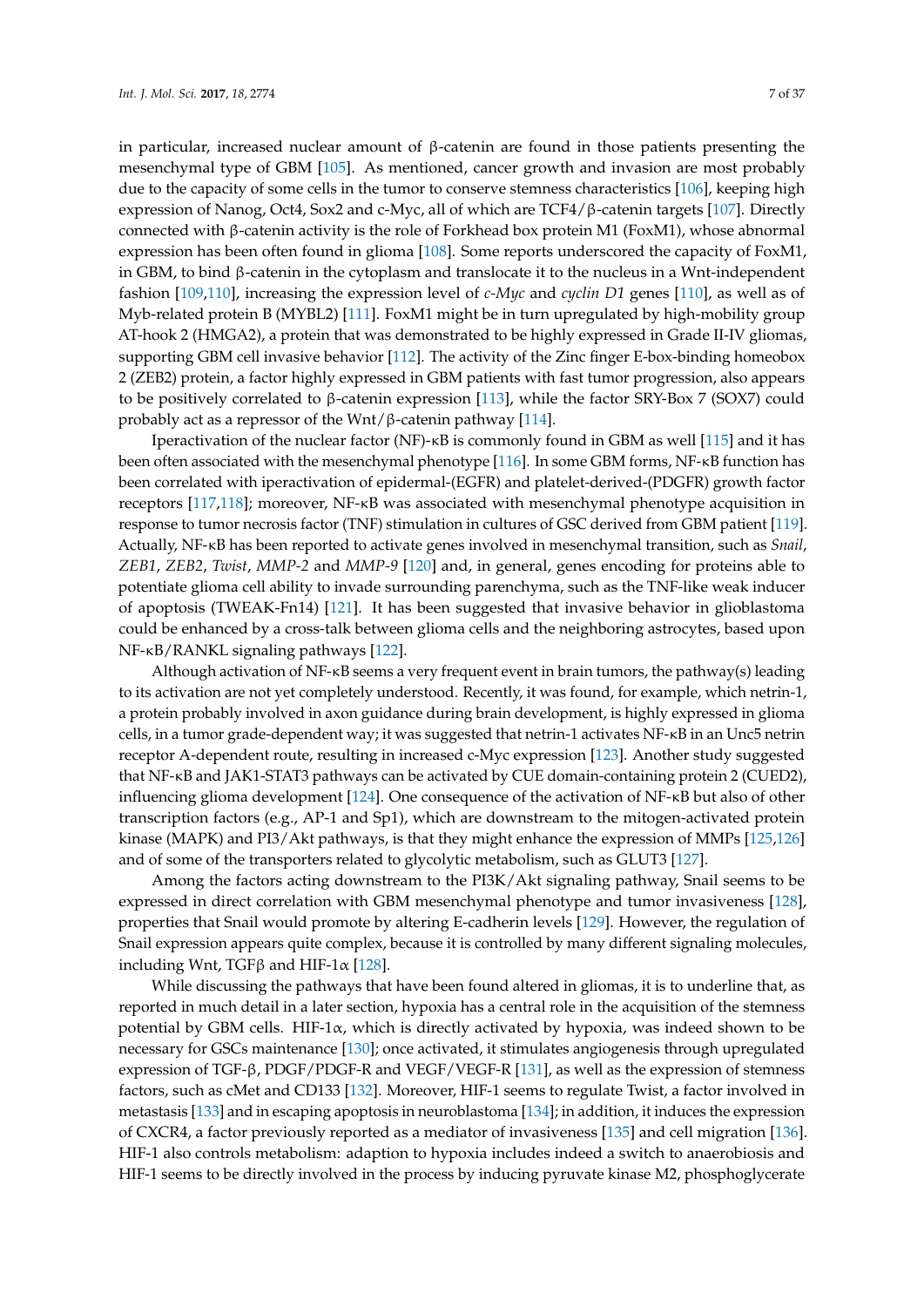in particular, increased nuclear amount of β-catenin are found in those patients presenting the mesenchymal type of GBM [105]. As mentioned, cancer growth and invasion are most probably due to the capacity of some cells in the tumor to conserve stemness characteristics [106], keeping high expression of Nanog, Oct4, Sox2 and c-Myc, all of which are TCF4/β-catenin targets [107]. Directly connected with β-catenin activity is the role of Forkhead box protein M1 (FoxM1), whose abnormal expression has been often found in glioma [108]. Some reports underscored the capacity of FoxM1, in GBM, to bind β-catenin in the cytoplasm and translocate it to the nucleus in a Wnt-independent fashion [109,110], increasing the expression level of *c-Myc* and *cyclin D1* genes [110], as well as of Myb-related protein B (MYBL2) [111]. FoxM1 might be in turn upregulated by high-mobility group AT-hook 2 (HMGA2), a protein that was demonstrated to be highly expressed in Grade II-IV gliomas, supporting GBM cell invasive behavior [112]. The activity of the Zinc finger E-box-binding homeobox 2 (ZEB2) protein, a factor highly expressed in GBM patients with fast tumor progression, also appears to be positively correlated to β-catenin expression [113], while the factor SRY-Box 7 (SOX7) could probably act as a repressor of the Wnt/β-catenin pathway [114].

Iperactivation of the nuclear factor (NF)-κB is commonly found in GBM as well [115] and it has been often associated with the mesenchymal phenotype [116]. In some GBM forms, NF-κB function has been correlated with iperactivation of epidermal-(EGFR) and platelet-derived-(PDGFR) growth factor receptors [117,118]; moreover, NF-κB was associated with mesenchymal phenotype acquisition in response to tumor necrosis factor (TNF) stimulation in cultures of GSC derived from GBM patient [119]. Actually, NF-κB has been reported to activate genes involved in mesenchymal transition, such as *Snail*, *ZEB1*, *ZEB2*, *Twist*, *MMP-2* and *MMP-9* [120] and, in general, genes encoding for proteins able to potentiate glioma cell ability to invade surrounding parenchyma, such as the TNF-like weak inducer of apoptosis (TWEAK-Fn14) [121]. It has been suggested that invasive behavior in glioblastoma could be enhanced by a cross-talk between glioma cells and the neighboring astrocytes, based upon NF-κB/RANKL signaling pathways [122].

Although activation of NF-κB seems a very frequent event in brain tumors, the pathway(s) leading to its activation are not yet completely understood. Recently, it was found, for example, which netrin-1, a protein probably involved in axon guidance during brain development, is highly expressed in glioma cells, in a tumor grade-dependent way; it was suggested that netrin-1 activates NF-κB in an Unc5 netrin receptor A-dependent route, resulting in increased c-Myc expression [123]. Another study suggested that NF-κB and JAK1-STAT3 pathways can be activated by CUE domain-containing protein 2 (CUED2), influencing glioma development [124]. One consequence of the activation of NF-κB but also of other transcription factors (e.g., AP-1 and Sp1), which are downstream to the mitogen-activated protein kinase (MAPK) and PI3/Akt pathways, is that they might enhance the expression of MMPs [125,126] and of some of the transporters related to glycolytic metabolism, such as GLUT3 [127].

Among the factors acting downstream to the PI3K/Akt signaling pathway, Snail seems to be expressed in direct correlation with GBM mesenchymal phenotype and tumor invasiveness [128], properties that Snail would promote by altering E-cadherin levels [129]. However, the regulation of Snail expression appears quite complex, because it is controlled by many different signaling molecules, including Wnt, TGFβ and HIF-1α [128].

While discussing the pathways that have been found altered in gliomas, it is to underline that, as reported in much detail in a later section, hypoxia has a central role in the acquisition of the stemness potential by GBM cells. HIF-1α, which is directly activated by hypoxia, was indeed shown to be necessary for GSCs maintenance [130]; once activated, it stimulates angiogenesis through upregulated expression of TGF-β, PDGF/PDGF-R and VEGF/VEGF-R [131], as well as the expression of stemness factors, such as cMet and CD133 [132]. Moreover, HIF-1 seems to regulate Twist, a factor involved in metastasis [133] and in escaping apoptosis in neuroblastoma [134]; in addition, it induces the expression of CXCR4, a factor previously reported as a mediator of invasiveness [135] and cell migration [136]. HIF-1 also controls metabolism: adaption to hypoxia includes indeed a switch to anaerobiosis and HIF-1 seems to be directly involved in the process by inducing pyruvate kinase M2, phosphoglycerate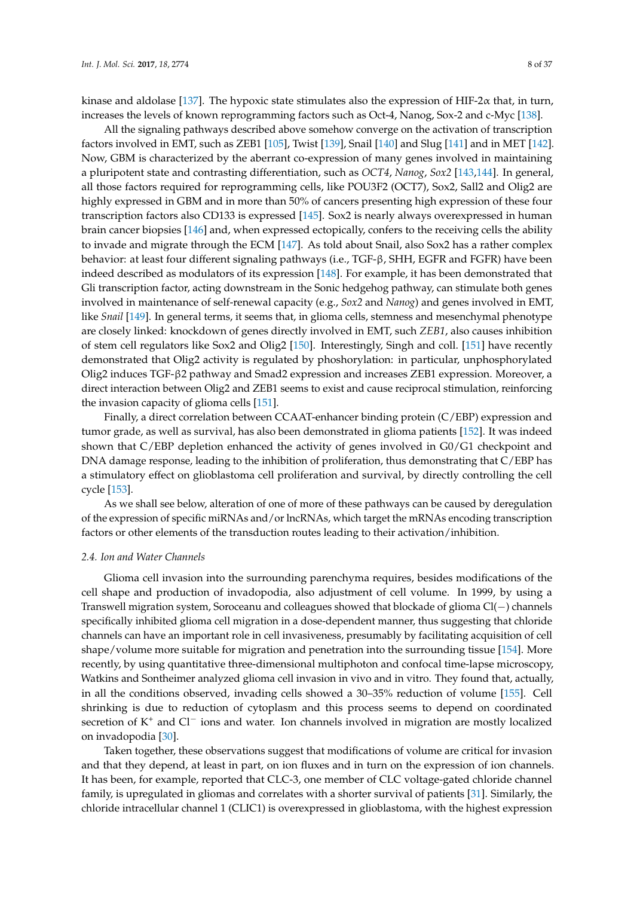kinase and aldolase [137]. The hypoxic state stimulates also the expression of HIF-2α that, in turn, increases the levels of known reprogramming factors such as Oct-4, Nanog, Sox-2 and c-Myc [138].

All the signaling pathways described above somehow converge on the activation of transcription factors involved in EMT, such as ZEB1 [105], Twist [139], Snail [140] and Slug [141] and in MET [142]. Now, GBM is characterized by the aberrant co-expression of many genes involved in maintaining a pluripotent state and contrasting differentiation, such as *OCT4*, *Nanog*, *Sox2* [143,144]. In general, all those factors required for reprogramming cells, like POU3F2 (OCT7), Sox2, Sall2 and Olig2 are highly expressed in GBM and in more than 50% of cancers presenting high expression of these four transcription factors also CD133 is expressed [145]. Sox2 is nearly always overexpressed in human brain cancer biopsies [146] and, when expressed ectopically, confers to the receiving cells the ability to invade and migrate through the ECM [147]. As told about Snail, also Sox2 has a rather complex behavior: at least four different signaling pathways (i.e., TGF-β, SHH, EGFR and FGFR) have been indeed described as modulators of its expression [148]. For example, it has been demonstrated that Gli transcription factor, acting downstream in the Sonic hedgehog pathway, can stimulate both genes involved in maintenance of self-renewal capacity (e.g., *Sox2* and *Nanog*) and genes involved in EMT, like *Snail* [149]. In general terms, it seems that, in glioma cells, stemness and mesenchymal phenotype are closely linked: knockdown of genes directly involved in EMT, such *ZEB1*, also causes inhibition of stem cell regulators like Sox2 and Olig2 [150]. Interestingly, Singh and coll. [151] have recently demonstrated that Olig2 activity is regulated by phoshorylation: in particular, unphosphorylated Olig2 induces TGF-β2 pathway and Smad2 expression and increases ZEB1 expression. Moreover, a direct interaction between Olig2 and ZEB1 seems to exist and cause reciprocal stimulation, reinforcing the invasion capacity of glioma cells [151].

Finally, a direct correlation between CCAAT-enhancer binding protein (C/EBP) expression and tumor grade, as well as survival, has also been demonstrated in glioma patients [152]. It was indeed shown that C/EBP depletion enhanced the activity of genes involved in G0/G1 checkpoint and DNA damage response, leading to the inhibition of proliferation, thus demonstrating that C/EBP has a stimulatory effect on glioblastoma cell proliferation and survival, by directly controlling the cell cycle [153].

As we shall see below, alteration of one of more of these pathways can be caused by deregulation of the expression of specific miRNAs and/or lncRNAs, which target the mRNAs encoding transcription factors or other elements of the transduction routes leading to their activation/inhibition.

### *2.4. Ion and Water Channels*

Glioma cell invasion into the surrounding parenchyma requires, besides modifications of the cell shape and production of invadopodia, also adjustment of cell volume. In 1999, by using a Transwell migration system, Soroceanu and colleagues showed that blockade of glioma Cl(−) channels specifically inhibited glioma cell migration in a dose-dependent manner, thus suggesting that chloride channels can have an important role in cell invasiveness, presumably by facilitating acquisition of cell shape/volume more suitable for migration and penetration into the surrounding tissue [154]. More recently, by using quantitative three-dimensional multiphoton and confocal time-lapse microscopy, Watkins and Sontheimer analyzed glioma cell invasion in vivo and in vitro. They found that, actually, in all the conditions observed, invading cells showed a 30–35% reduction of volume [155]. Cell shrinking is due to reduction of cytoplasm and this process seems to depend on coordinated secretion of $K^+$ and $Cl^-$ ions and water. Ion channels involved in migration are mostly localized on invadopodia [30].

Taken together, these observations suggest that modifications of volume are critical for invasion and that they depend, at least in part, on ion fluxes and in turn on the expression of ion channels. It has been, for example, reported that CLC-3, one member of CLC voltage-gated chloride channel family, is upregulated in gliomas and correlates with a shorter survival of patients [31]. Similarly, the chloride intracellular channel 1 (CLIC1) is overexpressed in glioblastoma, with the highest expression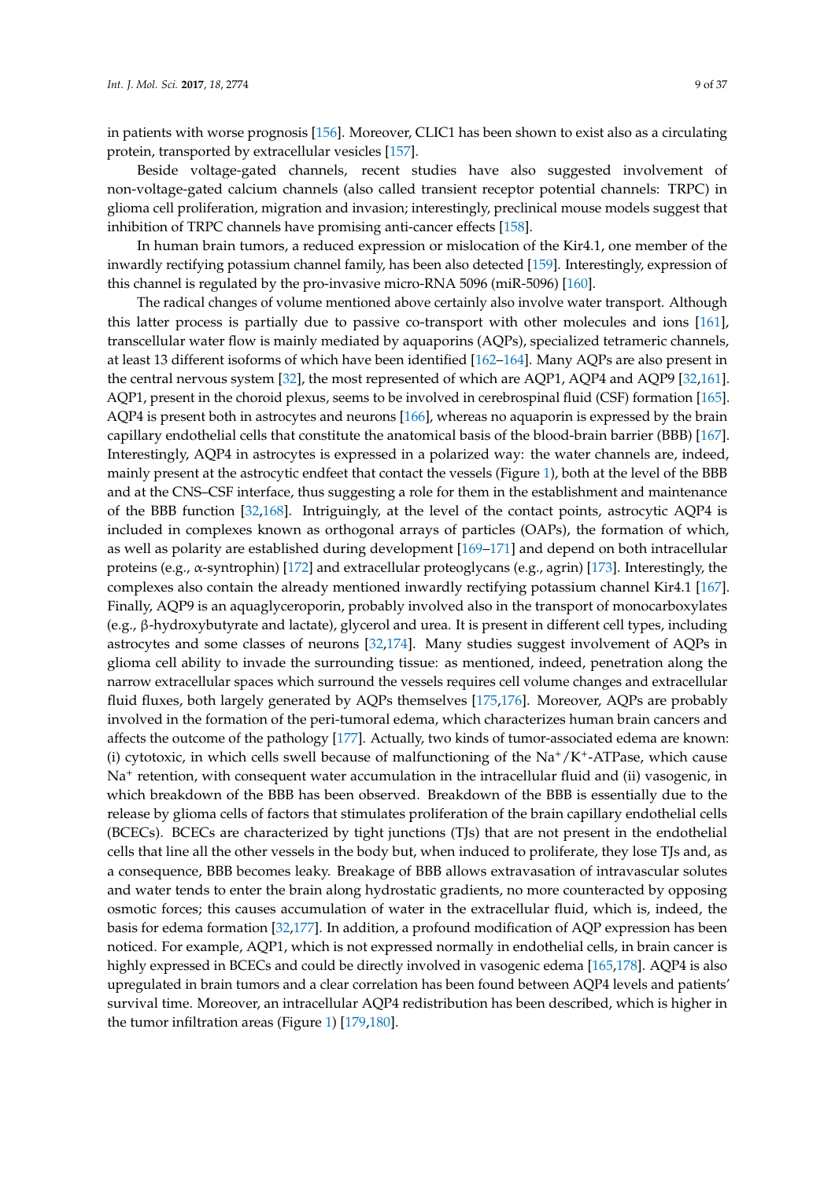in patients with worse prognosis [156]. Moreover, CLIC1 has been shown to exist also as a circulating protein, transported by extracellular vesicles [157].

Beside voltage-gated channels, recent studies have also suggested involvement of non-voltage-gated calcium channels (also called transient receptor potential channels: TRPC) in glioma cell proliferation, migration and invasion; interestingly, preclinical mouse models suggest that inhibition of TRPC channels have promising anti-cancer effects [158].

In human brain tumors, a reduced expression or mislocation of the Kir4.1, one member of the inwardly rectifying potassium channel family, has been also detected [159]. Interestingly, expression of this channel is regulated by the pro-invasive micro-RNA 5096 (miR-5096) [160].

The radical changes of volume mentioned above certainly also involve water transport. Although this latter process is partially due to passive co-transport with other molecules and ions [161], transcellular water flow is mainly mediated by aquaporins (AQPs), specialized tetrameric channels, at least 13 different isoforms of which have been identified [162–164]. Many AQPs are also present in the central nervous system [32], the most represented of which are AQP1, AQP4 and AQP9 [32,161]. AQP1, present in the choroid plexus, seems to be involved in cerebrospinal fluid (CSF) formation [165]. AQP4 is present both in astrocytes and neurons [166], whereas no aquaporin is expressed by the brain capillary endothelial cells that constitute the anatomical basis of the blood-brain barrier (BBB) [167]. Interestingly, AQP4 in astrocytes is expressed in a polarized way: the water channels are, indeed, mainly present at the astrocytic endfeet that contact the vessels (Figure 1), both at the level of the BBB and at the CNS–CSF interface, thus suggesting a role for them in the establishment and maintenance of the BBB function [32,168]. Intriguingly, at the level of the contact points, astrocytic AQP4 is included in complexes known as orthogonal arrays of particles (OAPs), the formation of which, as well as polarity are established during development [169–171] and depend on both intracellular proteins (e.g., α-syntrophin) [172] and extracellular proteoglycans (e.g., agrin) [173]. Interestingly, the complexes also contain the already mentioned inwardly rectifying potassium channel Kir4.1 [167]. Finally, AQP9 is an aquaglyceroporin, probably involved also in the transport of monocarboxylates (e.g., β-hydroxybutyrate and lactate), glycerol and urea. It is present in different cell types, including astrocytes and some classes of neurons [32,174]. Many studies suggest involvement of AQPs in glioma cell ability to invade the surrounding tissue: as mentioned, indeed, penetration along the narrow extracellular spaces which surround the vessels requires cell volume changes and extracellular fluid fluxes, both largely generated by AQPs themselves [175,176]. Moreover, AQPs are probably involved in the formation of the peri-tumoral edema, which characterizes human brain cancers and affects the outcome of the pathology [177]. Actually, two kinds of tumor-associated edema are known: (i) cytotoxic, in which cells swell because of malfunctioning of the $Na^+/K^+$-ATPase, which cause $Na^+$ retention, with consequent water accumulation in the intracellular fluid and (ii) vasogenic, in which breakdown of the BBB has been observed. Breakdown of the BBB is essentially due to the release by glioma cells of factors that stimulates proliferation of the brain capillary endothelial cells (BCECs). BCECs are characterized by tight junctions (TJs) that are not present in the endothelial cells that line all the other vessels in the body but, when induced to proliferate, they lose TJs and, as a consequence, BBB becomes leaky. Breakage of BBB allows extravasation of intravascular solutes and water tends to enter the brain along hydrostatic gradients, no more counteracted by opposing osmotic forces; this causes accumulation of water in the extracellular fluid, which is, indeed, the basis for edema formation [32,177]. In addition, a profound modification of AQP expression has been noticed. For example, AQP1, which is not expressed normally in endothelial cells, in brain cancer is highly expressed in BCECs and could be directly involved in vasogenic edema [165,178]. AQP4 is also upregulated in brain tumors and a clear correlation has been found between AQP4 levels and patients' survival time. Moreover, an intracellular AQP4 redistribution has been described, which is higher in the tumor infiltration areas (Figure 1) [179,180].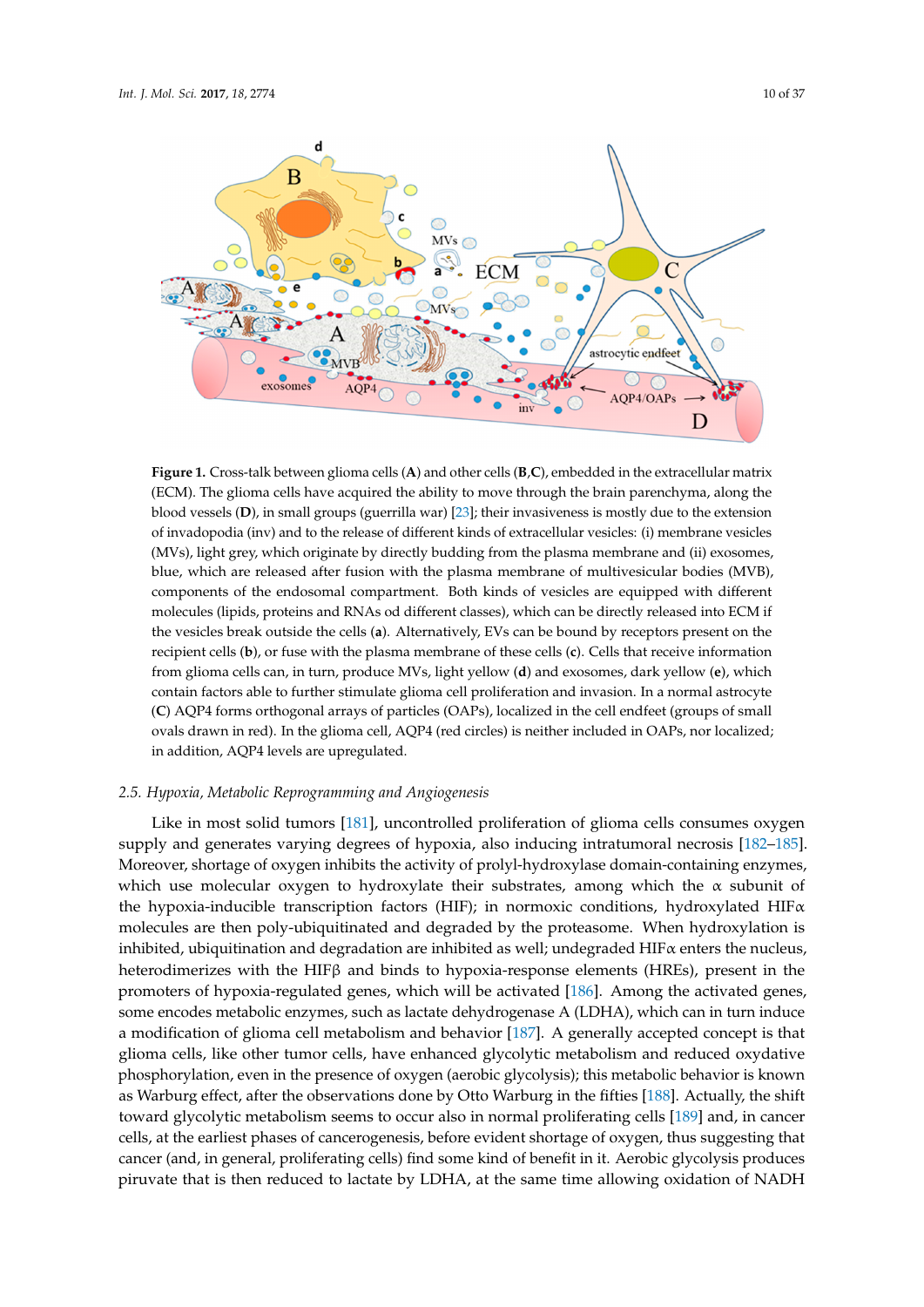**Figure 1.** Cross-talk between glioma cells (**A**) and other cells (**B**,**C**), embedded in the extracellular matrix (ECM). The glioma cells have acquired the ability to move through the brain parenchyma, along the blood vessels (**D**), in small groups (guerrilla war) [23]; their invasiveness is mostly due to the extension of invadopodia (inv) and to the release of different kinds of extracellular vesicles: (i) membrane vesicles (MVs), light grey, which originate by directly budding from the plasma membrane and (ii) exosomes, blue, which are released after fusion with the plasma membrane of multivesicular bodies (MVB), components of the endosomal compartment. Both kinds of vesicles are equipped with different molecules (lipids, proteins and RNAs od different classes), which can be directly released into ECM if the vesicles break outside the cells (**a**). Alternatively, EVs can be bound by receptors present on the recipient cells (**b**), or fuse with the plasma membrane of these cells (**c**). Cells that receive information from glioma cells can, in turn, produce MVs, light yellow (**d**) and exosomes, dark yellow (**e**), which contain factors able to further stimulate glioma cell proliferation and invasion. In a normal astrocyte (**C**) AQP4 forms orthogonal arrays of particles (OAPs), localized in the cell endfeet (groups of small ovals drawn in red). In the glioma cell, AQP4 (red circles) is neither included in OAPs, nor localized; in addition, AQP4 levels are upregulated.

### *2.5. Hypoxia, Metabolic Reprogramming and Angiogenesis*

Like in most solid tumors [181], uncontrolled proliferation of glioma cells consumes oxygen supply and generates varying degrees of hypoxia, also inducing intratumoral necrosis [182–185]. Moreover, shortage of oxygen inhibits the activity of prolyl-hydroxylase domain-containing enzymes, which use molecular oxygen to hydroxylate their substrates, among which the $\alpha$ subunit of the hypoxia-inducible transcription factors (HIF); in normoxic conditions, hydroxylated HIF$\alpha$ molecules are then poly-ubiquitinated and degraded by the proteasome. When hydroxylation is inhibited, ubiquitination and degradation are inhibited as well; undegraded HIF$\alpha$ enters the nucleus, heterodimerizes with the HIF$\beta$ and binds to hypoxia-response elements (HREs), present in the promoters of hypoxia-regulated genes, which will be activated [186]. Among the activated genes, some encodes metabolic enzymes, such as lactate dehydrogenase A (LDHA), which can in turn induce a modification of glioma cell metabolism and behavior [187]. A generally accepted concept is that glioma cells, like other tumor cells, have enhanced glycolytic metabolism and reduced oxydative phosphorylation, even in the presence of oxygen (aerobic glycolysis); this metabolic behavior is known as Warburg effect, after the observations done by Otto Warburg in the fifties [188]. Actually, the shift toward glycolytic metabolism seems to occur also in normal proliferating cells [189] and, in cancer cells, at the earliest phases of cancerogenesis, before evident shortage of oxygen, thus suggesting that cancer (and, in general, proliferating cells) find some kind of benefit in it. Aerobic glycolysis produces piruvate that is then reduced to lactate by LDHA, at the same time allowing oxidation of NADH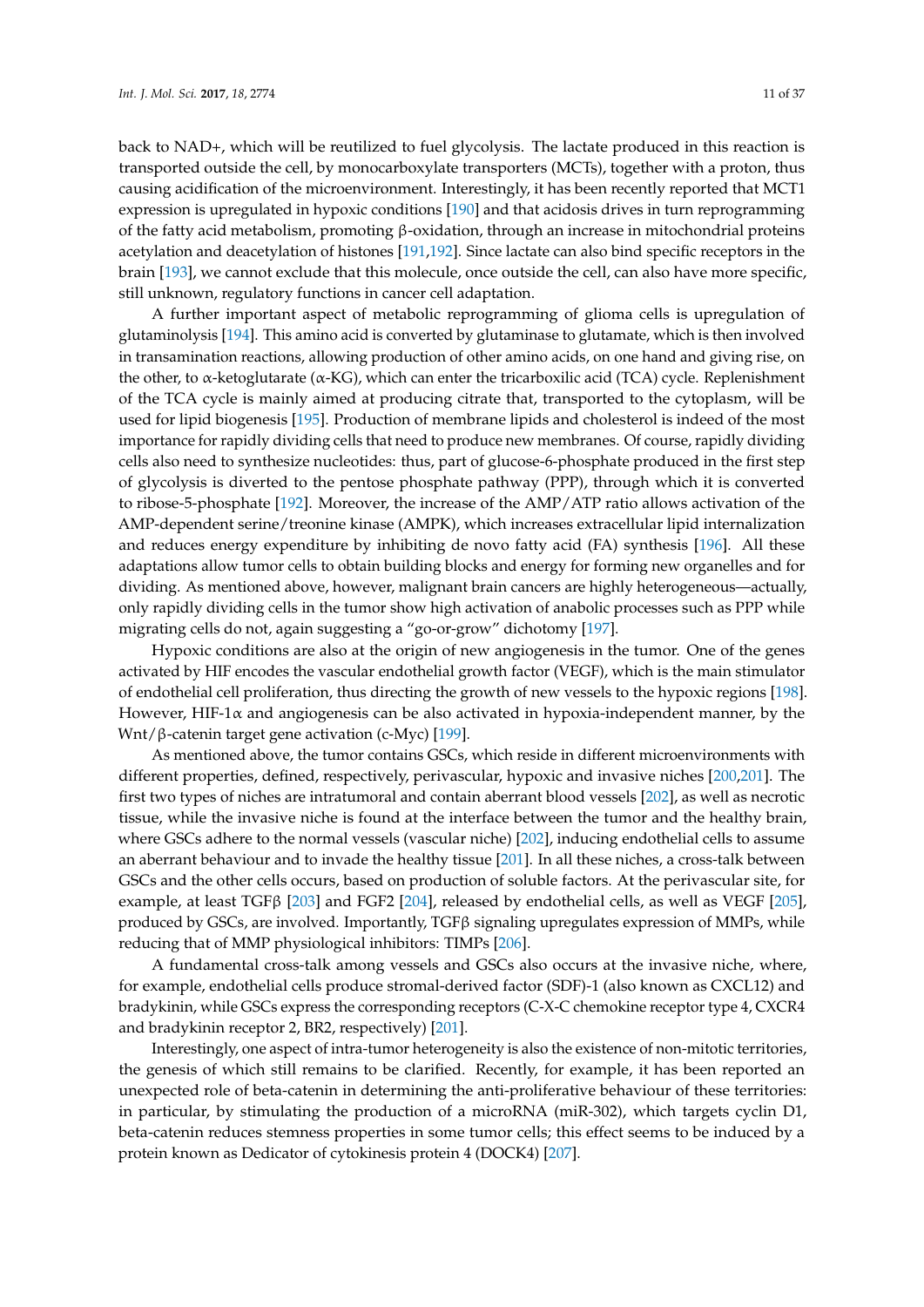back to NAD+, which will be reutilized to fuel glycolysis. The lactate produced in this reaction is transported outside the cell, by monocarboxylate transporters (MCTs), together with a proton, thus causing acidification of the microenvironment. Interestingly, it has been recently reported that MCT1 expression is upregulated in hypoxic conditions [190] and that acidosis drives in turn reprogramming of the fatty acid metabolism, promoting β-oxidation, through an increase in mitochondrial proteins acetylation and deacetylation of histones [191,192]. Since lactate can also bind specific receptors in the brain [193], we cannot exclude that this molecule, once outside the cell, can also have more specific, still unknown, regulatory functions in cancer cell adaptation.

A further important aspect of metabolic reprogramming of glioma cells is upregulation of glutaminolysis [194]. This amino acid is converted by glutaminase to glutamate, which is then involved in transamination reactions, allowing production of other amino acids, on one hand and giving rise, on the other, to α-ketoglutarate (α-KG), which can enter the tricarboxilic acid (TCA) cycle. Replenishment of the TCA cycle is mainly aimed at producing citrate that, transported to the cytoplasm, will be used for lipid biogenesis [195]. Production of membrane lipids and cholesterol is indeed of the most importance for rapidly dividing cells that need to produce new membranes. Of course, rapidly dividing cells also need to synthesize nucleotides: thus, part of glucose-6-phosphate produced in the first step of glycolysis is diverted to the pentose phosphate pathway (PPP), through which it is converted to ribose-5-phosphate [192]. Moreover, the increase of the AMP/ATP ratio allows activation of the AMP-dependent serine/treonine kinase (AMPK), which increases extracellular lipid internalization and reduces energy expenditure by inhibiting de novo fatty acid (FA) synthesis [196]. All these adaptations allow tumor cells to obtain building blocks and energy for forming new organelles and for dividing. As mentioned above, however, malignant brain cancers are highly heterogeneous—actually, only rapidly dividing cells in the tumor show high activation of anabolic processes such as PPP while migrating cells do not, again suggesting a "go-or-grow" dichotomy [197].

Hypoxic conditions are also at the origin of new angiogenesis in the tumor. One of the genes activated by HIF encodes the vascular endothelial growth factor (VEGF), which is the main stimulator of endothelial cell proliferation, thus directing the growth of new vessels to the hypoxic regions [198]. However, HIF-1α and angiogenesis can be also activated in hypoxia-independent manner, by the Wnt/β-catenin target gene activation (c-Myc) [199].

As mentioned above, the tumor contains GSCs, which reside in different microenvironments with different properties, defined, respectively, perivascular, hypoxic and invasive niches [200,201]. The first two types of niches are intratumoral and contain aberrant blood vessels [202], as well as necrotic tissue, while the invasive niche is found at the interface between the tumor and the healthy brain, where GSCs adhere to the normal vessels (vascular niche) [202], inducing endothelial cells to assume an aberrant behaviour and to invade the healthy tissue [201]. In all these niches, a cross-talk between GSCs and the other cells occurs, based on production of soluble factors. At the perivascular site, for example, at least TGFβ [203] and FGF2 [204], released by endothelial cells, as well as VEGF [205], produced by GSCs, are involved. Importantly, TGFβ signaling upregulates expression of MMPs, while reducing that of MMP physiological inhibitors: TIMPs [206].

A fundamental cross-talk among vessels and GSCs also occurs at the invasive niche, where, for example, endothelial cells produce stromal-derived factor (SDF)-1 (also known as CXCL12) and bradykinin, while GSCs express the corresponding receptors (C-X-C chemokine receptor type 4, CXCR4 and bradykinin receptor 2, BR2, respectively) [201].

Interestingly, one aspect of intra-tumor heterogeneity is also the existence of non-mitotic territories, the genesis of which still remains to be clarified. Recently, for example, it has been reported an unexpected role of beta-catenin in determining the anti-proliferative behaviour of these territories: in particular, by stimulating the production of a microRNA (miR-302), which targets cyclin D1, beta-catenin reduces stemness properties in some tumor cells; this effect seems to be induced by a protein known as Dedicator of cytokinesis protein 4 (DOCK4) [207].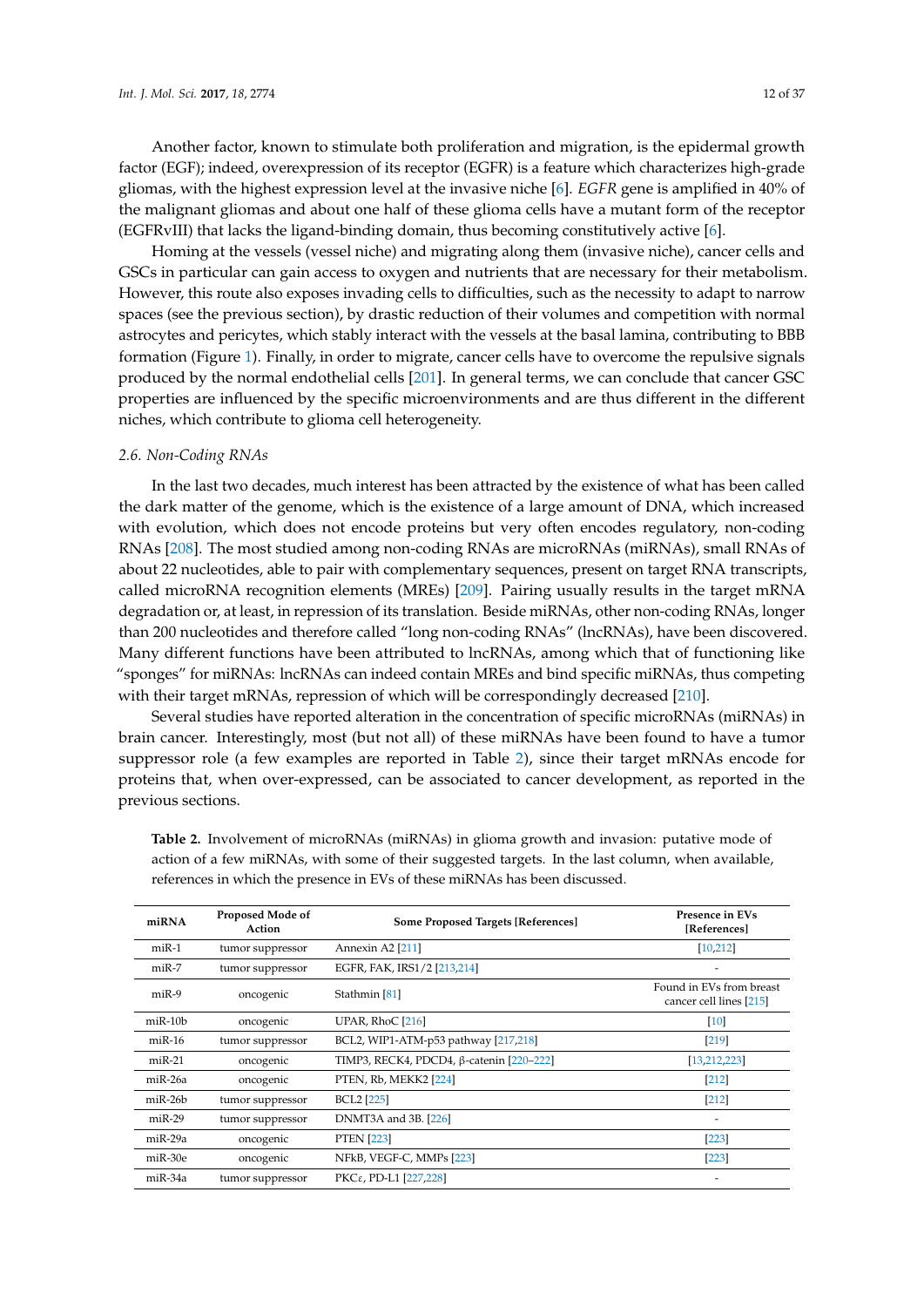Another factor, known to stimulate both proliferation and migration, is the epidermal growth factor (EGF); indeed, overexpression of its receptor (EGFR) is a feature which characterizes high-grade gliomas, with the highest expression level at the invasive niche [6]. *EGFR* gene is amplified in 40% of the malignant gliomas and about one half of these glioma cells have a mutant form of the receptor (EGFRvIII) that lacks the ligand-binding domain, thus becoming constitutively active [6].

Homing at the vessels (vessel niche) and migrating along them (invasive niche), cancer cells and GSCs in particular can gain access to oxygen and nutrients that are necessary for their metabolism. However, this route also exposes invading cells to difficulties, such as the necessity to adapt to narrow spaces (see the previous section), by drastic reduction of their volumes and competition with normal astrocytes and pericytes, which stably interact with the vessels at the basal lamina, contributing to BBB formation (Figure 1). Finally, in order to migrate, cancer cells have to overcome the repulsive signals produced by the normal endothelial cells [201]. In general terms, we can conclude that cancer GSC properties are influenced by the specific microenvironments and are thus different in the different niches, which contribute to glioma cell heterogeneity.

### 2.6. Non-Coding RNAs

In the last two decades, much interest has been attracted by the existence of what has been called the dark matter of the genome, which is the existence of a large amount of DNA, which increased with evolution, which does not encode proteins but very often encodes regulatory, non-coding RNAs [208]. The most studied among non-coding RNAs are microRNAs (miRNAs), small RNAs of about 22 nucleotides, able to pair with complementary sequences, present on target RNA transcripts, called microRNA recognition elements (MREs) [209]. Pairing usually results in the target mRNA degradation or, at least, in repression of its translation. Beside miRNAs, other non-coding RNAs, longer than 200 nucleotides and therefore called "long non-coding RNAs" (lncRNAs), have been discovered. Many different functions have been attributed to lncRNAs, among which that of functioning like "sponges" for miRNAs: lncRNAs can indeed contain MREs and bind specific miRNAs, thus competing with their target mRNAs, repression of which will be correspondingly decreased [210].

Several studies have reported alteration in the concentration of specific microRNAs (miRNAs) in brain cancer. Interestingly, most (but not all) of these miRNAs have been found to have a tumor suppressor role (a few examples are reported in Table 2), since their target mRNAs encode for proteins that, when over-expressed, can be associated to cancer development, as reported in the previous sections.

**Table 2.** Involvement of microRNAs (miRNAs) in glioma growth and invasion: putative mode of action of a few miRNAs, with some of their suggested targets. In the last column, when available, references in which the presence in EVs of these miRNAs has been discussed.

| miRNA | Proposed Mode of Action | Some Proposed Targets [References] | Presence in EVs [References] |
|---|---|---|---|
| miR-1 | tumor suppressor | Annexin A2 [211] | [10,212] |
| miR-7 | tumor suppressor | EGFR, FAK, IRS1/2 [213,214] | - |
| miR-9 | oncogenic | Stathmin [81] | Found in EVs from breast cancer cell lines [215] |
| miR-10b | oncogenic | UPAR, RhoC [216] | [10] |
| miR-16 | tumor suppressor | BCL2, WIP1-ATM-p53 pathway [217,218] | [219] |
| miR-21 | oncogenic | TIMP3, RECK4, PDCD4, β-catenin [220–222] | [13,212,223] |
| miR-26a | oncogenic | PTEN, Rb, MEKK2 [224] | [212] |
| miR-26b | tumor suppressor | BCL2 [225] | [212] |
| miR-29 | tumor suppressor | DNMT3A and 3B. [226] | - |
| miR-29a | oncogenic | PTEN [223] | [223] |
| miR-30e | oncogenic | NFkB, VEGF-C, MMPs [223] | [223] |
| miR-34a | tumor suppressor | PKCε, PD-L1 [227,228] | - |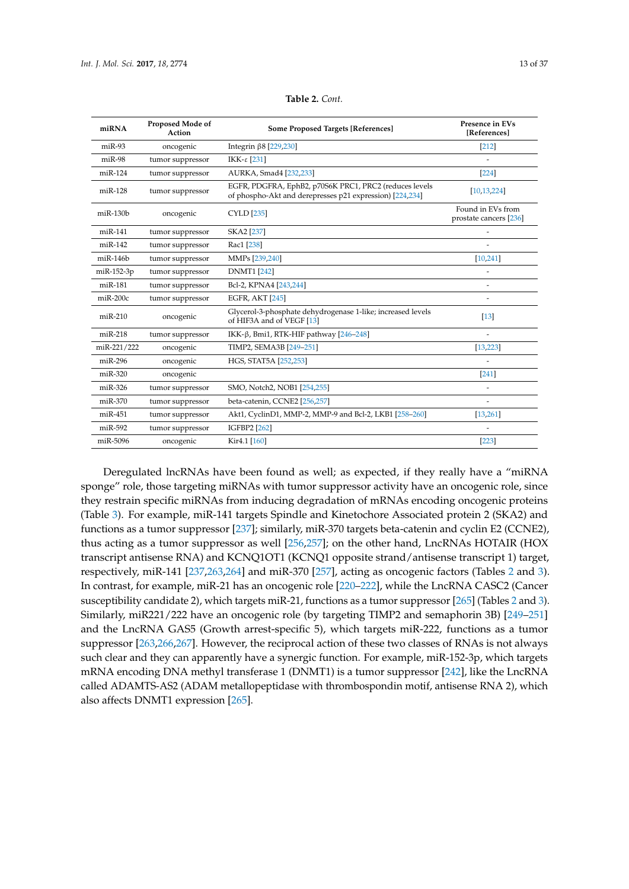**Table 2.** *Cont.*

| miRNA | Proposed Mode of Action | Some Proposed Targets [References] | Presence in EVs [References] |
| --- | --- | --- | --- |
| miR-93 | oncogenic | Integrin β8 [229,230] | [212] |
| miR-98 | tumor suppressor | IKK-ε [231] | - |
| miR-124 | tumor suppressor | AURKA, Smad4 [232,233] | [224] |
| miR-128 | tumor suppressor | EGFR, PDGFRA, EphB2, p70S6K PRC1, PRC2 (reduces levels of phospho-Akt and derepresses p21 expression) [224,234] | [10,13,224] |
| miR-130b | oncogenic | CYLD [235] | Found in EVs from prostate cancers [236] |
| miR-141 | tumor suppressor | SKA2 [237] | - |
| miR-142 | tumor suppressor | Rac1 [238] | - |
| miR-146b | tumor suppressor | MMPs [239,240] | [10,241] |
| miR-152-3p | tumor suppressor | DNMT1 [242] | - |
| miR-181 | tumor suppressor | Bcl-2, KPNA4 [243,244] | - |
| miR-200c | tumor suppressor | EGFR, AKT [245] | - |
| miR-210 | oncogenic | Glycerol-3-phosphate dehydrogenase 1-like; increased levels of HIF3A and of VEGF [13] | [13] |
| miR-218 | tumor suppressor | IKK-β, Bmi1, RTK-HIF pathway [246–248] | - |
| miR-221/222 | oncogenic | TIMP2, SEMA3B [249–251] | [13,223] |
| miR-296 | oncogenic | HGS, STAT5A [252,253] | - |
| miR-320 | oncogenic | | [241] |
| miR-326 | tumor suppressor | SMO, Notch2, NOB1 [254,255] | - |
| miR-370 | tumor suppressor | beta-catenin, CCNE2 [256,257] | - |
| miR-451 | tumor suppressor | Akt1, CyclinD1, MMP-2, MMP-9 and Bcl-2, LKB1 [258–260] | [13,261] |
| miR-592 | tumor suppressor | IGFBP2 [262] | - |
| miR-5096 | oncogenic | Kir4.1 [160] | [223] |

Deregulated lncRNAs have been found as well; as expected, if they really have a "miRNA sponge" role, those targeting miRNAs with tumor suppressor activity have an oncogenic role, since they restrain specific miRNAs from inducing degradation of mRNAs encoding oncogenic proteins (Table 3). For example, miR-141 targets Spindle and Kinetochore Associated protein 2 (SKA2) and functions as a tumor suppressor [237]; similarly, miR-370 targets beta-catenin and cyclin E2 (CCNE2), thus acting as a tumor suppressor as well [256,257]; on the other hand, LncRNAs HOTAIR (HOX transcript antisense RNA) and KCNQ1OT1 (KCNQ1 opposite strand/antisense transcript 1) target, respectively, miR-141 [237,263,264] and miR-370 [257], acting as oncogenic factors (Tables 2 and 3). In contrast, for example, miR-21 has an oncogenic role [220–222], while the LncRNA CASC2 (Cancer susceptibility candidate 2), which targets miR-21, functions as a tumor suppressor [265] (Tables 2 and 3). Similarly, miR221/222 have an oncogenic role (by targeting TIMP2 and semaphorin 3B) [249–251] and the LncRNA GAS5 (Growth arrest-specific 5), which targets miR-222, functions as a tumor suppressor [263,266,267]. However, the reciprocal action of these two classes of RNAs is not always such clear and they can apparently have a synergic function. For example, miR-152-3p, which targets mRNA encoding DNA methyl transferase 1 (DNMT1) is a tumor suppressor [242], like the LncRNA called ADAMTS-AS2 (ADAM metallopeptidase with thrombospondin motif, antisense RNA 2), which also affects DNMT1 expression [265].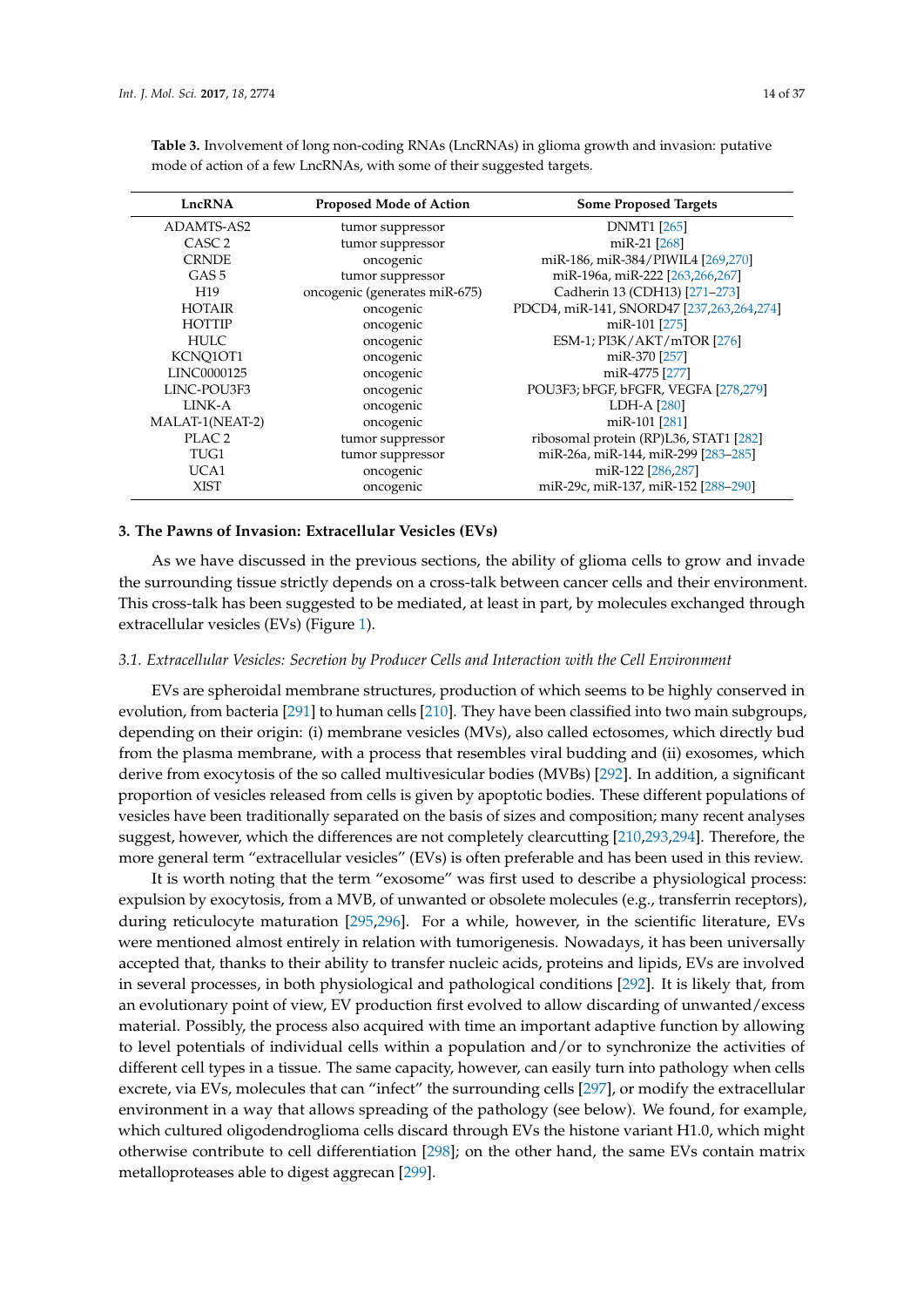**Table 3.** Involvement of long non-coding RNAs (LncRNAs) in glioma growth and invasion: putative mode of action of a few LncRNAs, with some of their suggested targets.

| LncRNA | Proposed Mode of Action | Some Proposed Targets |
|---|---|---|
| ADAMTS-AS2 | tumor suppressor | DNMT1 [265] |
| CASC 2 | tumor suppressor | miR-21 [268] |
| CRNDE | oncogenic | miR-186, miR-384/PIWIL4 [269,270] |
| GAS 5 | tumor suppressor | miR-196a, miR-222 [263,266,267] |
| H19 | oncogenic (generates miR-675) | Cadherin 13 (CDH13) [271–273] |
| HOTAIR | oncogenic | PDCD4, miR-141, SNORD47 [237,263,264,274] |
| HOTTIP | oncogenic | miR-101 [275] |
| HULC | oncogenic | ESM-1; PI3K/AKT/mTOR [276] |
| KCNQ1OT1 | oncogenic | miR-370 [257] |
| LINC0000125 | oncogenic | miR-4775 [277] |
| LINC-POU3F3 | oncogenic | POU3F3; bFGF, bFGFR, VEGFA [278,279] |
| LINK-A | oncogenic | LDH-A [280] |
| MALAT-1(NEAT-2) | oncogenic | miR-101 [281] |
| PLAC 2 | tumor suppressor | ribosomal protein (RP)L36, STAT1 [282] |
| TUG1 | tumor suppressor | miR-26a, miR-144, miR-299 [283–285] |
| UCA1 | oncogenic | miR-122 [286,287] |
| XIST | oncogenic | miR-29c, miR-137, miR-152 [288–290] |

## 3. The Pawns of Invasion: Extracellular Vesicles (EVs)

As we have discussed in the previous sections, the ability of glioma cells to grow and invade the surrounding tissue strictly depends on a cross-talk between cancer cells and their environment. This cross-talk has been suggested to be mediated, at least in part, by molecules exchanged through extracellular vesicles (EVs) (Figure 1).

### *3.1. Extracellular Vesicles: Secretion by Producer Cells and Interaction with the Cell Environment*

EVs are spheroidal membrane structures, production of which seems to be highly conserved in evolution, from bacteria [291] to human cells [210]. They have been classified into two main subgroups, depending on their origin: (i) membrane vesicles (MVs), also called ectosomes, which directly bud from the plasma membrane, with a process that resembles viral budding and (ii) exosomes, which derive from exocytosis of the so called multivesicular bodies (MVBs) [292]. In addition, a significant proportion of vesicles released from cells is given by apoptotic bodies. These different populations of vesicles have been traditionally separated on the basis of sizes and composition; many recent analyses suggest, however, which the differences are not completely clearcutting [210,293,294]. Therefore, the more general term "extracellular vesicles" (EVs) is often preferable and has been used in this review.

It is worth noting that the term "exosome" was first used to describe a physiological process: expulsion by exocytosis, from a MVB, of unwanted or obsolete molecules (e.g., transferrin receptors), during reticulocyte maturation [295,296]. For a while, however, in the scientific literature, EVs were mentioned almost entirely in relation with tumorigenesis. Nowadays, it has been universally accepted that, thanks to their ability to transfer nucleic acids, proteins and lipids, EVs are involved in several processes, in both physiological and pathological conditions [292]. It is likely that, from an evolutionary point of view, EV production first evolved to allow discarding of unwanted/excess material. Possibly, the process also acquired with time an important adaptive function by allowing to level potentials of individual cells within a population and/or to synchronize the activities of different cell types in a tissue. The same capacity, however, can easily turn into pathology when cells excrete, via EVs, molecules that can "infect" the surrounding cells [297], or modify the extracellular environment in a way that allows spreading of the pathology (see below). We found, for example, which cultured oligodendroglioma cells discard through EVs the histone variant H1.0, which might otherwise contribute to cell differentiation [298]; on the other hand, the same EVs contain matrix metalloproteases able to digest aggrecan [299].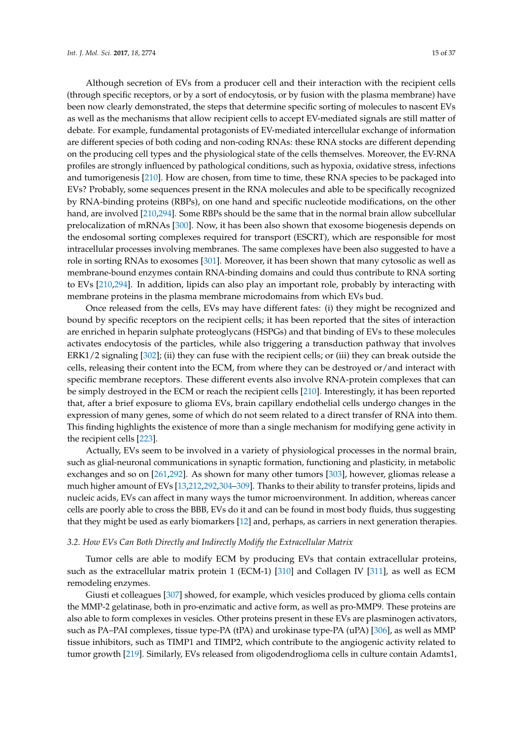Although secretion of EVs from a producer cell and their interaction with the recipient cells (through specific receptors, or by a sort of endocytosis, or by fusion with the plasma membrane) have been now clearly demonstrated, the steps that determine specific sorting of molecules to nascent EVs as well as the mechanisms that allow recipient cells to accept EV-mediated signals are still matter of debate. For example, fundamental protagonists of EV-mediated intercellular exchange of information are different species of both coding and non-coding RNAs: these RNA stocks are different depending on the producing cell types and the physiological state of the cells themselves. Moreover, the EV-RNA profiles are strongly influenced by pathological conditions, such as hypoxia, oxidative stress, infections and tumorigenesis [210]. How are chosen, from time to time, these RNA species to be packaged into EVs? Probably, some sequences present in the RNA molecules and able to be specifically recognized by RNA-binding proteins (RBPs), on one hand and specific nucleotide modifications, on the other hand, are involved [210,294]. Some RBPs should be the same that in the normal brain allow subcellular prelocalization of mRNAs [300]. Now, it has been also shown that exosome biogenesis depends on the endosomal sorting complexes required for transport (ESCRT), which are responsible for most intracellular processes involving membranes. The same complexes have been also suggested to have a role in sorting RNAs to exosomes [301]. Moreover, it has been shown that many cytosolic as well as membrane-bound enzymes contain RNA-binding domains and could thus contribute to RNA sorting to EVs [210,294]. In addition, lipids can also play an important role, probably by interacting with membrane proteins in the plasma membrane microdomains from which EVs bud.

Once released from the cells, EVs may have different fates: (i) they might be recognized and bound by specific receptors on the recipient cells; it has been reported that the sites of interaction are enriched in heparin sulphate proteoglycans (HSPGs) and that binding of EVs to these molecules activates endocytosis of the particles, while also triggering a transduction pathway that involves ERK1/2 signaling [302]; (ii) they can fuse with the recipient cells; or (iii) they can break outside the cells, releasing their content into the ECM, from where they can be destroyed or/and interact with specific membrane receptors. These different events also involve RNA-protein complexes that can be simply destroyed in the ECM or reach the recipient cells [210]. Interestingly, it has been reported that, after a brief exposure to glioma EVs, brain capillary endothelial cells undergo changes in the expression of many genes, some of which do not seem related to a direct transfer of RNA into them. This finding highlights the existence of more than a single mechanism for modifying gene activity in the recipient cells [223].

Actually, EVs seem to be involved in a variety of physiological processes in the normal brain, such as glial-neuronal communications in synaptic formation, functioning and plasticity, in metabolic exchanges and so on [261,292]. As shown for many other tumors [303], however, gliomas release a much higher amount of EVs [13,212,292,304–309]. Thanks to their ability to transfer proteins, lipids and nucleic acids, EVs can affect in many ways the tumor microenvironment. In addition, whereas cancer cells are poorly able to cross the BBB, EVs do it and can be found in most body fluids, thus suggesting that they might be used as early biomarkers [12] and, perhaps, as carriers in next generation therapies.

### *3.2. How EVs Can Both Directly and Indirectly Modify the Extracellular Matrix*

Tumor cells are able to modify ECM by producing EVs that contain extracellular proteins, such as the extracellular matrix protein 1 (ECM-1) [310] and Collagen IV [311], as well as ECM remodeling enzymes.

Giusti et colleagues [307] showed, for example, which vesicles produced by glioma cells contain the MMP-2 gelatinase, both in pro-enzimatic and active form, as well as pro-MMP9. These proteins are also able to form complexes in vesicles. Other proteins present in these EVs are plasminogen activators, such as PA–PAI complexes, tissue type-PA (tPA) and urokinase type-PA (uPA) [306], as well as MMP tissue inhibitors, such as TIMP1 and TIMP2, which contribute to the angiogenic activity related to tumor growth [219]. Similarly, EVs released from oligodendroglioma cells in culture contain Adamts1,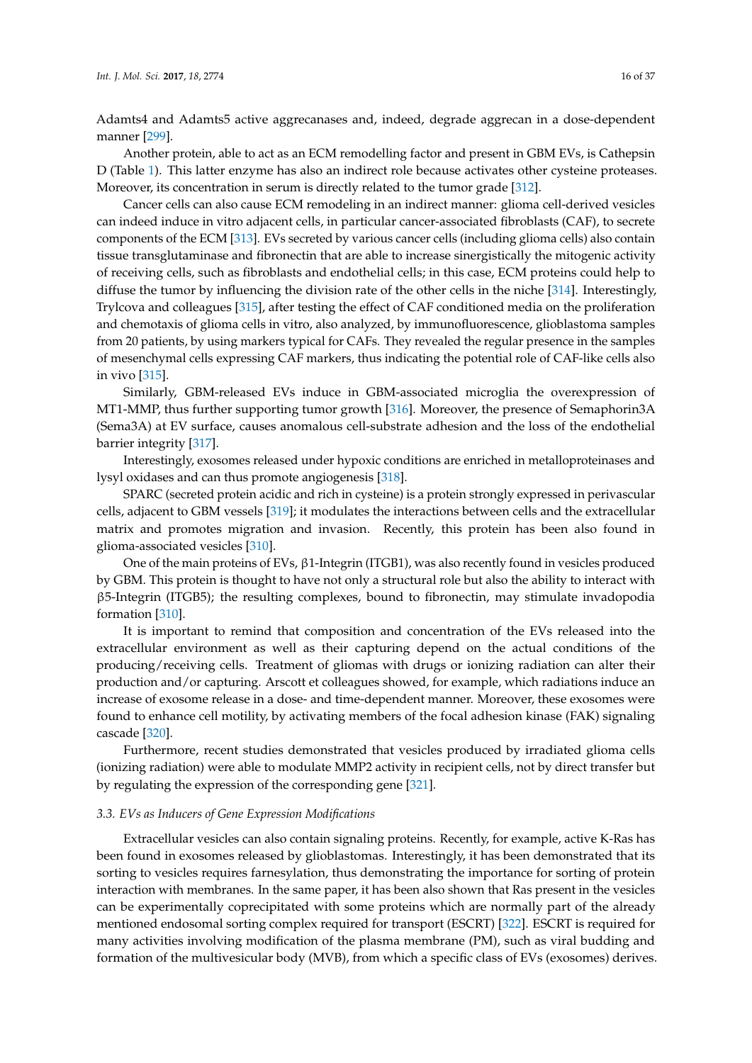Adamts4 and Adamts5 active aggrecanases and, indeed, degrade aggrecan in a dose-dependent manner [299].

Another protein, able to act as an ECM remodelling factor and present in GBM EVs, is Cathepsin D (Table 1). This latter enzyme has also an indirect role because activates other cysteine proteases. Moreover, its concentration in serum is directly related to the tumor grade [312].

Cancer cells can also cause ECM remodeling in an indirect manner: glioma cell-derived vesicles can indeed induce in vitro adjacent cells, in particular cancer-associated fibroblasts (CAF), to secrete components of the ECM [313]. EVs secreted by various cancer cells (including glioma cells) also contain tissue transglutaminase and fibronectin that are able to increase sinergistically the mitogenic activity of receiving cells, such as fibroblasts and endothelial cells; in this case, ECM proteins could help to diffuse the tumor by influencing the division rate of the other cells in the niche [314]. Interestingly, Trylcova and colleagues [315], after testing the effect of CAF conditioned media on the proliferation and chemotaxis of glioma cells in vitro, also analyzed, by immunofluorescence, glioblastoma samples from 20 patients, by using markers typical for CAFs. They revealed the regular presence in the samples of mesenchymal cells expressing CAF markers, thus indicating the potential role of CAF-like cells also in vivo [315].

Similarly, GBM-released EVs induce in GBM-associated microglia the overexpression of MT1-MMP, thus further supporting tumor growth [316]. Moreover, the presence of Semaphorin3A (Sema3A) at EV surface, causes anomalous cell-substrate adhesion and the loss of the endothelial barrier integrity [317].

Interestingly, exosomes released under hypoxic conditions are enriched in metalloproteinases and lysyl oxidases and can thus promote angiogenesis [318].

SPARC (secreted protein acidic and rich in cysteine) is a protein strongly expressed in perivascular cells, adjacent to GBM vessels [319]; it modulates the interactions between cells and the extracellular matrix and promotes migration and invasion. Recently, this protein has been also found in glioma-associated vesicles [310].

One of the main proteins of EVs, β1-Integrin (ITGB1), was also recently found in vesicles produced by GBM. This protein is thought to have not only a structural role but also the ability to interact with β5-Integrin (ITGB5); the resulting complexes, bound to fibronectin, may stimulate invadopodia formation [310].

It is important to remind that composition and concentration of the EVs released into the extracellular environment as well as their capturing depend on the actual conditions of the producing/receiving cells. Treatment of gliomas with drugs or ionizing radiation can alter their production and/or capturing. Arscott et colleagues showed, for example, which radiations induce an increase of exosome release in a dose- and time-dependent manner. Moreover, these exosomes were found to enhance cell motility, by activating members of the focal adhesion kinase (FAK) signaling cascade [320].

Furthermore, recent studies demonstrated that vesicles produced by irradiated glioma cells (ionizing radiation) were able to modulate MMP2 activity in recipient cells, not by direct transfer but by regulating the expression of the corresponding gene [321].

### *3.3. EVs as Inducers of Gene Expression Modifications*

Extracellular vesicles can also contain signaling proteins. Recently, for example, active K-Ras has been found in exosomes released by glioblastomas. Interestingly, it has been demonstrated that its sorting to vesicles requires farnesylation, thus demonstrating the importance for sorting of protein interaction with membranes. In the same paper, it has been also shown that Ras present in the vesicles can be experimentally coprecipitated with some proteins which are normally part of the already mentioned endosomal sorting complex required for transport (ESCRT) [322]. ESCRT is required for many activities involving modification of the plasma membrane (PM), such as viral budding and formation of the multivesicular body (MVB), from which a specific class of EVs (exosomes) derives.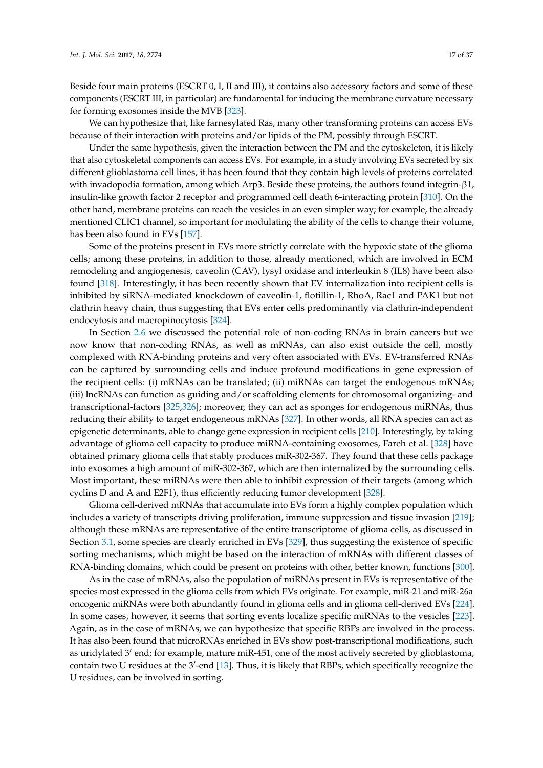Beside four main proteins (ESCRT 0, I, II and III), it contains also accessory factors and some of these components (ESCRT III, in particular) are fundamental for inducing the membrane curvature necessary for forming exosomes inside the MVB [323].

We can hypothesize that, like farnesylated Ras, many other transforming proteins can access EVs because of their interaction with proteins and/or lipids of the PM, possibly through ESCRT.

Under the same hypothesis, given the interaction between the PM and the cytoskeleton, it is likely that also cytoskeletal components can access EVs. For example, in a study involving EVs secreted by six different glioblastoma cell lines, it has been found that they contain high levels of proteins correlated with invadopodia formation, among which Arp3. Beside these proteins, the authors found integrin-β1, insulin-like growth factor 2 receptor and programmed cell death 6-interacting protein [310]. On the other hand, membrane proteins can reach the vesicles in an even simpler way; for example, the already mentioned CLIC1 channel, so important for modulating the ability of the cells to change their volume, has been also found in EVs [157].

Some of the proteins present in EVs more strictly correlate with the hypoxic state of the glioma cells; among these proteins, in addition to those, already mentioned, which are involved in ECM remodeling and angiogenesis, caveolin (CAV), lysyl oxidase and interleukin 8 (IL8) have been also found [318]. Interestingly, it has been recently shown that EV internalization into recipient cells is inhibited by siRNA-mediated knockdown of caveolin-1, flotillin-1, RhoA, Rac1 and PAK1 but not clathrin heavy chain, thus suggesting that EVs enter cells predominantly via clathrin-independent endocytosis and macropinocytosis [324].

In Section 2.6 we discussed the potential role of non-coding RNAs in brain cancers but we now know that non-coding RNAs, as well as mRNAs, can also exist outside the cell, mostly complexed with RNA-binding proteins and very often associated with EVs. EV-transferred RNAs can be captured by surrounding cells and induce profound modifications in gene expression of the recipient cells: (i) mRNAs can be translated; (ii) miRNAs can target the endogenous mRNAs; (iii) lncRNAs can function as guiding and/or scaffolding elements for chromosomal organizing- and transcriptional-factors [325,326]; moreover, they can act as sponges for endogenous miRNAs, thus reducing their ability to target endogeneous mRNAs [327]. In other words, all RNA species can act as epigenetic determinants, able to change gene expression in recipient cells [210]. Interestingly, by taking advantage of glioma cell capacity to produce miRNA-containing exosomes, Fareh et al. [328] have obtained primary glioma cells that stably produces miR-302-367. They found that these cells package into exosomes a high amount of miR-302-367, which are then internalized by the surrounding cells. Most important, these miRNAs were then able to inhibit expression of their targets (among which cyclins D and A and E2F1), thus efficiently reducing tumor development [328].

Glioma cell-derived mRNAs that accumulate into EVs form a highly complex population which includes a variety of transcripts driving proliferation, immune suppression and tissue invasion [219]; although these mRNAs are representative of the entire transcriptome of glioma cells, as discussed in Section 3.1, some species are clearly enriched in EVs [329], thus suggesting the existence of specific sorting mechanisms, which might be based on the interaction of mRNAs with different classes of RNA-binding domains, which could be present on proteins with other, better known, functions [300].

As in the case of mRNAs, also the population of miRNAs present in EVs is representative of the species most expressed in the glioma cells from which EVs originate. For example, miR-21 and miR-26a oncogenic miRNAs were both abundantly found in glioma cells and in glioma cell-derived EVs [224]. In some cases, however, it seems that sorting events localize specific miRNAs to the vesicles [223]. Again, as in the case of mRNAs, we can hypothesize that specific RBPs are involved in the process. It has also been found that microRNAs enriched in EVs show post-transcriptional modifications, such as uridylated 3′ end; for example, mature miR-451, one of the most actively secreted by glioblastoma, contain two U residues at the 3′-end [13]. Thus, it is likely that RBPs, which specifically recognize the U residues, can be involved in sorting.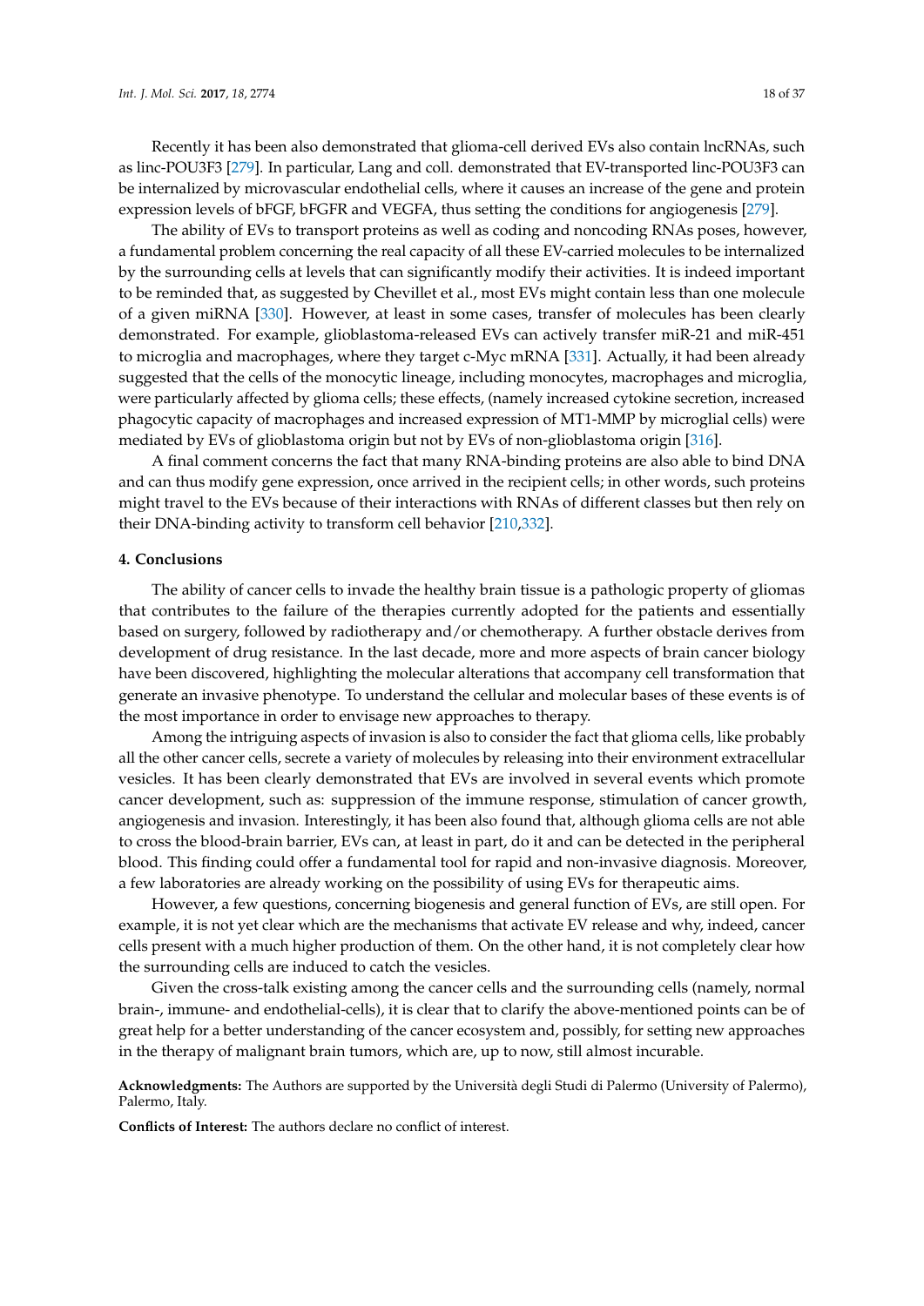Recently it has been also demonstrated that glioma-cell derived EVs also contain lncRNAs, such as linc-POU3F3 [279]. In particular, Lang and coll. demonstrated that EV-transported linc-POU3F3 can be internalized by microvascular endothelial cells, where it causes an increase of the gene and protein expression levels of bFGF, bFGFR and VEGFA, thus setting the conditions for angiogenesis [279].

The ability of EVs to transport proteins as well as coding and noncoding RNAs poses, however, a fundamental problem concerning the real capacity of all these EV-carried molecules to be internalized by the surrounding cells at levels that can significantly modify their activities. It is indeed important to be reminded that, as suggested by Chevillet et al., most EVs might contain less than one molecule of a given miRNA [330]. However, at least in some cases, transfer of molecules has been clearly demonstrated. For example, glioblastoma-released EVs can actively transfer miR-21 and miR-451 to microglia and macrophages, where they target c-Myc mRNA [331]. Actually, it had been already suggested that the cells of the monocytic lineage, including monocytes, macrophages and microglia, were particularly affected by glioma cells; these effects, (namely increased cytokine secretion, increased phagocytic capacity of macrophages and increased expression of MT1-MMP by microglial cells) were mediated by EVs of glioblastoma origin but not by EVs of non-glioblastoma origin [316].

A final comment concerns the fact that many RNA-binding proteins are also able to bind DNA and can thus modify gene expression, once arrived in the recipient cells; in other words, such proteins might travel to the EVs because of their interactions with RNAs of different classes but then rely on their DNA-binding activity to transform cell behavior [210,332].

## 4. Conclusions

The ability of cancer cells to invade the healthy brain tissue is a pathologic property of gliomas that contributes to the failure of the therapies currently adopted for the patients and essentially based on surgery, followed by radiotherapy and/or chemotherapy. A further obstacle derives from development of drug resistance. In the last decade, more and more aspects of brain cancer biology have been discovered, highlighting the molecular alterations that accompany cell transformation that generate an invasive phenotype. To understand the cellular and molecular bases of these events is of the most importance in order to envisage new approaches to therapy.

Among the intriguing aspects of invasion is also to consider the fact that glioma cells, like probably all the other cancer cells, secrete a variety of molecules by releasing into their environment extracellular vesicles. It has been clearly demonstrated that EVs are involved in several events which promote cancer development, such as: suppression of the immune response, stimulation of cancer growth, angiogenesis and invasion. Interestingly, it has been also found that, although glioma cells are not able to cross the blood-brain barrier, EVs can, at least in part, do it and can be detected in the peripheral blood. This finding could offer a fundamental tool for rapid and non-invasive diagnosis. Moreover, a few laboratories are already working on the possibility of using EVs for therapeutic aims.

However, a few questions, concerning biogenesis and general function of EVs, are still open. For example, it is not yet clear which are the mechanisms that activate EV release and why, indeed, cancer cells present with a much higher production of them. On the other hand, it is not completely clear how the surrounding cells are induced to catch the vesicles.

Given the cross-talk existing among the cancer cells and the surrounding cells (namely, normal brain-, immune- and endothelial-cells), it is clear that to clarify the above-mentioned points can be of great help for a better understanding of the cancer ecosystem and, possibly, for setting new approaches in the therapy of malignant brain tumors, which are, up to now, still almost incurable.

**Acknowledgments:** The Authors are supported by the Università degli Studi di Palermo (University of Palermo), Palermo, Italy.

**Conflicts of Interest:** The authors declare no conflict of interest.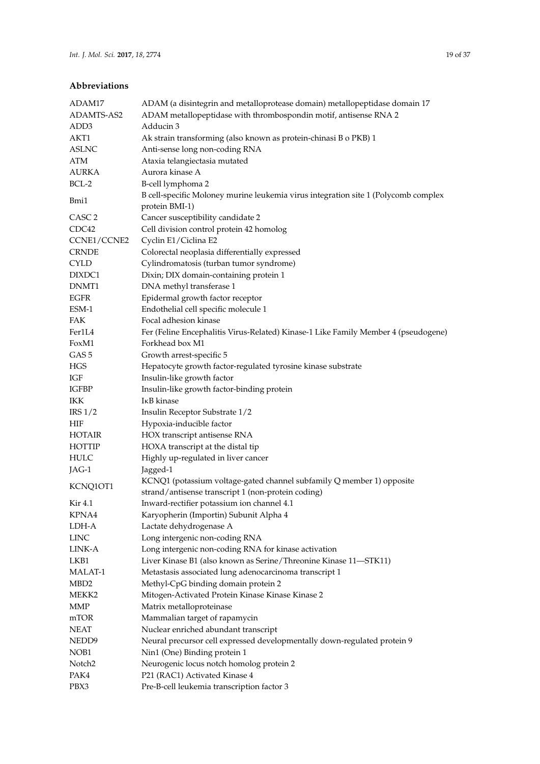## Abbreviations

| | |
|---|---|
| ADAM17 | ADAM (a disintegrin and metalloprotease domain) metallopeptidase domain 17 |
| ADAMTS-AS2 | ADAM metallopeptidase with thrombospondin motif, antisense RNA 2 |
| ADD3 | Adducin 3 |
| AKT1 | Ak strain transforming (also known as protein-chinasi B o PKB) 1 |
| ASLNC | Anti-sense long non-coding RNA |
| ATM | Ataxia telangiectasia mutated |
| AURKA | Aurora kinase A |
| BCL-2 | B-cell lymphoma 2 |
| Bmi1 | B cell-specific Moloney murine leukemia virus integration site 1 (Polycomb complex protein BMI-1) |
| CASC 2 | Cancer susceptibility candidate 2 |
| CDC42 | Cell division control protein 42 homolog |
| CCNE1/CCNE2 | Cyclin E1/Ciclina E2 |
| CRNDE | Colorectal neoplasia differentially expressed |
| CYLD | Cylindromatosis (turban tumor syndrome) |
| DIXDC1 | Dixin; DIX domain-containing protein 1 |
| DNMT1 | DNA methyl transferase 1 |
| EGFR | Epidermal growth factor receptor |
| ESM-1 | Endothelial cell specific molecule 1 |
| FAK | Focal adhesion kinase |
| Fer1L4 | Fer (Feline Encephalitis Virus-Related) Kinase-1 Like Family Member 4 (pseudogene) |
| FoxM1 | Forkhead box M1 |
| GAS 5 | Growth arrest-specific 5 |
| HGS | Hepatocyte growth factor-regulated tyrosine kinase substrate |
| IGF | Insulin-like growth factor |
| IGFBP | Insulin-like growth factor-binding protein |
| IKK | IκB kinase |
| IRS 1/2 | Insulin Receptor Substrate 1/2 |
| HIF | Hypoxia-inducible factor |
| HOTAIR | HOX transcript antisense RNA |
| HOTTIP | HOXA transcript at the distal tip |
| HULC | Highly up-regulated in liver cancer |
| JAG-1 | Jagged-1 |
| KCNQ1OT1 | KCNQ1 (potassium voltage-gated channel subfamily Q member 1) opposite strand/antisense transcript 1 (non-protein coding) |
| Kir 4.1 | Inward-rectifier potassium ion channel 4.1 |
| KPNA4 | Karyopherin (Importin) Subunit Alpha 4 |
| LDH-A | Lactate dehydrogenase A |
| LINC | Long intergenic non-coding RNA |
| LINK-A | Long intergenic non-coding RNA for kinase activation |
| LKB1 | Liver Kinase B1 (also known as Serine/Threonine Kinase 11—STK11) |
| MALAT-1 | Metastasis associated lung adenocarcinoma transcript 1 |
| MBD2 | Methyl-CpG binding domain protein 2 |
| MEKK2 | Mitogen-Activated Protein Kinase Kinase Kinase 2 |
| MMP | Matrix metalloproteinase |
| mTOR | Mammalian target of rapamycin |
| NEAT | Nuclear enriched abundant transcript |
| NEDD9 | Neural precursor cell expressed developmentally down-regulated protein 9 |
| NOB1 | Nin1 (One) Binding protein 1 |
| Notch2 | Neurogenic locus notch homolog protein 2 |
| PAK4 | P21 (RAC1) Activated Kinase 4 |
| PBX3 | Pre-B-cell leukemia transcription factor 3 |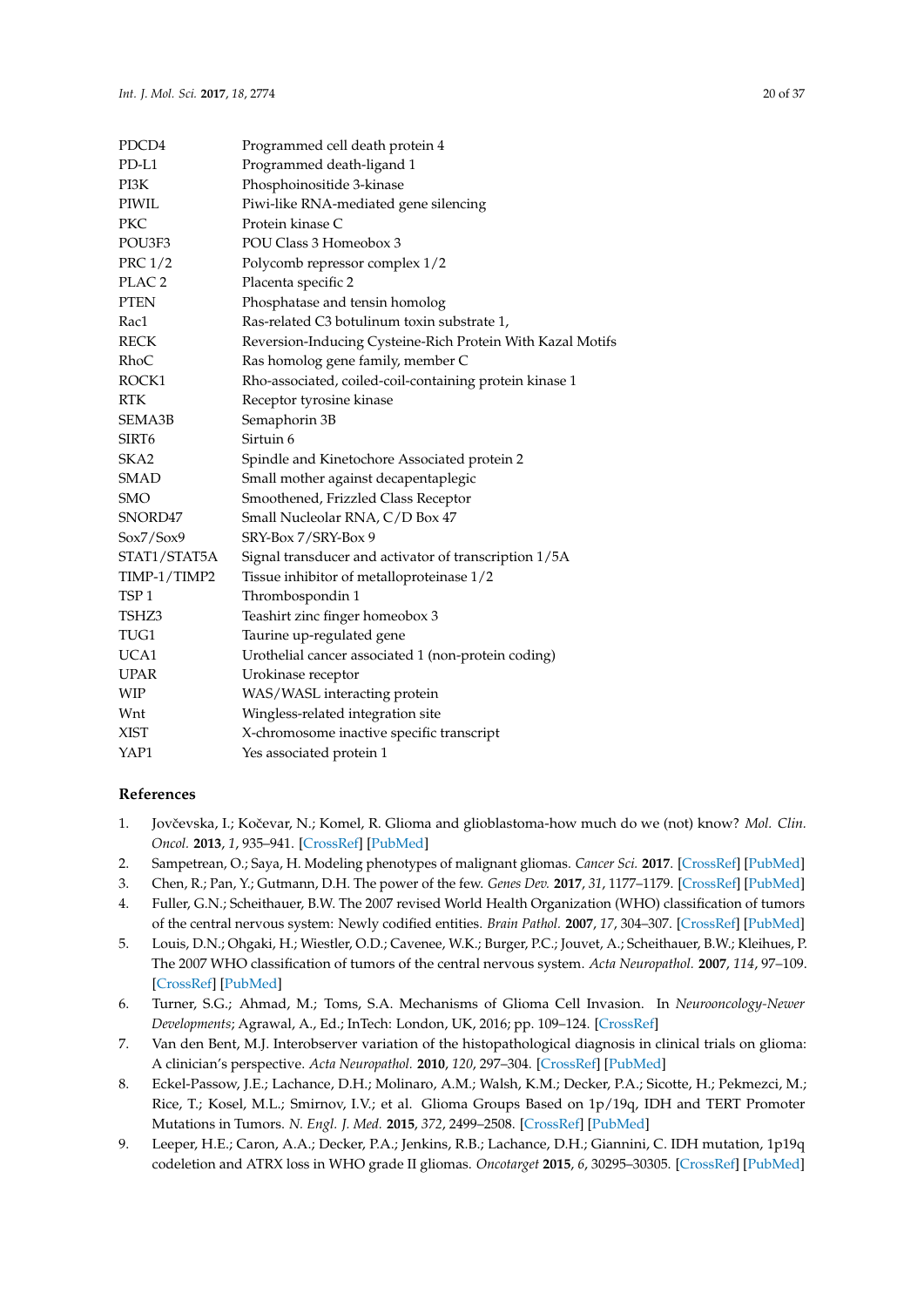| | |
|---|---|
| PDCD4 | Programmed cell death protein 4 |
| PD-L1 | Programmed death-ligand 1 |
| PI3K | Phosphoinositide 3-kinase |
| PIWIL | Piwi-like RNA-mediated gene silencing |
| PKC | Protein kinase C |
| POU3F3 | POU Class 3 Homeobox 3 |
| PRC 1/2 | Polycomb repressor complex 1/2 |
| PLAC 2 | Placenta specific 2 |
| PTEN | Phosphatase and tensin homolog |
| Rac1 | Ras-related C3 botulinum toxin substrate 1, |
| RECK | Reversion-Inducing Cysteine-Rich Protein With Kazal Motifs |
| RhoC | Ras homolog gene family, member C |
| ROCK1 | Rho-associated, coiled-coil-containing protein kinase 1 |
| RTK | Receptor tyrosine kinase |
| SEMA3B | Semaphorin 3B |
| SIRT6 | Sirtuin 6 |
| SKA2 | Spindle and Kinetochore Associated protein 2 |
| SMAD | Small mother against decapentaplegic |
| SMO | Smoothened, Frizzled Class Receptor |
| SNORD47 | Small Nucleolar RNA, C/D Box 47 |
| Sox7/Sox9 | SRY-Box 7/SRY-Box 9 |
| STAT1/STAT5A | Signal transducer and activator of transcription 1/5A |
| TIMP-1/TIMP2 | Tissue inhibitor of metalloproteinase 1/2 |
| TSP 1 | Thrombospondin 1 |
| TSHZ3 | Teashirt zinc finger homeobox 3 |
| TUG1 | Taurine up-regulated gene |
| UCA1 | Urothelial cancer associated 1 (non-protein coding) |
| UPAR | Urokinase receptor |
| WIP | WAS/WASL interacting protein |
| Wnt | Wingless-related integration site |
| XIST | X-chromosome inactive specific transcript |
| YAP1 | Yes associated protein 1 |

## References

1. Jovčevska, I.; Kočevar, N.; Komel, R. Glioma and glioblastoma-how much do we (not) know? *Mol. Clin. Oncol.* **2013**, *1*, 935–941. [CrossRef] [PubMed]
2. Sampetrean, O.; Saya, H. Modeling phenotypes of malignant gliomas. *Cancer Sci.* **2017**. [CrossRef] [PubMed]
3. Chen, R.; Pan, Y.; Gutmann, D.H. The power of the few. *Genes Dev.* **2017**, *31*, 1177–1179. [CrossRef] [PubMed]
4. Fuller, G.N.; Scheithauer, B.W. The 2007 revised World Health Organization (WHO) classification of tumors of the central nervous system: Newly codified entities. *Brain Pathol.* **2007**, *17*, 304–307. [CrossRef] [PubMed]
5. Louis, D.N.; Ohgaki, H.; Wiestler, O.D.; Cavenee, W.K.; Burger, P.C.; Jouvet, A.; Scheithauer, B.W.; Kleihues, P. The 2007 WHO classification of tumors of the central nervous system. *Acta Neuropathol.* **2007**, *114*, 97–109. [CrossRef] [PubMed]
6. Turner, S.G.; Ahmad, M.; Toms, S.A. Mechanisms of Glioma Cell Invasion. In *Neurooncology-Newer Developments*; Agrawal, A., Ed.; InTech: London, UK, 2016; pp. 109–124. [CrossRef]
7. Van den Bent, M.J. Interobserver variation of the histopathological diagnosis in clinical trials on glioma: A clinician's perspective. *Acta Neuropathol.* **2010**, *120*, 297–304. [CrossRef] [PubMed]
8. Eckel-Passow, J.E.; Lachance, D.H.; Molinaro, A.M.; Walsh, K.M.; Decker, P.A.; Sicotte, H.; Pekmezci, M.; Rice, T.; Kosel, M.L.; Smirnov, I.V.; et al. Glioma Groups Based on 1p/19q, IDH and TERT Promoter Mutations in Tumors. *N. Engl. J. Med.* **2015**, *372*, 2499–2508. [CrossRef] [PubMed]
9. Leeper, H.E.; Caron, A.A.; Decker, P.A.; Jenkins, R.B.; Lachance, D.H.; Giannini, C. IDH mutation, 1p19q codeletion and ATRX loss in WHO grade II gliomas. *Oncotarget* **2015**, *6*, 30295–30305. [CrossRef] [PubMed]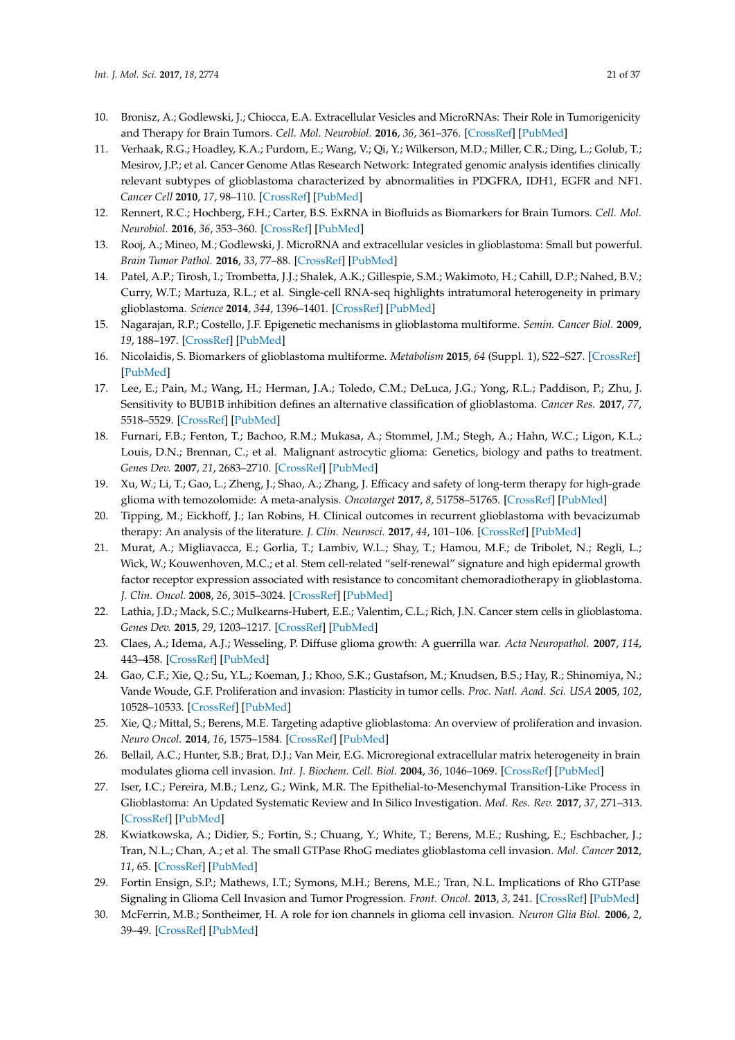10. Bronisz, A.; Godlewski, J.; Chiocca, E.A. Extracellular Vesicles and MicroRNAs: Their Role in Tumorigenicity and Therapy for Brain Tumors. *Cell. Mol. Neurobiol.* **2016**, *36*, 361–376. [CrossRef] [PubMed]
11. Verhaak, R.G.; Hoadley, K.A.; Purdom, E.; Wang, V.; Qi, Y.; Wilkerson, M.D.; Miller, C.R.; Ding, L.; Golub, T.; Mesirov, J.P.; et al. Cancer Genome Atlas Research Network: Integrated genomic analysis identifies clinically relevant subtypes of glioblastoma characterized by abnormalities in PDGFRA, IDH1, EGFR and NF1. *Cancer Cell* **2010**, *17*, 98–110. [CrossRef] [PubMed]
12. Rennert, R.C.; Hochberg, F.H.; Carter, B.S. ExRNA in Biofluids as Biomarkers for Brain Tumors. *Cell. Mol. Neurobiol.* **2016**, *36*, 353–360. [CrossRef] [PubMed]
13. Rooj, A.; Mineo, M.; Godlewski, J. MicroRNA and extracellular vesicles in glioblastoma: Small but powerful. *Brain Tumor Pathol.* **2016**, *33*, 77–88. [CrossRef] [PubMed]
14. Patel, A.P.; Tirosh, I.; Trombetta, J.J.; Shalek, A.K.; Gillespie, S.M.; Wakimoto, H.; Cahill, D.P.; Nahed, B.V.; Curry, W.T.; Martuza, R.L.; et al. Single-cell RNA-seq highlights intratumoral heterogeneity in primary glioblastoma. *Science* **2014**, *344*, 1396–1401. [CrossRef] [PubMed]
15. Nagarajan, R.P.; Costello, J.F. Epigenetic mechanisms in glioblastoma multiforme. *Semin. Cancer Biol.* **2009**, *19*, 188–197. [CrossRef] [PubMed]
16. Nicolaidis, S. Biomarkers of glioblastoma multiforme. *Metabolism* **2015**, *64* (Suppl. 1), S22–S27. [CrossRef] [PubMed]
17. Lee, E.; Pain, M.; Wang, H.; Herman, J.A.; Toledo, C.M.; DeLuca, J.G.; Yong, R.L.; Paddison, P.; Zhu, J. Sensitivity to BUB1B inhibition defines an alternative classification of glioblastoma. *Cancer Res.* **2017**, *77*, 5518–5529. [CrossRef] [PubMed]
18. Furnari, F.B.; Fenton, T.; Bachoo, R.M.; Mukasa, A.; Stommel, J.M.; Stegh, A.; Hahn, W.C.; Ligon, K.L.; Louis, D.N.; Brennan, C.; et al. Malignant astrocytic glioma: Genetics, biology and paths to treatment. *Genes Dev.* **2007**, *21*, 2683–2710. [CrossRef] [PubMed]
19. Xu, W.; Li, T.; Gao, L.; Zheng, J.; Shao, A.; Zhang, J. Efficacy and safety of long-term therapy for high-grade glioma with temozolomide: A meta-analysis. *Oncotarget* **2017**, *8*, 51758–51765. [CrossRef] [PubMed]
20. Tipping, M.; Eickhoff, J.; Ian Robins, H. Clinical outcomes in recurrent glioblastoma with bevacizumab therapy: An analysis of the literature. *J. Clin. Neurosci.* **2017**, *44*, 101–106. [CrossRef] [PubMed]
21. Murat, A.; Migliavacca, E.; Gorlia, T.; Lambiv, W.L.; Shay, T.; Hamou, M.F.; de Tribolet, N.; Regli, L.; Wick, W.; Kouwenhoven, M.C.; et al. Stem cell-related "self-renewal" signature and high epidermal growth factor receptor expression associated with resistance to concomitant chemoradiotherapy in glioblastoma. *J. Clin. Oncol.* **2008**, *26*, 3015–3024. [CrossRef] [PubMed]
22. Lathia, J.D.; Mack, S.C.; Mulkearns-Hubert, E.E.; Valentim, C.L.; Rich, J.N. Cancer stem cells in glioblastoma. *Genes Dev.* **2015**, *29*, 1203–1217. [CrossRef] [PubMed]
23. Claes, A.; Idema, A.J.; Wesseling, P. Diffuse glioma growth: A guerrilla war. *Acta Neuropathol.* **2007**, *114*, 443–458. [CrossRef] [PubMed]
24. Gao, C.F.; Xie, Q.; Su, Y.L.; Koeman, J.; Khoo, S.K.; Gustafson, M.; Knudsen, B.S.; Hay, R.; Shinomiya, N.; Vande Woude, G.F. Proliferation and invasion: Plasticity in tumor cells. *Proc. Natl. Acad. Sci. USA* **2005**, *102*, 10528–10533. [CrossRef] [PubMed]
25. Xie, Q.; Mittal, S.; Berens, M.E. Targeting adaptive glioblastoma: An overview of proliferation and invasion. *Neuro Oncol.* **2014**, *16*, 1575–1584. [CrossRef] [PubMed]
26. Bellail, A.C.; Hunter, S.B.; Brat, D.J.; Van Meir, E.G. Microregional extracellular matrix heterogeneity in brain modulates glioma cell invasion. *Int. J. Biochem. Cell. Biol.* **2004**, *36*, 1046–1069. [CrossRef] [PubMed]
27. Iser, I.C.; Pereira, M.B.; Lenz, G.; Wink, M.R. The Epithelial-to-Mesenchymal Transition-Like Process in Glioblastoma: An Updated Systematic Review and In Silico Investigation. *Med. Res. Rev.* **2017**, *37*, 271–313. [CrossRef] [PubMed]
28. Kwiatkowska, A.; Didier, S.; Fortin, S.; Chuang, Y.; White, T.; Berens, M.E.; Rushing, E.; Eschbacher, J.; Tran, N.L.; Chan, A.; et al. The small GTPase RhoG mediates glioblastoma cell invasion. *Mol. Cancer* **2012**, *11*, 65. [CrossRef] [PubMed]
29. Fortin Ensign, S.P.; Mathews, I.T.; Symons, M.H.; Berens, M.E.; Tran, N.L. Implications of Rho GTPase Signaling in Glioma Cell Invasion and Tumor Progression. *Front. Oncol.* **2013**, *3*, 241. [CrossRef] [PubMed]
30. McFerrin, M.B.; Sontheimer, H. A role for ion channels in glioma cell invasion. *Neuron Glia Biol.* **2006**, *2*, 39–49. [CrossRef] [PubMed]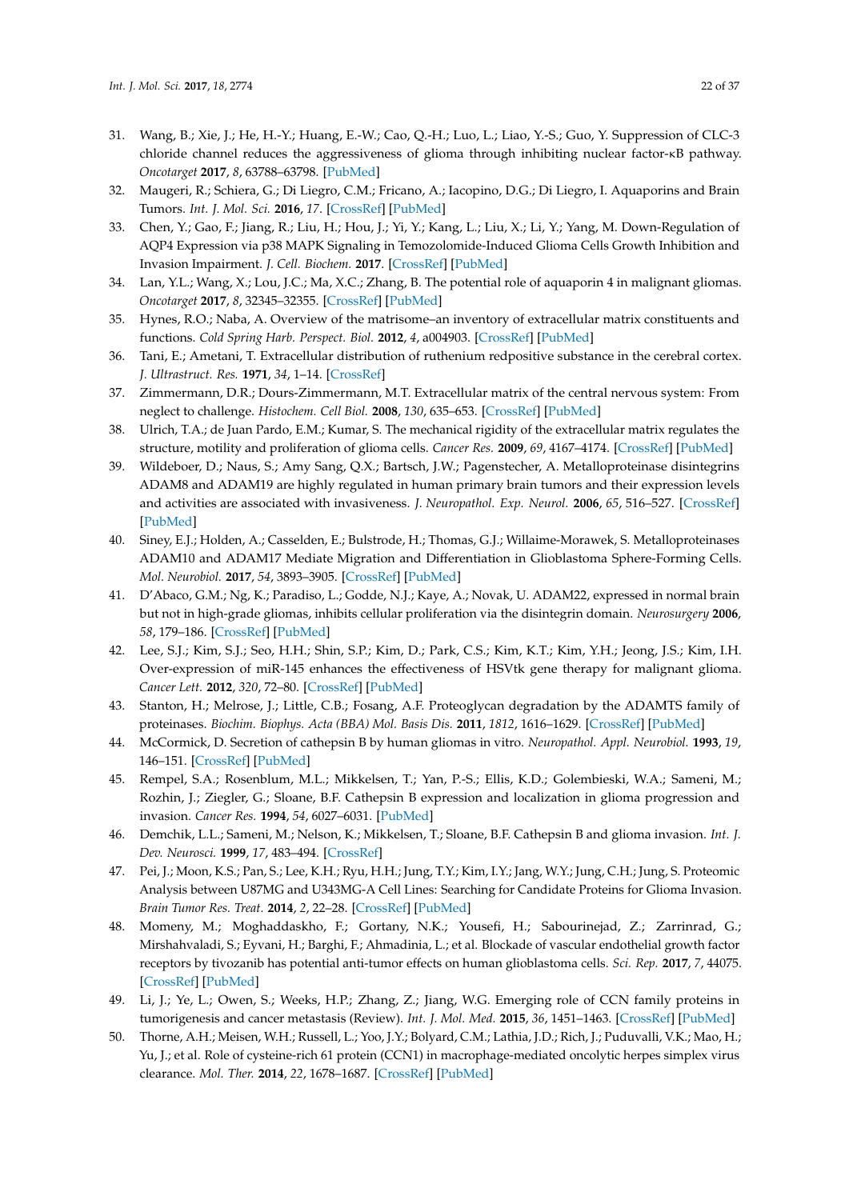31. Wang, B.; Xie, J.; He, H.-Y.; Huang, E.-W.; Cao, Q.-H.; Luo, L.; Liao, Y.-S.; Guo, Y. Suppression of CLC-3 chloride channel reduces the aggressiveness of glioma through inhibiting nuclear factor-κB pathway. *Oncotarget* **2017**, *8*, 63788–63798. [PubMed]
32. Maugeri, R.; Schiera, G.; Di Liegro, C.M.; Fricano, A.; Iacopino, D.G.; Di Liegro, I. Aquaporins and Brain Tumors. *Int. J. Mol. Sci.* **2016**, *17*. [CrossRef] [PubMed]
33. Chen, Y.; Gao, F.; Jiang, R.; Liu, H.; Hou, J.; Yi, Y.; Kang, L.; Liu, X.; Li, Y.; Yang, M. Down-Regulation of AQP4 Expression via p38 MAPK Signaling in Temozolomide-Induced Glioma Cells Growth Inhibition and Invasion Impairment. *J. Cell. Biochem.* **2017**. [CrossRef] [PubMed]
34. Lan, Y.L.; Wang, X.; Lou, J.C.; Ma, X.C.; Zhang, B. The potential role of aquaporin 4 in malignant gliomas. *Oncotarget* **2017**, *8*, 32345–32355. [CrossRef] [PubMed]
35. Hynes, R.O.; Naba, A. Overview of the matrisome–an inventory of extracellular matrix constituents and functions. *Cold Spring Harb. Perspect. Biol.* **2012**, *4*, a004903. [CrossRef] [PubMed]
36. Tani, E.; Ametani, T. Extracellular distribution of ruthenium redpositive substance in the cerebral cortex. *J. Ultrastruct. Res.* **1971**, *34*, 1–14. [CrossRef]
37. Zimmermann, D.R.; Dours-Zimmermann, M.T. Extracellular matrix of the central nervous system: From neglect to challenge. *Histochem. Cell Biol.* **2008**, *130*, 635–653. [CrossRef] [PubMed]
38. Ulrich, T.A.; de Juan Pardo, E.M.; Kumar, S. The mechanical rigidity of the extracellular matrix regulates the structure, motility and proliferation of glioma cells. *Cancer Res.* **2009**, *69*, 4167–4174. [CrossRef] [PubMed]
39. Wildeboer, D.; Naus, S.; Amy Sang, Q.X.; Bartsch, J.W.; Pagenstecher, A. Metalloproteinase disintegrins ADAM8 and ADAM19 are highly regulated in human primary brain tumors and their expression levels and activities are associated with invasiveness. *J. Neuropathol. Exp. Neurol.* **2006**, *65*, 516–527. [CrossRef] [PubMed]
40. Siney, E.J.; Holden, A.; Casselden, E.; Bulstrode, H.; Thomas, G.J.; Willaime-Morawek, S. Metalloproteinases ADAM10 and ADAM17 Mediate Migration and Differentiation in Glioblastoma Sphere-Forming Cells. *Mol. Neurobiol.* **2017**, *54*, 3893–3905. [CrossRef] [PubMed]
41. D'Abaco, G.M.; Ng, K.; Paradiso, L.; Godde, N.J.; Kaye, A.; Novak, U. ADAM22, expressed in normal brain but not in high-grade gliomas, inhibits cellular proliferation via the disintegrin domain. *Neurosurgery* **2006**, *58*, 179–186. [CrossRef] [PubMed]
42. Lee, S.J.; Kim, S.J.; Seo, H.H.; Shin, S.P.; Kim, D.; Park, C.S.; Kim, K.T.; Kim, Y.H.; Jeong, J.S.; Kim, I.H. Over-expression of miR-145 enhances the effectiveness of HSVtk gene therapy for malignant glioma. *Cancer Lett.* **2012**, *320*, 72–80. [CrossRef] [PubMed]
43. Stanton, H.; Melrose, J.; Little, C.B.; Fosang, A.F. Proteoglycan degradation by the ADAMTS family of proteinases. *Biochim. Biophys. Acta (BBA) Mol. Basis Dis.* **2011**, *1812*, 1616–1629. [CrossRef] [PubMed]
44. McCormick, D. Secretion of cathepsin B by human gliomas in vitro. *Neuropathol. Appl. Neurobiol.* **1993**, *19*, 146–151. [CrossRef] [PubMed]
45. Rempel, S.A.; Rosenblum, M.L.; Mikkelsen, T.; Yan, P.-S.; Ellis, K.D.; Golembieski, W.A.; Sameni, M.; Rozhin, J.; Ziegler, G.; Sloane, B.F. Cathepsin B expression and localization in glioma progression and invasion. *Cancer Res.* **1994**, *54*, 6027–6031. [PubMed]
46. Demchik, L.L.; Sameni, M.; Nelson, K.; Mikkelsen, T.; Sloane, B.F. Cathepsin B and glioma invasion. *Int. J. Dev. Neurosci.* **1999**, *17*, 483–494. [CrossRef]
47. Pei, J.; Moon, K.S.; Pan, S.; Lee, K.H.; Ryu, H.H.; Jung, T.Y.; Kim, I.Y.; Jang, W.Y.; Jung, C.H.; Jung, S. Proteomic Analysis between U87MG and U343MG-A Cell Lines: Searching for Candidate Proteins for Glioma Invasion. *Brain Tumor Res. Treat.* **2014**, *2*, 22–28. [CrossRef] [PubMed]
48. Momeny, M.; Moghaddaskho, F.; Gortany, N.K.; Yousefi, H.; Sabourinejad, Z.; Zarrinrad, G.; Mirshahvaladi, S.; Eyvani, H.; Barghi, F.; Ahmadinia, L.; et al. Blockade of vascular endothelial growth factor receptors by tivozanib has potential anti-tumor effects on human glioblastoma cells. *Sci. Rep.* **2017**, *7*, 44075. [CrossRef] [PubMed]
49. Li, J.; Ye, L.; Owen, S.; Weeks, H.P.; Zhang, Z.; Jiang, W.G. Emerging role of CCN family proteins in tumorigenesis and cancer metastasis (Review). *Int. J. Mol. Med.* **2015**, *36*, 1451–1463. [CrossRef] [PubMed]
50. Thorne, A.H.; Meisen, W.H.; Russell, L.; Yoo, J.Y.; Bolyard, C.M.; Lathia, J.D.; Rich, J.; Puduvalli, V.K.; Mao, H.; Yu, J.; et al. Role of cysteine-rich 61 protein (CCN1) in macrophage-mediated oncolytic herpes simplex virus clearance. *Mol. Ther.* **2014**, *22*, 1678–1687. [CrossRef] [PubMed]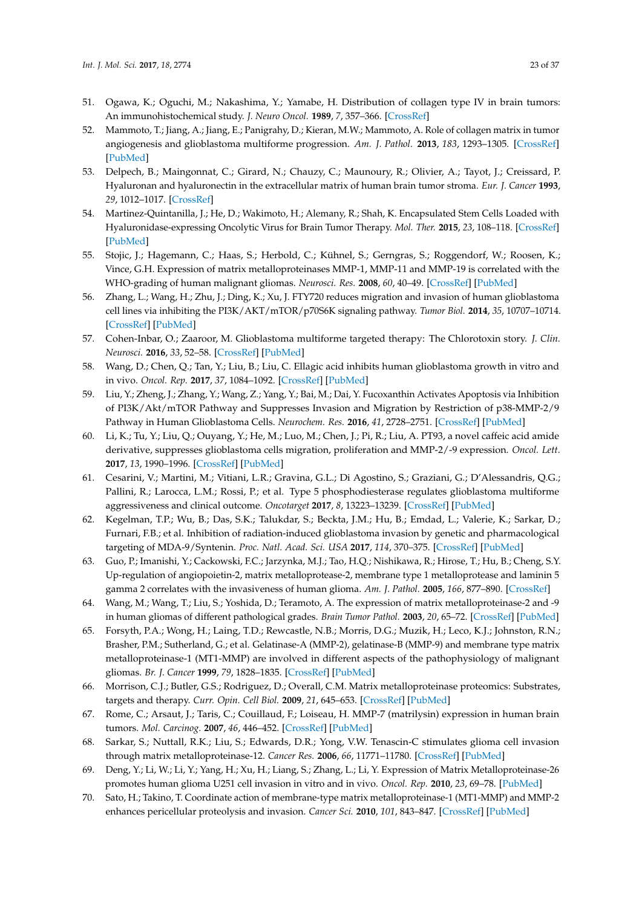51. Ogawa, K.; Oguchi, M.; Nakashima, Y.; Yamabe, H. Distribution of collagen type IV in brain tumors: An immunohistochemical study. *J. Neuro Oncol.* **1989**, *7*, 357–366. [CrossRef]
52. Mammoto, T.; Jiang, A.; Jiang, E.; Panigrahy, D.; Kieran, M.W.; Mammoto, A. Role of collagen matrix in tumor angiogenesis and glioblastoma multiforme progression. *Am. J. Pathol.* **2013**, *183*, 1293–1305. [CrossRef] [PubMed]
53. Delpech, B.; Maingonnat, C.; Girard, N.; Chauzy, C.; Maunoury, R.; Olivier, A.; Tayot, J.; Creissard, P. Hyaluronan and hyaluronectin in the extracellular matrix of human brain tumor stroma. *Eur. J. Cancer* **1993**, *29*, 1012–1017. [CrossRef]
54. Martinez-Quintanilla, J.; He, D.; Wakimoto, H.; Alemany, R.; Shah, K. Encapsulated Stem Cells Loaded with Hyaluronidase-expressing Oncolytic Virus for Brain Tumor Therapy. *Mol. Ther.* **2015**, *23*, 108–118. [CrossRef] [PubMed]
55. Stojic, J.; Hagemann, C.; Haas, S.; Herbold, C.; Kühnel, S.; Gerngras, S.; Roggendorf, W.; Roosen, K.; Vince, G.H. Expression of matrix metalloproteinases MMP-1, MMP-11 and MMP-19 is correlated with the WHO-grading of human malignant gliomas. *Neurosci. Res.* **2008**, *60*, 40–49. [CrossRef] [PubMed]
56. Zhang, L.; Wang, H.; Zhu, J.; Ding, K.; Xu, J. FTY720 reduces migration and invasion of human glioblastoma cell lines via inhibiting the PI3K/AKT/mTOR/p70S6K signaling pathway. *Tumor Biol.* **2014**, *35*, 10707–10714. [CrossRef] [PubMed]
57. Cohen-Inbar, O.; Zaaroor, M. Glioblastoma multiforme targeted therapy: The Chlorotoxin story. *J. Clin. Neurosci.* **2016**, *33*, 52–58. [CrossRef] [PubMed]
58. Wang, D.; Chen, Q.; Tan, Y.; Liu, B.; Liu, C. Ellagic acid inhibits human glioblastoma growth in vitro and in vivo. *Oncol. Rep.* **2017**, *37*, 1084–1092. [CrossRef] [PubMed]
59. Liu, Y.; Zheng, J.; Zhang, Y.; Wang, Z.; Yang, Y.; Bai, M.; Dai, Y. Fucoxanthin Activates Apoptosis via Inhibition of PI3K/Akt/mTOR Pathway and Suppresses Invasion and Migration by Restriction of p38-MMP-2/9 Pathway in Human Glioblastoma Cells. *Neurochem. Res.* **2016**, *41*, 2728–2751. [CrossRef] [PubMed]
60. Li, K.; Tu, Y.; Liu, Q.; Ouyang, Y.; He, M.; Luo, M.; Chen, J.; Pi, R.; Liu, A. PT93, a novel caffeic acid amide derivative, suppresses glioblastoma cells migration, proliferation and MMP-2/-9 expression. *Oncol. Lett.* **2017**, *13*, 1990–1996. [CrossRef] [PubMed]
61. Cesarini, V.; Martini, M.; Vitiani, L.R.; Gravina, G.L.; Di Agostino, S.; Graziani, G.; D'Alessandris, Q.G.; Pallini, R.; Larocca, L.M.; Rossi, P.; et al. Type 5 phosphodiesterase regulates glioblastoma multiforme aggressiveness and clinical outcome. *Oncotarget* **2017**, *8*, 13223–13239. [CrossRef] [PubMed]
62. Kegelman, T.P.; Wu, B.; Das, S.K.; Talukdar, S.; Beckta, J.M.; Hu, B.; Emdad, L.; Valerie, K.; Sarkar, D.; Furnari, F.B.; et al. Inhibition of radiation-induced glioblastoma invasion by genetic and pharmacological targeting of MDA-9/Syntenin. *Proc. Natl. Acad. Sci. USA* **2017**, *114*, 370–375. [CrossRef] [PubMed]
63. Guo, P.; Imanishi, Y.; Cackowski, F.C.; Jarzynka, M.J.; Tao, H.Q.; Nishikawa, R.; Hirose, T.; Hu, B.; Cheng, S.Y. Up-regulation of angiopoietin-2, matrix metalloprotease-2, membrane type 1 metalloprotease and laminin 5 gamma 2 correlates with the invasiveness of human glioma. *Am. J. Pathol.* **2005**, *166*, 877–890. [CrossRef]
64. Wang, M.; Wang, T.; Liu, S.; Yoshida, D.; Teramoto, A. The expression of matrix metalloproteinase-2 and -9 in human gliomas of different pathological grades. *Brain Tumor Pathol.* **2003**, *20*, 65–72. [CrossRef] [PubMed]
65. Forsyth, P.A.; Wong, H.; Laing, T.D.; Rewcastle, N.B.; Morris, D.G.; Muzik, H.; Leco, K.J.; Johnston, R.N.; Brasher, P.M.; Sutherland, G.; et al. Gelatinase-A (MMP-2), gelatinase-B (MMP-9) and membrane type matrix metalloproteinase-1 (MT1-MMP) are involved in different aspects of the pathophysiology of malignant gliomas. *Br. J. Cancer* **1999**, *79*, 1828–1835. [CrossRef] [PubMed]
66. Morrison, C.J.; Butler, G.S.; Rodriguez, D.; Overall, C.M. Matrix metalloproteinase proteomics: Substrates, targets and therapy. *Curr. Opin. Cell Biol.* **2009**, *21*, 645–653. [CrossRef] [PubMed]
67. Rome, C.; Arsaut, J.; Taris, C.; Couillaud, F.; Loiseau, H. MMP-7 (matrilysin) expression in human brain tumors. *Mol. Carcinog.* **2007**, *46*, 446–452. [CrossRef] [PubMed]
68. Sarkar, S.; Nuttall, R.K.; Liu, S.; Edwards, D.R.; Yong, V.W. Tenascin-C stimulates glioma cell invasion through matrix metalloproteinase-12. *Cancer Res.* **2006**, *66*, 11771–11780. [CrossRef] [PubMed]
69. Deng, Y.; Li, W.; Li, Y.; Yang, H.; Xu, H.; Liang, S.; Zhang, L.; Li, Y. Expression of Matrix Metalloproteinase-26 promotes human glioma U251 cell invasion in vitro and in vivo. *Oncol. Rep.* **2010**, *23*, 69–78. [PubMed]
70. Sato, H.; Takino, T. Coordinate action of membrane-type matrix metalloproteinase-1 (MT1-MMP) and MMP-2 enhances pericellular proteolysis and invasion. *Cancer Sci.* **2010**, *101*, 843–847. [CrossRef] [PubMed]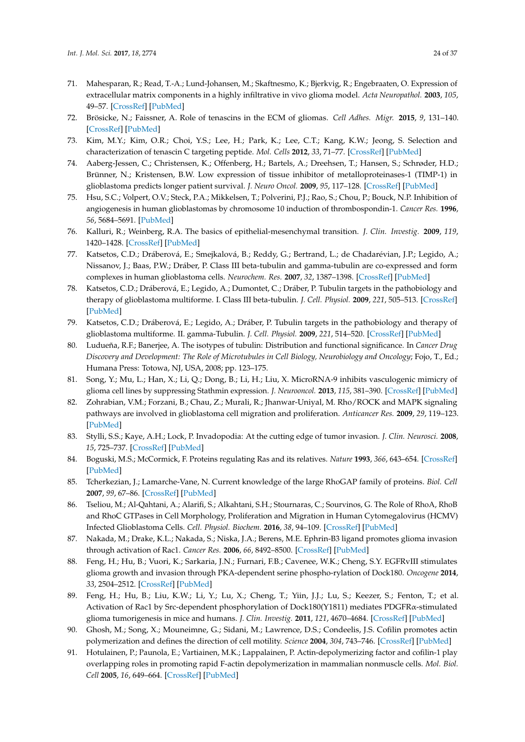71. Mahesparan, R.; Read, T.-A.; Lund-Johansen, M.; Skaftnesmo, K.; Bjerkvig, R.; Engebraaten, O. Expression of extracellular matrix components in a highly infiltrative in vivo glioma model. *Acta Neuropathol.* **2003**, *105*, 49–57. [CrossRef] [PubMed]
72. Brösicke, N.; Faissner, A. Role of tenascins in the ECM of gliomas. *Cell Adhes. Migr.* **2015**, *9*, 131–140. [CrossRef] [PubMed]
73. Kim, M.Y.; Kim, O.R.; Choi, Y.S.; Lee, H.; Park, K.; Lee, C.T.; Kang, K.W.; Jeong, S. Selection and characterization of tenascin C targeting peptide. *Mol. Cells* **2012**, *33*, 71–77. [CrossRef] [PubMed]
74. Aaberg-Jessen, C.; Christensen, K.; Offenberg, H.; Bartels, A.; Dreehsen, T.; Hansen, S.; Schrøder, H.D.; Brünner, N.; Kristensen, B.W. Low expression of tissue inhibitor of metalloproteinases-1 (TIMP-1) in glioblastoma predicts longer patient survival. *J. Neuro Oncol.* **2009**, *95*, 117–128. [CrossRef] [PubMed]
75. Hsu, S.C.; Volpert, O.V.; Steck, P.A.; Mikkelsen, T.; Polverini, P.J.; Rao, S.; Chou, P.; Bouck, N.P. Inhibition of angiogenesis in human glioblastomas by chromosome 10 induction of thrombospondin-1. *Cancer Res.* **1996**, *56*, 5684–5691. [PubMed]
76. Kalluri, R.; Weinberg, R.A. The basics of epithelial-mesenchymal transition. *J. Clin. Investig.* **2009**, *119*, 1420–1428. [CrossRef] [PubMed]
77. Katsetos, C.D.; Dráberová, E.; Smejkalová, B.; Reddy, G.; Bertrand, L.; de Chadarévian, J.P.; Legido, A.; Nissanov, J.; Baas, P.W.; Dráber, P. Class III beta-tubulin and gamma-tubulin are co-expressed and form complexes in human glioblastoma cells. *Neurochem. Res.* **2007**, *32*, 1387–1398. [CrossRef] [PubMed]
78. Katsetos, C.D.; Dráberová, E.; Legido, A.; Dumontet, C.; Dráber, P. Tubulin targets in the pathobiology and therapy of glioblastoma multiforme. I. Class III beta-tubulin. *J. Cell. Physiol.* **2009**, *221*, 505–513. [CrossRef] [PubMed]
79. Katsetos, C.D.; Dráberová, E.; Legido, A.; Dráber, P. Tubulin targets in the pathobiology and therapy of glioblastoma multiforme. II. gamma-Tubulin. *J. Cell. Physiol.* **2009**, *221*, 514–520. [CrossRef] [PubMed]
80. Ludueña, R.F.; Banerjee, A. The isotypes of tubulin: Distribution and functional significance. In *Cancer Drug Discovery and Development: The Role of Microtubules in Cell Biology, Neurobiology and Oncology*; Fojo, T., Ed.; Humana Press: Totowa, NJ, USA, 2008; pp. 123–175.
81. Song, Y.; Mu, L.; Han, X.; Li, Q.; Dong, B.; Li, H.; Liu, X. MicroRNA-9 inhibits vasculogenic mimicry of glioma cell lines by suppressing Stathmin expression. *J. Neurooncol.* **2013**, *115*, 381–390. [CrossRef] [PubMed]
82. Zohrabian, V.M.; Forzani, B.; Chau, Z.; Murali, R.; Jhanwar-Uniyal, M. Rho/ROCK and MAPK signaling pathways are involved in glioblastoma cell migration and proliferation. *Anticancer Res.* **2009**, *29*, 119–123. [PubMed]
83. Stylli, S.S.; Kaye, A.H.; Lock, P. Invadopodia: At the cutting edge of tumor invasion. *J. Clin. Neurosci.* **2008**, *15*, 725–737. [CrossRef] [PubMed]
84. Boguski, M.S.; McCormick, F. Proteins regulating Ras and its relatives. *Nature* **1993**, *366*, 643–654. [CrossRef] [PubMed]
85. Tcherkezian, J.; Lamarche-Vane, N. Current knowledge of the large RhoGAP family of proteins. *Biol. Cell* **2007**, *99*, 67–86. [CrossRef] [PubMed]
86. Tseliou, M.; Al-Qahtani, A.; Alarifi, S.; Alkahtani, S.H.; Stournaras, C.; Sourvinos, G. The Role of RhoA, RhoB and RhoC GTPases in Cell Morphology, Proliferation and Migration in Human Cytomegalovirus (HCMV) Infected Glioblastoma Cells. *Cell. Physiol. Biochem.* **2016**, *38*, 94–109. [CrossRef] [PubMed]
87. Nakada, M.; Drake, K.L.; Nakada, S.; Niska, J.A.; Berens, M.E. Ephrin-B3 ligand promotes glioma invasion through activation of Rac1. *Cancer Res.* **2006**, *66*, 8492–8500. [CrossRef] [PubMed]
88. Feng, H.; Hu, B.; Vuori, K.; Sarkaria, J.N.; Furnari, F.B.; Cavenee, W.K.; Cheng, S.Y. EGFRvIII stimulates glioma growth and invasion through PKA-dependent serine phospho-rylation of Dock180. *Oncogene* **2014**, *33*, 2504–2512. [CrossRef] [PubMed]
89. Feng, H.; Hu, B.; Liu, K.W.; Li, Y.; Lu, X.; Cheng, T.; Yiin, J.J.; Lu, S.; Keezer, S.; Fenton, T.; et al. Activation of Rac1 by Src-dependent phosphorylation of Dock180(Y1811) mediates PDGFRα-stimulated glioma tumorigenesis in mice and humans. *J. Clin. Investig.* **2011**, *121*, 4670–4684. [CrossRef] [PubMed]
90. Ghosh, M.; Song, X.; Mouneimne, G.; Sidani, M.; Lawrence, D.S.; Condeelis, J.S. Cofilin promotes actin polymerization and defines the direction of cell motility. *Science* **2004**, *304*, 743–746. [CrossRef] [PubMed]
91. Hotulainen, P.; Paunola, E.; Vartiainen, M.K.; Lappalainen, P. Actin-depolymerizing factor and cofilin-1 play overlapping roles in promoting rapid F-actin depolymerization in mammalian nonmuscle cells. *Mol. Biol. Cell* **2005**, *16*, 649–664. [CrossRef] [PubMed]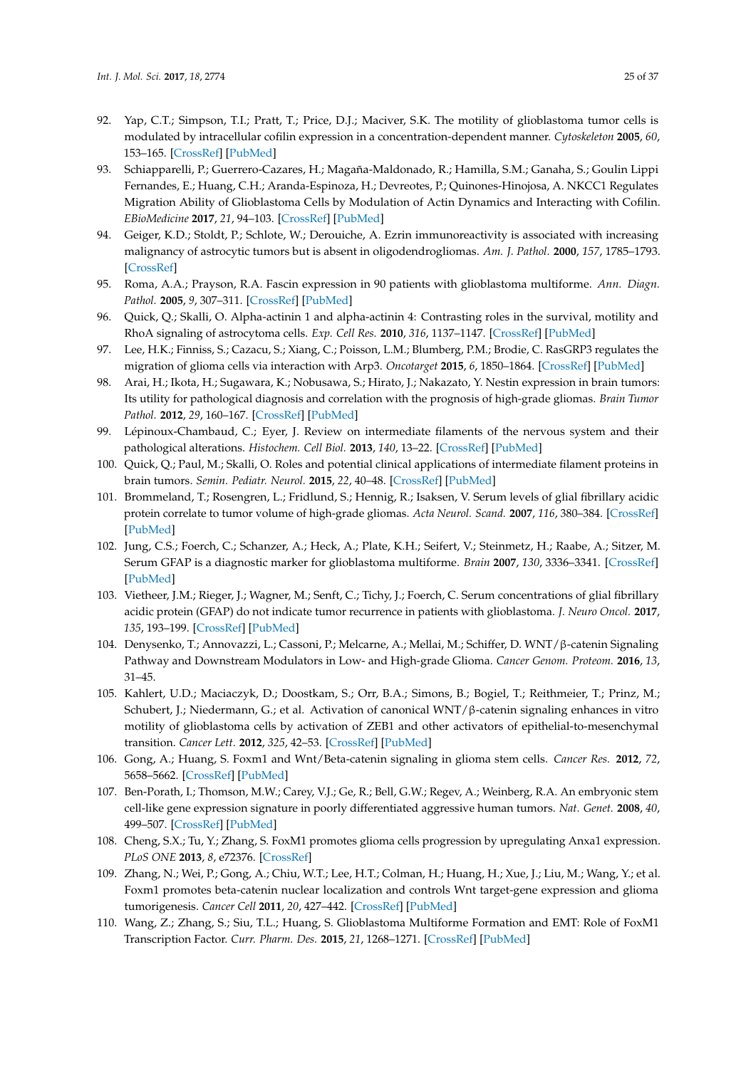92. Yap, C.T.; Simpson, T.I.; Pratt, T.; Price, D.J.; Maciver, S.K. The motility of glioblastoma tumor cells is modulated by intracellular cofilin expression in a concentration-dependent manner. *Cytoskeleton* **2005**, *60*, 153–165. [CrossRef] [PubMed]
93. Schiapparelli, P.; Guerrero-Cazares, H.; Magaña-Maldonado, R.; Hamilla, S.M.; Ganaha, S.; Goulin Lippi Fernandes, E.; Huang, C.H.; Aranda-Espinoza, H.; Devreotes, P.; Quinones-Hinojosa, A. NKCC1 Regulates Migration Ability of Glioblastoma Cells by Modulation of Actin Dynamics and Interacting with Cofilin. *EBioMedicine* **2017**, *21*, 94–103. [CrossRef] [PubMed]
94. Geiger, K.D.; Stoldt, P.; Schlote, W.; Derouiche, A. Ezrin immunoreactivity is associated with increasing malignancy of astrocytic tumors but is absent in oligodendrogliomas. *Am. J. Pathol.* **2000**, *157*, 1785–1793. [CrossRef]
95. Roma, A.A.; Prayson, R.A. Fascin expression in 90 patients with glioblastoma multiforme. *Ann. Diagn. Pathol.* **2005**, *9*, 307–311. [CrossRef] [PubMed]
96. Quick, Q.; Skalli, O. Alpha-actinin 1 and alpha-actinin 4: Contrasting roles in the survival, motility and RhoA signaling of astrocytoma cells. *Exp. Cell Res.* **2010**, *316*, 1137–1147. [CrossRef] [PubMed]
97. Lee, H.K.; Finniss, S.; Cazacu, S.; Xiang, C.; Poisson, L.M.; Blumberg, P.M.; Brodie, C. RasGRP3 regulates the migration of glioma cells via interaction with Arp3. *Oncotarget* **2015**, *6*, 1850–1864. [CrossRef] [PubMed]
98. Arai, H.; Ikota, H.; Sugawara, K.; Nobusawa, S.; Hirato, J.; Nakazato, Y. Nestin expression in brain tumors: Its utility for pathological diagnosis and correlation with the prognosis of high-grade gliomas. *Brain Tumor Pathol.* **2012**, *29*, 160–167. [CrossRef] [PubMed]
99. Lépinoux-Chambaud, C.; Eyer, J. Review on intermediate filaments of the nervous system and their pathological alterations. *Histochem. Cell Biol.* **2013**, *140*, 13–22. [CrossRef] [PubMed]
100. Quick, Q.; Paul, M.; Skalli, O. Roles and potential clinical applications of intermediate filament proteins in brain tumors. *Semin. Pediatr. Neurol.* **2015**, *22*, 40–48. [CrossRef] [PubMed]
101. Brommeland, T.; Rosengren, L.; Fridlund, S.; Hennig, R.; Isaksen, V. Serum levels of glial fibrillary acidic protein correlate to tumor volume of high-grade gliomas. *Acta Neurol. Scand.* **2007**, *116*, 380–384. [CrossRef] [PubMed]
102. Jung, C.S.; Foerch, C.; Schanzer, A.; Heck, A.; Plate, K.H.; Seifert, V.; Steinmetz, H.; Raabe, A.; Sitzer, M. Serum GFAP is a diagnostic marker for glioblastoma multiforme. *Brain* **2007**, *130*, 3336–3341. [CrossRef] [PubMed]
103. Vietheer, J.M.; Rieger, J.; Wagner, M.; Senft, C.; Tichy, J.; Foerch, C. Serum concentrations of glial fibrillary acidic protein (GFAP) do not indicate tumor recurrence in patients with glioblastoma. *J. Neuro Oncol.* **2017**, *135*, 193–199. [CrossRef] [PubMed]
104. Denysenko, T.; Annovazzi, L.; Cassoni, P.; Melcarne, A.; Mellai, M.; Schiffer, D. WNT/β-catenin Signaling Pathway and Downstream Modulators in Low- and High-grade Glioma. *Cancer Genom. Proteom.* **2016**, *13*, 31–45.
105. Kahlert, U.D.; Maciaczyk, D.; Doostkam, S.; Orr, B.A.; Simons, B.; Bogiel, T.; Reithmeier, T.; Prinz, M.; Schubert, J.; Niedermann, G.; et al. Activation of canonical WNT/β-catenin signaling enhances in vitro motility of glioblastoma cells by activation of ZEB1 and other activators of epithelial-to-mesenchymal transition. *Cancer Lett.* **2012**, *325*, 42–53. [CrossRef] [PubMed]
106. Gong, A.; Huang, S. Foxm1 and Wnt/Beta-catenin signaling in glioma stem cells. *Cancer Res.* **2012**, *72*, 5658–5662. [CrossRef] [PubMed]
107. Ben-Porath, I.; Thomson, M.W.; Carey, V.J.; Ge, R.; Bell, G.W.; Regev, A.; Weinberg, R.A. An embryonic stem cell-like gene expression signature in poorly differentiated aggressive human tumors. *Nat. Genet.* **2008**, *40*, 499–507. [CrossRef] [PubMed]
108. Cheng, S.X.; Tu, Y.; Zhang, S. FoxM1 promotes glioma cells progression by upregulating Anxa1 expression. *PLoS ONE* **2013**, *8*, e72376. [CrossRef]
109. Zhang, N.; Wei, P.; Gong, A.; Chiu, W.T.; Lee, H.T.; Colman, H.; Huang, H.; Xue, J.; Liu, M.; Wang, Y.; et al. Foxm1 promotes beta-catenin nuclear localization and controls Wnt target-gene expression and glioma tumorigenesis. *Cancer Cell* **2011**, *20*, 427–442. [CrossRef] [PubMed]
110. Wang, Z.; Zhang, S.; Siu, T.L.; Huang, S. Glioblastoma Multiforme Formation and EMT: Role of FoxM1 Transcription Factor. *Curr. Pharm. Des.* **2015**, *21*, 1268–1271. [CrossRef] [PubMed]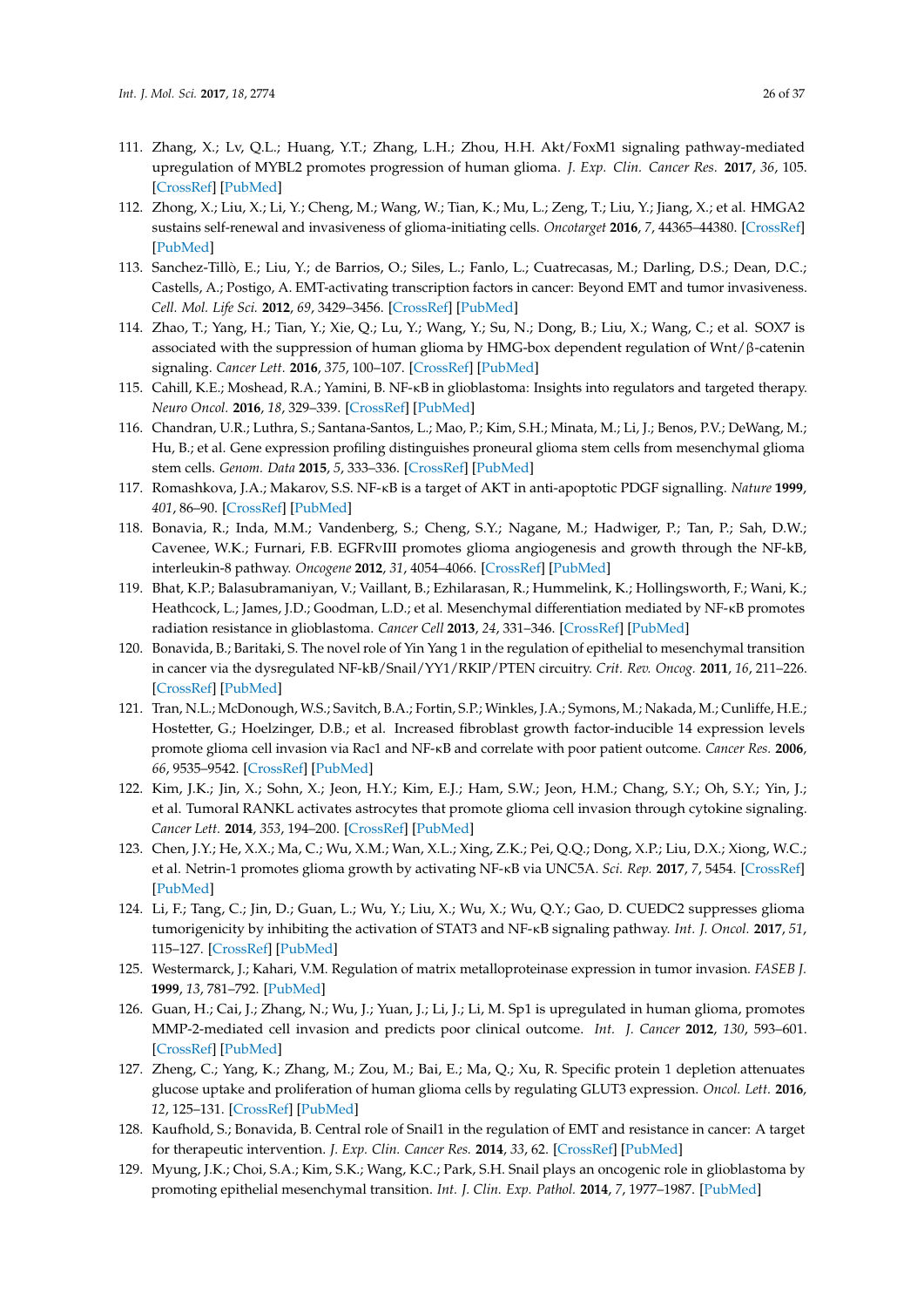111. Zhang, X.; Lv, Q.L.; Huang, Y.T.; Zhang, L.H.; Zhou, H.H. Akt/FoxM1 signaling pathway-mediated upregulation of MYBL2 promotes progression of human glioma. *J. Exp. Clin. Cancer Res.* **2017**, *36*, 105. [CrossRef] [PubMed]
112. Zhong, X.; Liu, X.; Li, Y.; Cheng, M.; Wang, W.; Tian, K.; Mu, L.; Zeng, T.; Liu, Y.; Jiang, X.; et al. HMGA2 sustains self-renewal and invasiveness of glioma-initiating cells. *Oncotarget* **2016**, *7*, 44365–44380. [CrossRef] [PubMed]
113. Sanchez-Tillò, E.; Liu, Y.; de Barrios, O.; Siles, L.; Fanlo, L.; Cuatrecasas, M.; Darling, D.S.; Dean, D.C.; Castells, A.; Postigo, A. EMT-activating transcription factors in cancer: Beyond EMT and tumor invasiveness. *Cell. Mol. Life Sci.* **2012**, *69*, 3429–3456. [CrossRef] [PubMed]
114. Zhao, T.; Yang, H.; Tian, Y.; Xie, Q.; Lu, Y.; Wang, Y.; Su, N.; Dong, B.; Liu, X.; Wang, C.; et al. SOX7 is associated with the suppression of human glioma by HMG-box dependent regulation of Wnt/β-catenin signaling. *Cancer Lett.* **2016**, *375*, 100–107. [CrossRef] [PubMed]
115. Cahill, K.E.; Moshead, R.A.; Yamini, B. NF-κB in glioblastoma: Insights into regulators and targeted therapy. *Neuro Oncol.* **2016**, *18*, 329–339. [CrossRef] [PubMed]
116. Chandran, U.R.; Luthra, S.; Santana-Santos, L.; Mao, P.; Kim, S.H.; Minata, M.; Li, J.; Benos, P.V.; DeWang, M.; Hu, B.; et al. Gene expression profiling distinguishes proneural glioma stem cells from mesenchymal glioma stem cells. *Genom. Data* **2015**, *5*, 333–336. [CrossRef] [PubMed]
117. Romashkova, J.A.; Makarov, S.S. NF-κB is a target of AKT in anti-apoptotic PDGF signalling. *Nature* **1999**, *401*, 86–90. [CrossRef] [PubMed]
118. Bonavia, R.; Inda, M.M.; Vandenberg, S.; Cheng, S.Y.; Nagane, M.; Hadwiger, P.; Tan, P.; Sah, D.W.; Cavenee, W.K.; Furnari, F.B. EGFRvIII promotes glioma angiogenesis and growth through the NF-kB, interleukin-8 pathway. *Oncogene* **2012**, *31*, 4054–4066. [CrossRef] [PubMed]
119. Bhat, K.P.; Balasubramaniyan, V.; Vaillant, B.; Ezhilarasan, R.; Hummelink, K.; Hollingsworth, F.; Wani, K.; Heathcock, L.; James, J.D.; Goodman, L.D.; et al. Mesenchymal differentiation mediated by NF-κB promotes radiation resistance in glioblastoma. *Cancer Cell* **2013**, *24*, 331–346. [CrossRef] [PubMed]
120. Bonavida, B.; Baritaki, S. The novel role of Yin Yang 1 in the regulation of epithelial to mesenchymal transition in cancer via the dysregulated NF-kB/Snail/YY1/RKIP/PTEN circuitry. *Crit. Rev. Oncog.* **2011**, *16*, 211–226. [CrossRef] [PubMed]
121. Tran, N.L.; McDonough, W.S.; Savitch, B.A.; Fortin, S.P.; Winkles, J.A.; Symons, M.; Nakada, M.; Cunliffe, H.E.; Hostetter, G.; Hoelzinger, D.B.; et al. Increased fibroblast growth factor-inducible 14 expression levels promote glioma cell invasion via Rac1 and NF-κB and correlate with poor patient outcome. *Cancer Res.* **2006**, *66*, 9535–9542. [CrossRef] [PubMed]
122. Kim, J.K.; Jin, X.; Sohn, X.; Jeon, H.Y.; Kim, E.J.; Ham, S.W.; Jeon, H.M.; Chang, S.Y.; Oh, S.Y.; Yin, J.; et al. Tumoral RANKL activates astrocytes that promote glioma cell invasion through cytokine signaling. *Cancer Lett.* **2014**, *353*, 194–200. [CrossRef] [PubMed]
123. Chen, J.Y.; He, X.X.; Ma, C.; Wu, X.M.; Wan, X.L.; Xing, Z.K.; Pei, Q.Q.; Dong, X.P.; Liu, D.X.; Xiong, W.C.; et al. Netrin-1 promotes glioma growth by activating NF-κB via UNC5A. *Sci. Rep.* **2017**, *7*, 5454. [CrossRef] [PubMed]
124. Li, F.; Tang, C.; Jin, D.; Guan, L.; Wu, Y.; Liu, X.; Wu, X.; Wu, Q.Y.; Gao, D. CUEDC2 suppresses glioma tumorigenicity by inhibiting the activation of STAT3 and NF-κB signaling pathway. *Int. J. Oncol.* **2017**, *51*, 115–127. [CrossRef] [PubMed]
125. Westermarck, J.; Kahari, V.M. Regulation of matrix metalloproteinase expression in tumor invasion. *FASEB J.* **1999**, *13*, 781–792. [PubMed]
126. Guan, H.; Cai, J.; Zhang, N.; Wu, J.; Yuan, J.; Li, J.; Li, M. Sp1 is upregulated in human glioma, promotes MMP-2-mediated cell invasion and predicts poor clinical outcome. *Int. J. Cancer* **2012**, *130*, 593–601. [CrossRef] [PubMed]
127. Zheng, C.; Yang, K.; Zhang, M.; Zou, M.; Bai, E.; Ma, Q.; Xu, R. Specific protein 1 depletion attenuates glucose uptake and proliferation of human glioma cells by regulating GLUT3 expression. *Oncol. Lett.* **2016**, *12*, 125–131. [CrossRef] [PubMed]
128. Kaufhold, S.; Bonavida, B. Central role of Snail1 in the regulation of EMT and resistance in cancer: A target for therapeutic intervention. *J. Exp. Clin. Cancer Res.* **2014**, *33*, 62. [CrossRef] [PubMed]
129. Myung, J.K.; Choi, S.A.; Kim, S.K.; Wang, K.C.; Park, S.H. Snail plays an oncogenic role in glioblastoma by promoting epithelial mesenchymal transition. *Int. J. Clin. Exp. Pathol.* **2014**, *7*, 1977–1987. [PubMed]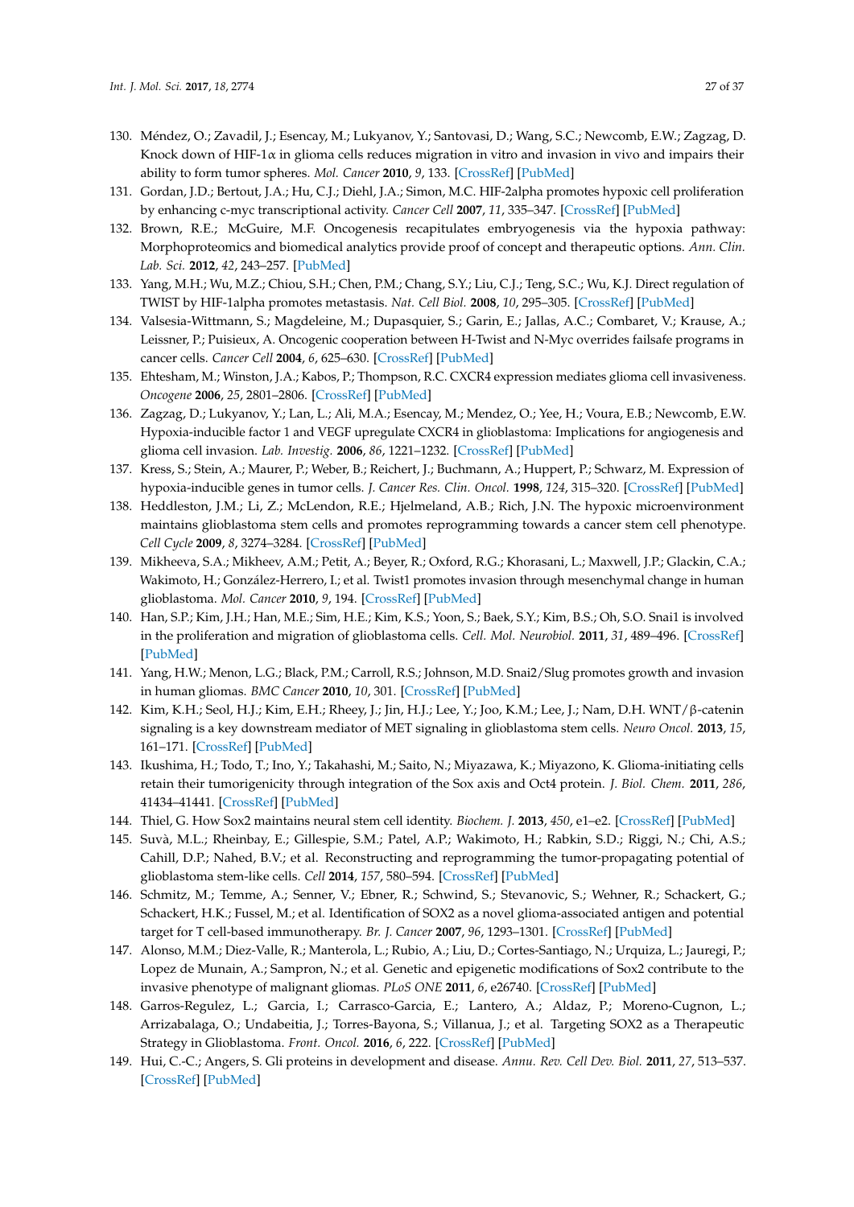130. Méndez, O.; Zavadil, J.; Esencay, M.; Lukyanov, Y.; Santovasi, D.; Wang, S.C.; Newcomb, E.W.; Zagzag, D. Knock down of HIF-1α in glioma cells reduces migration in vitro and invasion in vivo and impairs their ability to form tumor spheres. *Mol. Cancer* **2010**, *9*, 133. [CrossRef] [PubMed]
131. Gordan, J.D.; Bertout, J.A.; Hu, C.J.; Diehl, J.A.; Simon, M.C. HIF-2alpha promotes hypoxic cell proliferation by enhancing c-myc transcriptional activity. *Cancer Cell* **2007**, *11*, 335–347. [CrossRef] [PubMed]
132. Brown, R.E.; McGuire, M.F. Oncogenesis recapitulates embryogenesis via the hypoxia pathway: Morphoproteomics and biomedical analytics provide proof of concept and therapeutic options. *Ann. Clin. Lab. Sci.* **2012**, *42*, 243–257. [PubMed]
133. Yang, M.H.; Wu, M.Z.; Chiou, S.H.; Chen, P.M.; Chang, S.Y.; Liu, C.J.; Teng, S.C.; Wu, K.J. Direct regulation of TWIST by HIF-1alpha promotes metastasis. *Nat. Cell Biol.* **2008**, *10*, 295–305. [CrossRef] [PubMed]
134. Valsesia-Wittmann, S.; Magdeleine, M.; Dupasquier, S.; Garin, E.; Jallas, A.C.; Combaret, V.; Krause, A.; Leissner, P.; Puisieux, A. Oncogenic cooperation between H-Twist and N-Myc overrides failsafe programs in cancer cells. *Cancer Cell* **2004**, *6*, 625–630. [CrossRef] [PubMed]
135. Ehtesham, M.; Winston, J.A.; Kabos, P.; Thompson, R.C. CXCR4 expression mediates glioma cell invasiveness. *Oncogene* **2006**, *25*, 2801–2806. [CrossRef] [PubMed]
136. Zagzag, D.; Lukyanov, Y.; Lan, L.; Ali, M.A.; Esencay, M.; Mendez, O.; Yee, H.; Voura, E.B.; Newcomb, E.W. Hypoxia-inducible factor 1 and VEGF upregulate CXCR4 in glioblastoma: Implications for angiogenesis and glioma cell invasion. *Lab. Investig.* **2006**, *86*, 1221–1232. [CrossRef] [PubMed]
137. Kress, S.; Stein, A.; Maurer, P.; Weber, B.; Reichert, J.; Buchmann, A.; Huppert, P.; Schwarz, M. Expression of hypoxia-inducible genes in tumor cells. *J. Cancer Res. Clin. Oncol.* **1998**, *124*, 315–320. [CrossRef] [PubMed]
138. Heddleston, J.M.; Li, Z.; McLendon, R.E.; Hjelmeland, A.B.; Rich, J.N. The hypoxic microenvironment maintains glioblastoma stem cells and promotes reprogramming towards a cancer stem cell phenotype. *Cell Cycle* **2009**, *8*, 3274–3284. [CrossRef] [PubMed]
139. Mikheeva, S.A.; Mikheev, A.M.; Petit, A.; Beyer, R.; Oxford, R.G.; Khorasani, L.; Maxwell, J.P.; Glackin, C.A.; Wakimoto, H.; González-Herrero, I.; et al. Twist1 promotes invasion through mesenchymal change in human glioblastoma. *Mol. Cancer* **2010**, *9*, 194. [CrossRef] [PubMed]
140. Han, S.P.; Kim, J.H.; Han, M.E.; Sim, H.E.; Kim, K.S.; Yoon, S.; Baek, S.Y.; Kim, B.S.; Oh, S.O. Snai1 is involved in the proliferation and migration of glioblastoma cells. *Cell. Mol. Neurobiol.* **2011**, *31*, 489–496. [CrossRef] [PubMed]
141. Yang, H.W.; Menon, L.G.; Black, P.M.; Carroll, R.S.; Johnson, M.D. Snai2/Slug promotes growth and invasion in human gliomas. *BMC Cancer* **2010**, *10*, 301. [CrossRef] [PubMed]
142. Kim, K.H.; Seol, H.J.; Kim, E.H.; Rheey, J.; Jin, H.J.; Lee, Y.; Joo, K.M.; Lee, J.; Nam, D.H. WNT/β-catenin signaling is a key downstream mediator of MET signaling in glioblastoma stem cells. *Neuro Oncol.* **2013**, *15*, 161–171. [CrossRef] [PubMed]
143. Ikushima, H.; Todo, T.; Ino, Y.; Takahashi, M.; Saito, N.; Miyazawa, K.; Miyazono, K. Glioma-initiating cells retain their tumorigenicity through integration of the Sox axis and Oct4 protein. *J. Biol. Chem.* **2011**, *286*, 41434–41441. [CrossRef] [PubMed]
144. Thiel, G. How Sox2 maintains neural stem cell identity. *Biochem. J.* **2013**, *450*, e1–e2. [CrossRef] [PubMed]
145. Suvà, M.L.; Rheinbay, E.; Gillespie, S.M.; Patel, A.P.; Wakimoto, H.; Rabkin, S.D.; Riggi, N.; Chi, A.S.; Cahill, D.P.; Nahed, B.V.; et al. Reconstructing and reprogramming the tumor-propagating potential of glioblastoma stem-like cells. *Cell* **2014**, *157*, 580–594. [CrossRef] [PubMed]
146. Schmitz, M.; Temme, A.; Senner, V.; Ebner, R.; Schwind, S.; Stevanovic, S.; Wehner, R.; Schackert, G.; Schackert, H.K.; Fussel, M.; et al. Identification of SOX2 as a novel glioma-associated antigen and potential target for T cell-based immunotherapy. *Br. J. Cancer* **2007**, *96*, 1293–1301. [CrossRef] [PubMed]
147. Alonso, M.M.; Diez-Valle, R.; Manterola, L.; Rubio, A.; Liu, D.; Cortes-Santiago, N.; Urquiza, L.; Jauregi, P.; Lopez de Munain, A.; Sampron, N.; et al. Genetic and epigenetic modifications of Sox2 contribute to the invasive phenotype of malignant gliomas. *PLoS ONE* **2011**, *6*, e26740. [CrossRef] [PubMed]
148. Garros-Regulez, L.; Garcia, I.; Carrasco-Garcia, E.; Lantero, A.; Aldaz, P.; Moreno-Cugnon, L.; Arrizabalaga, O.; Undabeitia, J.; Torres-Bayona, S.; Villanua, J.; et al. Targeting SOX2 as a Therapeutic Strategy in Glioblastoma. *Front. Oncol.* **2016**, *6*, 222. [CrossRef] [PubMed]
149. Hui, C.-C.; Angers, S. Gli proteins in development and disease. *Annu. Rev. Cell Dev. Biol.* **2011**, *27*, 513–537. [CrossRef] [PubMed]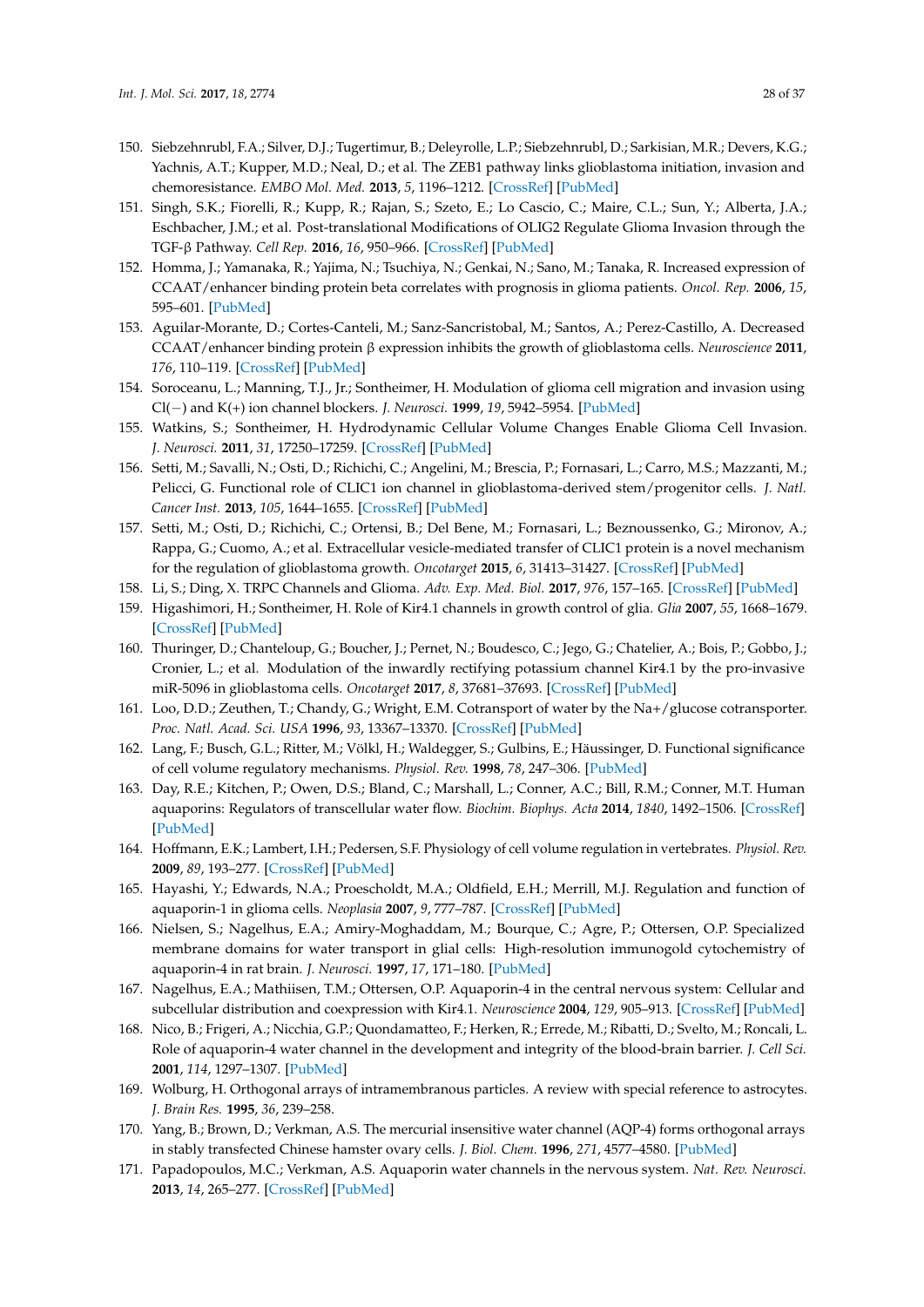150. Siebzehnrubl, F.A.; Silver, D.J.; Tugertimur, B.; Deleyrolle, L.P.; Siebzehnrubl, D.; Sarkisian, M.R.; Devers, K.G.; Yachnis, A.T.; Kupper, M.D.; Neal, D.; et al. The ZEB1 pathway links glioblastoma initiation, invasion and chemoresistance. *EMBO Mol. Med.* **2013**, *5*, 1196–1212. [CrossRef] [PubMed]
151. Singh, S.K.; Fiorelli, R.; Kupp, R.; Rajan, S.; Szeto, E.; Lo Cascio, C.; Maire, C.L.; Sun, Y.; Alberta, J.A.; Eschbacher, J.M.; et al. Post-translational Modifications of OLIG2 Regulate Glioma Invasion through the TGF-β Pathway. *Cell Rep.* **2016**, *16*, 950–966. [CrossRef] [PubMed]
152. Homma, J.; Yamanaka, R.; Yajima, N.; Tsuchiya, N.; Genkai, N.; Sano, M.; Tanaka, R. Increased expression of CCAAT/enhancer binding protein beta correlates with prognosis in glioma patients. *Oncol. Rep.* **2006**, *15*, 595–601. [PubMed]
153. Aguilar-Morante, D.; Cortes-Canteli, M.; Sanz-Sancristobal, M.; Santos, A.; Perez-Castillo, A. Decreased CCAAT/enhancer binding protein β expression inhibits the growth of glioblastoma cells. *Neuroscience* **2011**, *176*, 110–119. [CrossRef] [PubMed]
154. Soroceanu, L.; Manning, T.J., Jr.; Sontheimer, H. Modulation of glioma cell migration and invasion using Cl(−) and K(+) ion channel blockers. *J. Neurosci.* **1999**, *19*, 5942–5954. [PubMed]
155. Watkins, S.; Sontheimer, H. Hydrodynamic Cellular Volume Changes Enable Glioma Cell Invasion. *J. Neurosci.* **2011**, *31*, 17250–17259. [CrossRef] [PubMed]
156. Setti, M.; Savalli, N.; Osti, D.; Richichi, C.; Angelini, M.; Brescia, P.; Fornasari, L.; Carro, M.S.; Mazzanti, M.; Pelicci, G. Functional role of CLIC1 ion channel in glioblastoma-derived stem/progenitor cells. *J. Natl. Cancer Inst.* **2013**, *105*, 1644–1655. [CrossRef] [PubMed]
157. Setti, M.; Osti, D.; Richichi, C.; Ortensi, B.; Del Bene, M.; Fornasari, L.; Beznoussenko, G.; Mironov, A.; Rappa, G.; Cuomo, A.; et al. Extracellular vesicle-mediated transfer of CLIC1 protein is a novel mechanism for the regulation of glioblastoma growth. *Oncotarget* **2015**, *6*, 31413–31427. [CrossRef] [PubMed]
158. Li, S.; Ding, X. TRPC Channels and Glioma. *Adv. Exp. Med. Biol.* **2017**, *976*, 157–165. [CrossRef] [PubMed]
159. Higashimori, H.; Sontheimer, H. Role of Kir4.1 channels in growth control of glia. *Glia* **2007**, *55*, 1668–1679. [CrossRef] [PubMed]
160. Thuringer, D.; Chanteloup, G.; Boucher, J.; Pernet, N.; Boudesco, C.; Jego, G.; Chatelier, A.; Bois, P.; Gobbo, J.; Cronier, L.; et al. Modulation of the inwardly rectifying potassium channel Kir4.1 by the pro-invasive miR-5096 in glioblastoma cells. *Oncotarget* **2017**, *8*, 37681–37693. [CrossRef] [PubMed]
161. Loo, D.D.; Zeuthen, T.; Chandy, G.; Wright, E.M. Cotransport of water by the Na+/glucose cotransporter. *Proc. Natl. Acad. Sci. USA* **1996**, *93*, 13367–13370. [CrossRef] [PubMed]
162. Lang, F.; Busch, G.L.; Ritter, M.; Völkl, H.; Waldegger, S.; Gulbins, E.; Häussinger, D. Functional significance of cell volume regulatory mechanisms. *Physiol. Rev.* **1998**, *78*, 247–306. [PubMed]
163. Day, R.E.; Kitchen, P.; Owen, D.S.; Bland, C.; Marshall, L.; Conner, A.C.; Bill, R.M.; Conner, M.T. Human aquaporins: Regulators of transcellular water flow. *Biochim. Biophys. Acta* **2014**, *1840*, 1492–1506. [CrossRef] [PubMed]
164. Hoffmann, E.K.; Lambert, I.H.; Pedersen, S.F. Physiology of cell volume regulation in vertebrates. *Physiol. Rev.* **2009**, *89*, 193–277. [CrossRef] [PubMed]
165. Hayashi, Y.; Edwards, N.A.; Proescholdt, M.A.; Oldfield, E.H.; Merrill, M.J. Regulation and function of aquaporin-1 in glioma cells. *Neoplasia* **2007**, *9*, 777–787. [CrossRef] [PubMed]
166. Nielsen, S.; Nagelhus, E.A.; Amiry-Moghaddam, M.; Bourque, C.; Agre, P.; Ottersen, O.P. Specialized membrane domains for water transport in glial cells: High-resolution immunogold cytochemistry of aquaporin-4 in rat brain. *J. Neurosci.* **1997**, *17*, 171–180. [PubMed]
167. Nagelhus, E.A.; Mathiisen, T.M.; Ottersen, O.P. Aquaporin-4 in the central nervous system: Cellular and subcellular distribution and coexpression with Kir4.1. *Neuroscience* **2004**, *129*, 905–913. [CrossRef] [PubMed]
168. Nico, B.; Frigeri, A.; Nicchia, G.P.; Quondamatteo, F.; Herken, R.; Errede, M.; Ribatti, D.; Svelto, M.; Roncali, L. Role of aquaporin-4 water channel in the development and integrity of the blood-brain barrier. *J. Cell Sci.* **2001**, *114*, 1297–1307. [PubMed]
169. Wolburg, H. Orthogonal arrays of intramembranous particles. A review with special reference to astrocytes. *J. Brain Res.* **1995**, *36*, 239–258.
170. Yang, B.; Brown, D.; Verkman, A.S. The mercurial insensitive water channel (AQP-4) forms orthogonal arrays in stably transfected Chinese hamster ovary cells. *J. Biol. Chem.* **1996**, *271*, 4577–4580. [PubMed]
171. Papadopoulos, M.C.; Verkman, A.S. Aquaporin water channels in the nervous system. *Nat. Rev. Neurosci.* **2013**, *14*, 265–277. [CrossRef] [PubMed]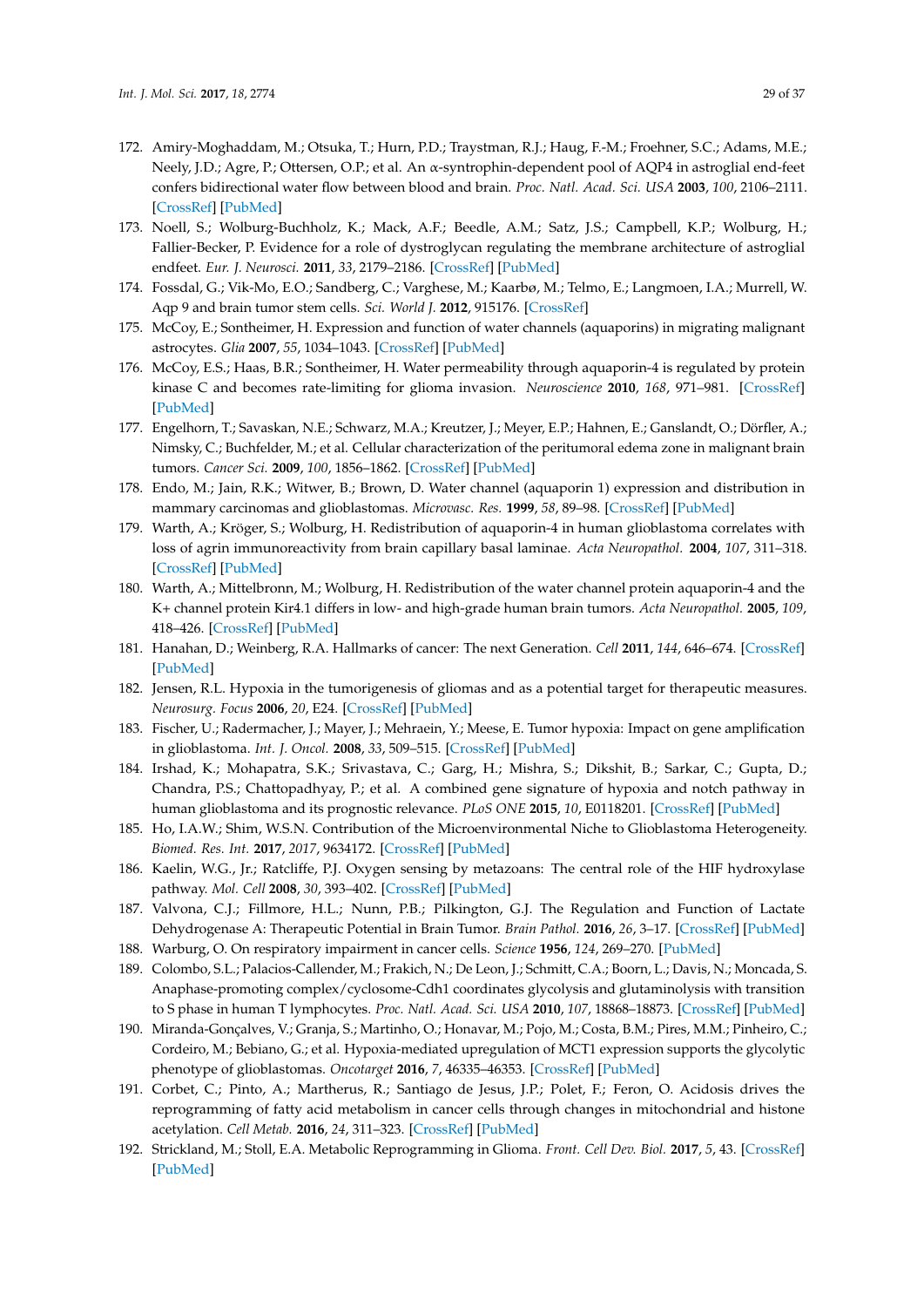172. Amiry-Moghaddam, M.; Otsuka, T.; Hurn, P.D.; Traystman, R.J.; Haug, F.-M.; Froehner, S.C.; Adams, M.E.; Neely, J.D.; Agre, P.; Ottersen, O.P.; et al. An α-syntrophin-dependent pool of AQP4 in astroglial end-feet confers bidirectional water flow between blood and brain. *Proc. Natl. Acad. Sci. USA* **2003**, *100*, 2106–2111. [CrossRef] [PubMed]
173. Noell, S.; Wolburg-Buchholz, K.; Mack, A.F.; Beedle, A.M.; Satz, J.S.; Campbell, K.P.; Wolburg, H.; Fallier-Becker, P. Evidence for a role of dystroglycan regulating the membrane architecture of astroglial endfeet. *Eur. J. Neurosci.* **2011**, *33*, 2179–2186. [CrossRef] [PubMed]
174. Fossdal, G.; Vik-Mo, E.O.; Sandberg, C.; Varghese, M.; Kaarbø, M.; Telmo, E.; Langmoen, I.A.; Murrell, W. Aqp 9 and brain tumor stem cells. *Sci. World J.* **2012**, 915176. [CrossRef]
175. McCoy, E.; Sontheimer, H. Expression and function of water channels (aquaporins) in migrating malignant astrocytes. *Glia* **2007**, *55*, 1034–1043. [CrossRef] [PubMed]
176. McCoy, E.S.; Haas, B.R.; Sontheimer, H. Water permeability through aquaporin-4 is regulated by protein kinase C and becomes rate-limiting for glioma invasion. *Neuroscience* **2010**, *168*, 971–981. [CrossRef] [PubMed]
177. Engelhorn, T.; Savaskan, N.E.; Schwarz, M.A.; Kreutzer, J.; Meyer, E.P.; Hahnen, E.; Ganslandt, O.; Dörfler, A.; Nimsky, C.; Buchfelder, M.; et al. Cellular characterization of the peritumoral edema zone in malignant brain tumors. *Cancer Sci.* **2009**, *100*, 1856–1862. [CrossRef] [PubMed]
178. Endo, M.; Jain, R.K.; Witwer, B.; Brown, D. Water channel (aquaporin 1) expression and distribution in mammary carcinomas and glioblastomas. *Microvasc. Res.* **1999**, *58*, 89–98. [CrossRef] [PubMed]
179. Warth, A.; Kröger, S.; Wolburg, H. Redistribution of aquaporin-4 in human glioblastoma correlates with loss of agrin immunoreactivity from brain capillary basal laminae. *Acta Neuropathol.* **2004**, *107*, 311–318. [CrossRef] [PubMed]
180. Warth, A.; Mittelbronn, M.; Wolburg, H. Redistribution of the water channel protein aquaporin-4 and the K+ channel protein Kir4.1 differs in low- and high-grade human brain tumors. *Acta Neuropathol.* **2005**, *109*, 418–426. [CrossRef] [PubMed]
181. Hanahan, D.; Weinberg, R.A. Hallmarks of cancer: The next Generation. *Cell* **2011**, *144*, 646–674. [CrossRef] [PubMed]
182. Jensen, R.L. Hypoxia in the tumorigenesis of gliomas and as a potential target for therapeutic measures. *Neurosurg. Focus* **2006**, *20*, E24. [CrossRef] [PubMed]
183. Fischer, U.; Radermacher, J.; Mayer, J.; Mehraein, Y.; Meese, E. Tumor hypoxia: Impact on gene amplification in glioblastoma. *Int. J. Oncol.* **2008**, *33*, 509–515. [CrossRef] [PubMed]
184. Irshad, K.; Mohapatra, S.K.; Srivastava, C.; Garg, H.; Mishra, S.; Dikshit, B.; Sarkar, C.; Gupta, D.; Chandra, P.S.; Chattopadhyay, P.; et al. A combined gene signature of hypoxia and notch pathway in human glioblastoma and its prognostic relevance. *PLoS ONE* **2015**, *10*, E0118201. [CrossRef] [PubMed]
185. Ho, I.A.W.; Shim, W.S.N. Contribution of the Microenvironmental Niche to Glioblastoma Heterogeneity. *Biomed. Res. Int.* **2017**, *2017*, 9634172. [CrossRef] [PubMed]
186. Kaelin, W.G., Jr.; Ratcliffe, P.J. Oxygen sensing by metazoans: The central role of the HIF hydroxylase pathway. *Mol. Cell* **2008**, *30*, 393–402. [CrossRef] [PubMed]
187. Valvona, C.J.; Fillmore, H.L.; Nunn, P.B.; Pilkington, G.J. The Regulation and Function of Lactate Dehydrogenase A: Therapeutic Potential in Brain Tumor. *Brain Pathol.* **2016**, *26*, 3–17. [CrossRef] [PubMed]
188. Warburg, O. On respiratory impairment in cancer cells. *Science* **1956**, *124*, 269–270. [PubMed]
189. Colombo, S.L.; Palacios-Callender, M.; Frakich, N.; De Leon, J.; Schmitt, C.A.; Boorn, L.; Davis, N.; Moncada, S. Anaphase-promoting complex/cyclosome-Cdh1 coordinates glycolysis and glutaminolysis with transition to S phase in human T lymphocytes. *Proc. Natl. Acad. Sci. USA* **2010**, *107*, 18868–18873. [CrossRef] [PubMed]
190. Miranda-Gonçalves, V.; Granja, S.; Martinho, O.; Honavar, M.; Pojo, M.; Costa, B.M.; Pires, M.M.; Pinheiro, C.; Cordeiro, M.; Bebiano, G.; et al. Hypoxia-mediated upregulation of MCT1 expression supports the glycolytic phenotype of glioblastomas. *Oncotarget* **2016**, *7*, 46335–46353. [CrossRef] [PubMed]
191. Corbet, C.; Pinto, A.; Martherus, R.; Santiago de Jesus, J.P.; Polet, F.; Feron, O. Acidosis drives the reprogramming of fatty acid metabolism in cancer cells through changes in mitochondrial and histone acetylation. *Cell Metab.* **2016**, *24*, 311–323. [CrossRef] [PubMed]
192. Strickland, M.; Stoll, E.A. Metabolic Reprogramming in Glioma. *Front. Cell Dev. Biol.* **2017**, *5*, 43. [CrossRef] [PubMed]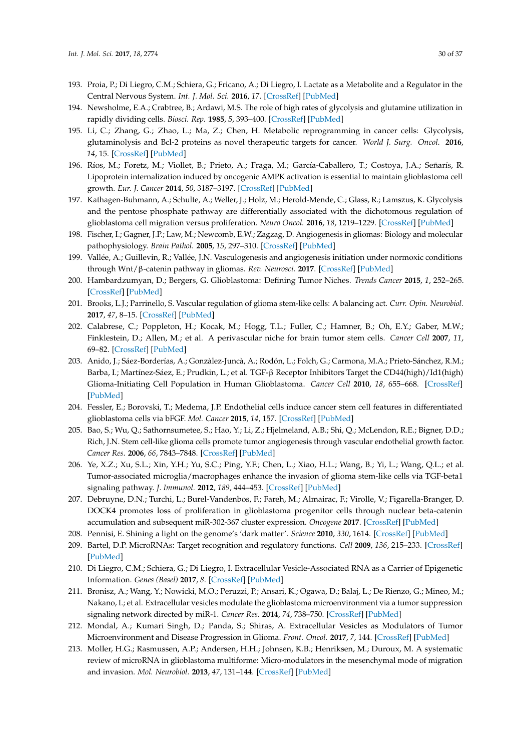193. Proia, P.; Di Liegro, C.M.; Schiera, G.; Fricano, A.; Di Liegro, I. Lactate as a Metabolite and a Regulator in the Central Nervous System. *Int. J. Mol. Sci.* **2016**, *17*. [CrossRef] [PubMed]
194. Newsholme, E.A.; Crabtree, B.; Ardawi, M.S. The role of high rates of glycolysis and glutamine utilization in rapidly dividing cells. *Biosci. Rep.* **1985**, *5*, 393–400. [CrossRef] [PubMed]
195. Li, C.; Zhang, G.; Zhao, L.; Ma, Z.; Chen, H. Metabolic reprogramming in cancer cells: Glycolysis, glutaminolysis and Bcl-2 proteins as novel therapeutic targets for cancer. *World J. Surg. Oncol.* **2016**, *14*, 15. [CrossRef] [PubMed]
196. Ríos, M.; Foretz, M.; Viollet, B.; Prieto, A.; Fraga, M.; García-Caballero, T.; Costoya, J.A.; Señarís, R. Lipoprotein internalization induced by oncogenic AMPK activation is essential to maintain glioblastoma cell growth. *Eur. J. Cancer* **2014**, *50*, 3187–3197. [CrossRef] [PubMed]
197. Kathagen-Buhmann, A.; Schulte, A.; Weller, J.; Holz, M.; Herold-Mende, C.; Glass, R.; Lamszus, K. Glycolysis and the pentose phosphate pathway are differentially associated with the dichotomous regulation of glioblastoma cell migration versus proliferation. *Neuro Oncol.* **2016**, *18*, 1219–1229. [CrossRef] [PubMed]
198. Fischer, I.; Gagner, J.P.; Law, M.; Newcomb, E.W.; Zagzag, D. Angiogenesis in gliomas: Biology and molecular pathophysiology. *Brain Pathol.* **2005**, *15*, 297–310. [CrossRef] [PubMed]
199. Vallée, A.; Guillevin, R.; Vallée, J.N. Vasculogenesis and angiogenesis initiation under normoxic conditions through Wnt/β-catenin pathway in gliomas. *Rev. Neurosci.* **2017**. [CrossRef] [PubMed]
200. Hambardzumyan, D.; Bergers, G. Glioblastoma: Defining Tumor Niches. *Trends Cancer* **2015**, *1*, 252–265. [CrossRef] [PubMed]
201. Brooks, L.J.; Parrinello, S. Vascular regulation of glioma stem-like cells: A balancing act. *Curr. Opin. Neurobiol.* **2017**, *47*, 8–15. [CrossRef] [PubMed]
202. Calabrese, C.; Poppleton, H.; Kocak, M.; Hogg, T.L.; Fuller, C.; Hamner, B.; Oh, E.Y.; Gaber, M.W.; Finklestein, D.; Allen, M.; et al. A perivascular niche for brain tumor stem cells. *Cancer Cell* **2007**, *11*, 69–82. [CrossRef] [PubMed]
203. Anido, J.; Sáez-Borderías, A.; Gonzàlez-Juncà, A.; Rodón, L.; Folch, G.; Carmona, M.A.; Prieto-Sánchez, R.M.; Barba, I.; Martínez-Sáez, E.; Prudkin, L.; et al. TGF-β Receptor Inhibitors Target the CD44(high)/Id1(high) Glioma-Initiating Cell Population in Human Glioblastoma. *Cancer Cell* **2010**, *18*, 655–668. [CrossRef] [PubMed]
204. Fessler, E.; Borovski, T.; Medema, J.P. Endothelial cells induce cancer stem cell features in differentiated glioblastoma cells via bFGF. *Mol. Cancer* **2015**, *14*, 157. [CrossRef] [PubMed]
205. Bao, S.; Wu, Q.; Sathornsumetee, S.; Hao, Y.; Li, Z.; Hjelmeland, A.B.; Shi, Q.; McLendon, R.E.; Bigner, D.D.; Rich, J.N. Stem cell-like glioma cells promote tumor angiogenesis through vascular endothelial growth factor. *Cancer Res.* **2006**, *66*, 7843–7848. [CrossRef] [PubMed]
206. Ye, X.Z.; Xu, S.L.; Xin, Y.H.; Yu, S.C.; Ping, Y.F.; Chen, L.; Xiao, H.L.; Wang, B.; Yi, L.; Wang, Q.L.; et al. Tumor-associated microglia/macrophages enhance the invasion of glioma stem-like cells via TGF-beta1 signaling pathway. *J. Immunol.* **2012**, *189*, 444–453. [CrossRef] [PubMed]
207. Debruyne, D.N.; Turchi, L.; Burel-Vandenbos, F.; Fareh, M.; Almairac, F.; Virolle, V.; Figarella-Branger, D. DOCK4 promotes loss of proliferation in glioblastoma progenitor cells through nuclear beta-catenin accumulation and subsequent miR-302-367 cluster expression. *Oncogene* **2017**. [CrossRef] [PubMed]
208. Pennisi, E. Shining a light on the genome's 'dark matter'. *Science* **2010**, *330*, 1614. [CrossRef] [PubMed]
209. Bartel, D.P. MicroRNAs: Target recognition and regulatory functions. *Cell* **2009**, *136*, 215–233. [CrossRef] [PubMed]
210. Di Liegro, C.M.; Schiera, G.; Di Liegro, I. Extracellular Vesicle-Associated RNA as a Carrier of Epigenetic Information. *Genes (Basel)* **2017**, *8*. [CrossRef] [PubMed]
211. Bronisz, A.; Wang, Y.; Nowicki, M.O.; Peruzzi, P.; Ansari, K.; Ogawa, D.; Balaj, L.; De Rienzo, G.; Mineo, M.; Nakano, I.; et al. Extracellular vesicles modulate the glioblastoma microenvironment via a tumor suppression signaling network directed by miR-1. *Cancer Res.* **2014**, *74*, 738–750. [CrossRef] [PubMed]
212. Mondal, A.; Kumari Singh, D.; Panda, S.; Shiras, A. Extracellular Vesicles as Modulators of Tumor Microenvironment and Disease Progression in Glioma. *Front. Oncol.* **2017**, *7*, 144. [CrossRef] [PubMed]
213. Moller, H.G.; Rasmussen, A.P.; Andersen, H.H.; Johnsen, K.B.; Henriksen, M.; Duroux, M. A systematic review of microRNA in glioblastoma multiforme: Micro-modulators in the mesenchymal mode of migration and invasion. *Mol. Neurobiol.* **2013**, *47*, 131–144. [CrossRef] [PubMed]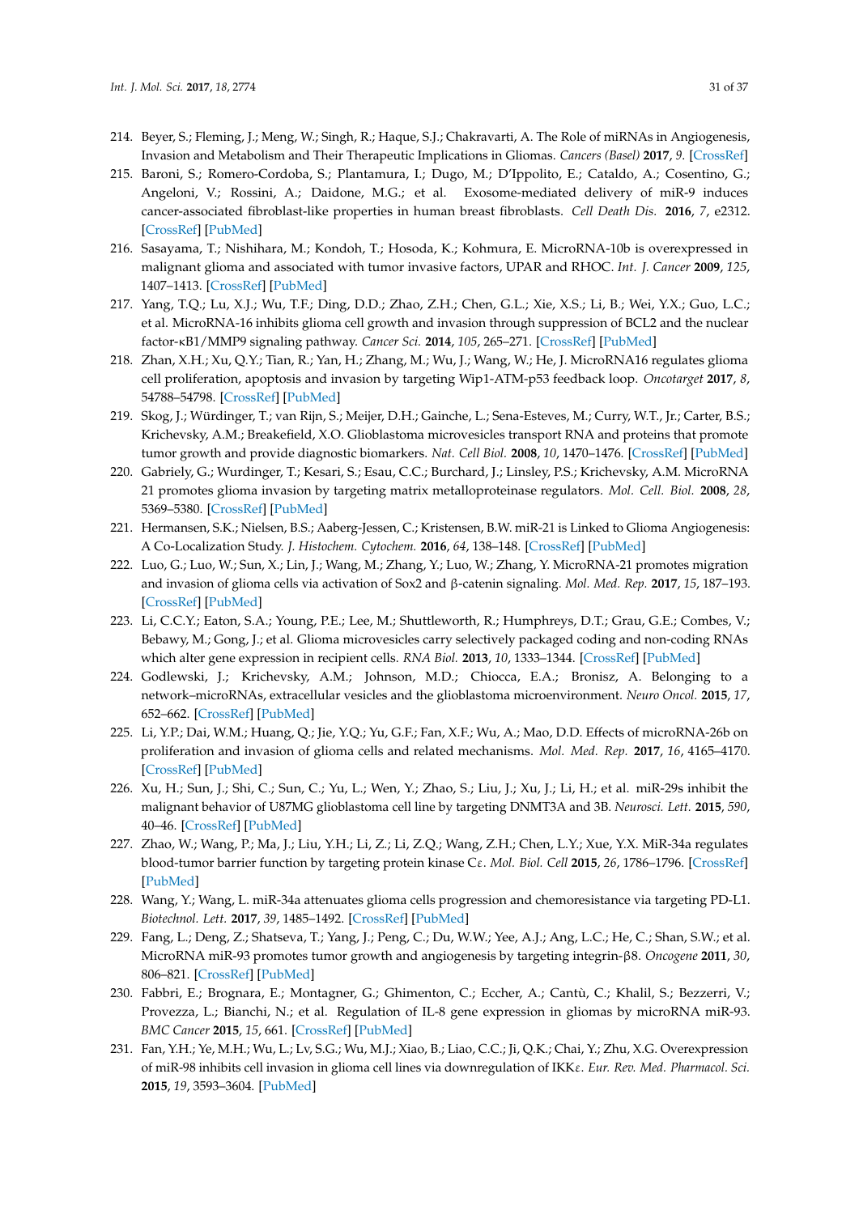214. Beyer, S.; Fleming, J.; Meng, W.; Singh, R.; Haque, S.J.; Chakravarti, A. The Role of miRNAs in Angiogenesis, Invasion and Metabolism and Their Therapeutic Implications in Gliomas. *Cancers (Basel)* **2017**, *9*. [CrossRef]
215. Baroni, S.; Romero-Cordoba, S.; Plantamura, I.; Dugo, M.; D'Ippolito, E.; Cataldo, A.; Cosentino, G.; Angeloni, V.; Rossini, A.; Daidone, M.G.; et al. Exosome-mediated delivery of miR-9 induces cancer-associated fibroblast-like properties in human breast fibroblasts. *Cell Death Dis.* **2016**, *7*, e2312. [CrossRef] [PubMed]
216. Sasayama, T.; Nishihara, M.; Kondoh, T.; Hosoda, K.; Kohmura, E. MicroRNA-10b is overexpressed in malignant glioma and associated with tumor invasive factors, UPAR and RHOC. *Int. J. Cancer* **2009**, *125*, 1407–1413. [CrossRef] [PubMed]
217. Yang, T.Q.; Lu, X.J.; Wu, T.F.; Ding, D.D.; Zhao, Z.H.; Chen, G.L.; Xie, X.S.; Li, B.; Wei, Y.X.; Guo, L.C.; et al. MicroRNA-16 inhibits glioma cell growth and invasion through suppression of BCL2 and the nuclear factor-κB1/MMP9 signaling pathway. *Cancer Sci.* **2014**, *105*, 265–271. [CrossRef] [PubMed]
218. Zhan, X.H.; Xu, Q.Y.; Tian, R.; Yan, H.; Zhang, M.; Wu, J.; Wang, W.; He, J. MicroRNA16 regulates glioma cell proliferation, apoptosis and invasion by targeting Wip1-ATM-p53 feedback loop. *Oncotarget* **2017**, *8*, 54788–54798. [CrossRef] [PubMed]
219. Skog, J.; Würdinger, T.; van Rijn, S.; Meijer, D.H.; Gainche, L.; Sena-Esteves, M.; Curry, W.T., Jr.; Carter, B.S.; Krichevsky, A.M.; Breakefield, X.O. Glioblastoma microvesicles transport RNA and proteins that promote tumor growth and provide diagnostic biomarkers. *Nat. Cell Biol.* **2008**, *10*, 1470–1476. [CrossRef] [PubMed]
220. Gabriely, G.; Wurdinger, T.; Kesari, S.; Esau, C.C.; Burchard, J.; Linsley, P.S.; Krichevsky, A.M. MicroRNA 21 promotes glioma invasion by targeting matrix metalloproteinase regulators. *Mol. Cell. Biol.* **2008**, *28*, 5369–5380. [CrossRef] [PubMed]
221. Hermansen, S.K.; Nielsen, B.S.; Aaberg-Jessen, C.; Kristensen, B.W. miR-21 is Linked to Glioma Angiogenesis: A Co-Localization Study. *J. Histochem. Cytochem.* **2016**, *64*, 138–148. [CrossRef] [PubMed]
222. Luo, G.; Luo, W.; Sun, X.; Lin, J.; Wang, M.; Zhang, Y.; Luo, W.; Zhang, Y. MicroRNA-21 promotes migration and invasion of glioma cells via activation of Sox2 and β-catenin signaling. *Mol. Med. Rep.* **2017**, *15*, 187–193. [CrossRef] [PubMed]
223. Li, C.C.Y.; Eaton, S.A.; Young, P.E.; Lee, M.; Shuttleworth, R.; Humphreys, D.T.; Grau, G.E.; Combes, V.; Bebawy, M.; Gong, J.; et al. Glioma microvesicles carry selectively packaged coding and non-coding RNAs which alter gene expression in recipient cells. *RNA Biol.* **2013**, *10*, 1333–1344. [CrossRef] [PubMed]
224. Godlewski, J.; Krichevsky, A.M.; Johnson, M.D.; Chiocca, E.A.; Bronisz, A. Belonging to a network–microRNAs, extracellular vesicles and the glioblastoma microenvironment. *Neuro Oncol.* **2015**, *17*, 652–662. [CrossRef] [PubMed]
225. Li, Y.P.; Dai, W.M.; Huang, Q.; Jie, Y.Q.; Yu, G.F.; Fan, X.F.; Wu, A.; Mao, D.D. Effects of microRNA-26b on proliferation and invasion of glioma cells and related mechanisms. *Mol. Med. Rep.* **2017**, *16*, 4165–4170. [CrossRef] [PubMed]
226. Xu, H.; Sun, J.; Shi, C.; Sun, C.; Yu, L.; Wen, Y.; Zhao, S.; Liu, J.; Xu, J.; Li, H.; et al. miR-29s inhibit the malignant behavior of U87MG glioblastoma cell line by targeting DNMT3A and 3B. *Neurosci. Lett.* **2015**, *590*, 40–46. [CrossRef] [PubMed]
227. Zhao, W.; Wang, P.; Ma, J.; Liu, Y.H.; Li, Z.; Li, Z.Q.; Wang, Z.H.; Chen, L.Y.; Xue, Y.X. MiR-34a regulates blood-tumor barrier function by targeting protein kinase Cε. *Mol. Biol. Cell* **2015**, *26*, 1786–1796. [CrossRef] [PubMed]
228. Wang, Y.; Wang, L. miR-34a attenuates glioma cells progression and chemoresistance via targeting PD-L1. *Biotechnol. Lett.* **2017**, *39*, 1485–1492. [CrossRef] [PubMed]
229. Fang, L.; Deng, Z.; Shatseva, T.; Yang, J.; Peng, C.; Du, W.W.; Yee, A.J.; Ang, L.C.; He, C.; Shan, S.W.; et al. MicroRNA miR-93 promotes tumor growth and angiogenesis by targeting integrin-β8. *Oncogene* **2011**, *30*, 806–821. [CrossRef] [PubMed]
230. Fabbri, E.; Brognara, E.; Montagner, G.; Ghimenton, C.; Eccher, A.; Cantù, C.; Khalil, S.; Bezzerri, V.; Provezza, L.; Bianchi, N.; et al. Regulation of IL-8 gene expression in gliomas by microRNA miR-93. *BMC Cancer* **2015**, *15*, 661. [CrossRef] [PubMed]
231. Fan, Y.H.; Ye, M.H.; Wu, L.; Lv, S.G.; Wu, M.J.; Xiao, B.; Liao, C.C.; Ji, Q.K.; Chai, Y.; Zhu, X.G. Overexpression of miR-98 inhibits cell invasion in glioma cell lines via downregulation of IKKε. *Eur. Rev. Med. Pharmacol. Sci.* **2015**, *19*, 3593–3604. [PubMed]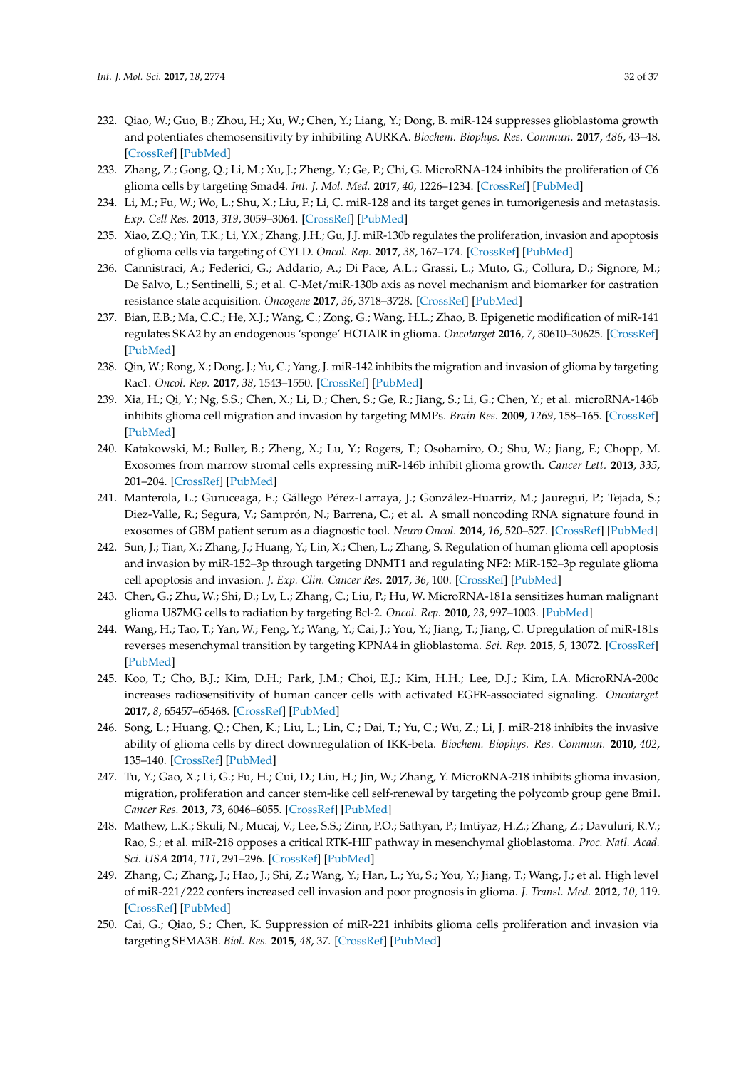232. Qiao, W.; Guo, B.; Zhou, H.; Xu, W.; Chen, Y.; Liang, Y.; Dong, B. miR-124 suppresses glioblastoma growth and potentiates chemosensitivity by inhibiting AURKA. *Biochem. Biophys. Res. Commun.* **2017**, *486*, 43–48. [CrossRef] [PubMed]
233. Zhang, Z.; Gong, Q.; Li, M.; Xu, J.; Zheng, Y.; Ge, P.; Chi, G. MicroRNA-124 inhibits the proliferation of C6 glioma cells by targeting Smad4. *Int. J. Mol. Med.* **2017**, *40*, 1226–1234. [CrossRef] [PubMed]
234. Li, M.; Fu, W.; Wo, L.; Shu, X.; Liu, F.; Li, C. miR-128 and its target genes in tumorigenesis and metastasis. *Exp. Cell Res.* **2013**, *319*, 3059–3064. [CrossRef] [PubMed]
235. Xiao, Z.Q.; Yin, T.K.; Li, Y.X.; Zhang, J.H.; Gu, J.J. miR-130b regulates the proliferation, invasion and apoptosis of glioma cells via targeting of CYLD. *Oncol. Rep.* **2017**, *38*, 167–174. [CrossRef] [PubMed]
236. Cannistraci, A.; Federici, G.; Addario, A.; Di Pace, A.L.; Grassi, L.; Muto, G.; Collura, D.; Signore, M.; De Salvo, L.; Sentinelli, S.; et al. C-Met/miR-130b axis as novel mechanism and biomarker for castration resistance state acquisition. *Oncogene* **2017**, *36*, 3718–3728. [CrossRef] [PubMed]
237. Bian, E.B.; Ma, C.C.; He, X.J.; Wang, C.; Zong, G.; Wang, H.L.; Zhao, B. Epigenetic modification of miR-141 regulates SKA2 by an endogenous 'sponge' HOTAIR in glioma. *Oncotarget* **2016**, *7*, 30610–30625. [CrossRef] [PubMed]
238. Qin, W.; Rong, X.; Dong, J.; Yu, C.; Yang, J. miR-142 inhibits the migration and invasion of glioma by targeting Rac1. *Oncol. Rep.* **2017**, *38*, 1543–1550. [CrossRef] [PubMed]
239. Xia, H.; Qi, Y.; Ng, S.S.; Chen, X.; Li, D.; Chen, S.; Ge, R.; Jiang, S.; Li, G.; Chen, Y.; et al. microRNA-146b inhibits glioma cell migration and invasion by targeting MMPs. *Brain Res.* **2009**, *1269*, 158–165. [CrossRef] [PubMed]
240. Katakowski, M.; Buller, B.; Zheng, X.; Lu, Y.; Rogers, T.; Osobamiro, O.; Shu, W.; Jiang, F.; Chopp, M. Exosomes from marrow stromal cells expressing miR-146b inhibit glioma growth. *Cancer Lett.* **2013**, *335*, 201–204. [CrossRef] [PubMed]
241. Manterola, L.; Guruceaga, E.; Gállego Pérez-Larraya, J.; González-Huarriz, M.; Jauregui, P.; Tejada, S.; Diez-Valle, R.; Segura, V.; Samprón, N.; Barrena, C.; et al. A small noncoding RNA signature found in exosomes of GBM patient serum as a diagnostic tool. *Neuro Oncol.* **2014**, *16*, 520–527. [CrossRef] [PubMed]
242. Sun, J.; Tian, X.; Zhang, J.; Huang, Y.; Lin, X.; Chen, L.; Zhang, S. Regulation of human glioma cell apoptosis and invasion by miR-152–3p through targeting DNMT1 and regulating NF2: MiR-152–3p regulate glioma cell apoptosis and invasion. *J. Exp. Clin. Cancer Res.* **2017**, *36*, 100. [CrossRef] [PubMed]
243. Chen, G.; Zhu, W.; Shi, D.; Lv, L.; Zhang, C.; Liu, P.; Hu, W. MicroRNA-181a sensitizes human malignant glioma U87MG cells to radiation by targeting Bcl-2. *Oncol. Rep.* **2010**, *23*, 997–1003. [PubMed]
244. Wang, H.; Tao, T.; Yan, W.; Feng, Y.; Wang, Y.; Cai, J.; You, Y.; Jiang, T.; Jiang, C. Upregulation of miR-181s reverses mesenchymal transition by targeting KPNA4 in glioblastoma. *Sci. Rep.* **2015**, *5*, 13072. [CrossRef] [PubMed]
245. Koo, T.; Cho, B.J.; Kim, D.H.; Park, J.M.; Choi, E.J.; Kim, H.H.; Lee, D.J.; Kim, I.A. MicroRNA-200c increases radiosensitivity of human cancer cells with activated EGFR-associated signaling. *Oncotarget* **2017**, *8*, 65457–65468. [CrossRef] [PubMed]
246. Song, L.; Huang, Q.; Chen, K.; Liu, L.; Lin, C.; Dai, T.; Yu, C.; Wu, Z.; Li, J. miR-218 inhibits the invasive ability of glioma cells by direct downregulation of IKK-beta. *Biochem. Biophys. Res. Commun.* **2010**, *402*, 135–140. [CrossRef] [PubMed]
247. Tu, Y.; Gao, X.; Li, G.; Fu, H.; Cui, D.; Liu, H.; Jin, W.; Zhang, Y. MicroRNA-218 inhibits glioma invasion, migration, proliferation and cancer stem-like cell self-renewal by targeting the polycomb group gene Bmi1. *Cancer Res.* **2013**, *73*, 6046–6055. [CrossRef] [PubMed]
248. Mathew, L.K.; Skuli, N.; Mucaj, V.; Lee, S.S.; Zinn, P.O.; Sathyan, P.; Imtiyaz, H.Z.; Zhang, Z.; Davuluri, R.V.; Rao, S.; et al. miR-218 opposes a critical RTK-HIF pathway in mesenchymal glioblastoma. *Proc. Natl. Acad. Sci. USA* **2014**, *111*, 291–296. [CrossRef] [PubMed]
249. Zhang, C.; Zhang, J.; Hao, J.; Shi, Z.; Wang, Y.; Han, L.; Yu, S.; You, Y.; Jiang, T.; Wang, J.; et al. High level of miR-221/222 confers increased cell invasion and poor prognosis in glioma. *J. Transl. Med.* **2012**, *10*, 119. [CrossRef] [PubMed]
250. Cai, G.; Qiao, S.; Chen, K. Suppression of miR-221 inhibits glioma cells proliferation and invasion via targeting SEMA3B. *Biol. Res.* **2015**, *48*, 37. [CrossRef] [PubMed]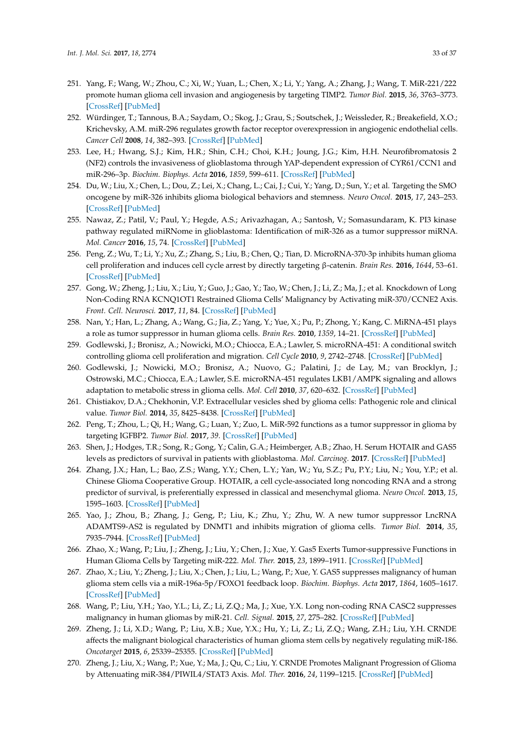251. Yang, F.; Wang, W.; Zhou, C.; Xi, W.; Yuan, L.; Chen, X.; Li, Y.; Yang, A.; Zhang, J.; Wang, T. MiR-221/222 promote human glioma cell invasion and angiogenesis by targeting TIMP2. *Tumor Biol.* **2015**, *36*, 3763–3773. [CrossRef] [PubMed]
252. Würdinger, T.; Tannous, B.A.; Saydam, O.; Skog, J.; Grau, S.; Soutschek, J.; Weissleder, R.; Breakefield, X.O.; Krichevsky, A.M. miR-296 regulates growth factor receptor overexpression in angiogenic endothelial cells. *Cancer Cell* **2008**, *14*, 382–393. [CrossRef] [PubMed]
253. Lee, H.; Hwang, S.J.; Kim, H.R.; Shin, C.H.; Choi, K.H.; Joung, J.G.; Kim, H.H. Neurofibromatosis 2 (NF2) controls the invasiveness of glioblastoma through YAP-dependent expression of CYR61/CCN1 and miR-296–3p. *Biochim. Biophys. Acta* **2016**, *1859*, 599–611. [CrossRef] [PubMed]
254. Du, W.; Liu, X.; Chen, L.; Dou, Z.; Lei, X.; Chang, L.; Cai, J.; Cui, Y.; Yang, D.; Sun, Y.; et al. Targeting the SMO oncogene by miR-326 inhibits glioma biological behaviors and stemness. *Neuro Oncol.* **2015**, *17*, 243–253. [CrossRef] [PubMed]
255. Nawaz, Z.; Patil, V.; Paul, Y.; Hegde, A.S.; Arivazhagan, A.; Santosh, V.; Somasundaram, K. PI3 kinase pathway regulated miRNome in glioblastoma: Identification of miR-326 as a tumor suppressor miRNA. *Mol. Cancer* **2016**, *15*, 74. [CrossRef] [PubMed]
256. Peng, Z.; Wu, T.; Li, Y.; Xu, Z.; Zhang, S.; Liu, B.; Chen, Q.; Tian, D. MicroRNA-370-3p inhibits human glioma cell proliferation and induces cell cycle arrest by directly targeting β-catenin. *Brain Res.* **2016**, *1644*, 53–61. [CrossRef] [PubMed]
257. Gong, W.; Zheng, J.; Liu, X.; Liu, Y.; Guo, J.; Gao, Y.; Tao, W.; Chen, J.; Li, Z.; Ma, J.; et al. Knockdown of Long Non-Coding RNA KCNQ1OT1 Restrained Glioma Cells' Malignancy by Activating miR-370/CCNE2 Axis. *Front. Cell. Neurosci.* **2017**, *11*, 84. [CrossRef] [PubMed]
258. Nan, Y.; Han, L.; Zhang, A.; Wang, G.; Jia, Z.; Yang, Y.; Yue, X.; Pu, P.; Zhong, Y.; Kang, C. MiRNA-451 plays a role as tumor suppressor in human glioma cells. *Brain Res.* **2010**, *1359*, 14–21. [CrossRef] [PubMed]
259. Godlewski, J.; Bronisz, A.; Nowicki, M.O.; Chiocca, E.A.; Lawler, S. microRNA-451: A conditional switch controlling glioma cell proliferation and migration. *Cell Cycle* **2010**, *9*, 2742–2748. [CrossRef] [PubMed]
260. Godlewski, J.; Nowicki, M.O.; Bronisz, A.; Nuovo, G.; Palatini, J.; de Lay, M.; van Brocklyn, J.; Ostrowski, M.C.; Chiocca, E.A.; Lawler, S.E. microRNA-451 regulates LKB1/AMPK signaling and allows adaptation to metabolic stress in glioma cells. *Mol. Cell* **2010**, *37*, 620–632. [CrossRef] [PubMed]
261. Chistiakov, D.A.; Chekhonin, V.P. Extracellular vesicles shed by glioma cells: Pathogenic role and clinical value. *Tumor Biol.* **2014**, *35*, 8425–8438. [CrossRef] [PubMed]
262. Peng, T.; Zhou, L.; Qi, H.; Wang, G.; Luan, Y.; Zuo, L. MiR-592 functions as a tumor suppressor in glioma by targeting IGFBP2. *Tumor Biol.* **2017**, *39*. [CrossRef] [PubMed]
263. Shen, J.; Hodges, T.R.; Song, R.; Gong, Y.; Calin, G.A.; Heimberger, A.B.; Zhao, H. Serum HOTAIR and GAS5 levels as predictors of survival in patients with glioblastoma. *Mol. Carcinog.* **2017**. [CrossRef] [PubMed]
264. Zhang, J.X.; Han, L.; Bao, Z.S.; Wang, Y.Y.; Chen, L.Y.; Yan, W.; Yu, S.Z.; Pu, P.Y.; Liu, N.; You, Y.P.; et al. Chinese Glioma Cooperative Group. HOTAIR, a cell cycle-associated long noncoding RNA and a strong predictor of survival, is preferentially expressed in classical and mesenchymal glioma. *Neuro Oncol.* **2013**, *15*, 1595–1603. [CrossRef] [PubMed]
265. Yao, J.; Zhou, B.; Zhang, J.; Geng, P.; Liu, K.; Zhu, Y.; Zhu, W. A new tumor suppressor LncRNA ADAMTS9-AS2 is regulated by DNMT1 and inhibits migration of glioma cells. *Tumor Biol.* **2014**, *35*, 7935–7944. [CrossRef] [PubMed]
266. Zhao, X.; Wang, P.; Liu, J.; Zheng, J.; Liu, Y.; Chen, J.; Xue, Y. Gas5 Exerts Tumor-suppressive Functions in Human Glioma Cells by Targeting miR-222. *Mol. Ther.* **2015**, *23*, 1899–1911. [CrossRef] [PubMed]
267. Zhao, X.; Liu, Y.; Zheng, J.; Liu, X.; Chen, J.; Liu, L.; Wang, P.; Xue, Y. GAS5 suppresses malignancy of human glioma stem cells via a miR-196a-5p/FOXO1 feedback loop. *Biochim. Biophys. Acta* **2017**, *1864*, 1605–1617. [CrossRef] [PubMed]
268. Wang, P.; Liu, Y.H.; Yao, Y.L.; Li, Z.; Li, Z.Q.; Ma, J.; Xue, Y.X. Long non-coding RNA CASC2 suppresses malignancy in human gliomas by miR-21. *Cell. Signal.* **2015**, *27*, 275–282. [CrossRef] [PubMed]
269. Zheng, J.; Li, X.D.; Wang, P.; Liu, X.B.; Xue, Y.X.; Hu, Y.; Li, Z.; Li, Z.Q.; Wang, Z.H.; Liu, Y.H. CRNDE affects the malignant biological characteristics of human glioma stem cells by negatively regulating miR-186. *Oncotarget* **2015**, *6*, 25339–25355. [CrossRef] [PubMed]
270. Zheng, J.; Liu, X.; Wang, P.; Xue, Y.; Ma, J.; Qu, C.; Liu, Y. CRNDE Promotes Malignant Progression of Glioma by Attenuating miR-384/PIWIL4/STAT3 Axis. *Mol. Ther.* **2016**, *24*, 1199–1215. [CrossRef] [PubMed]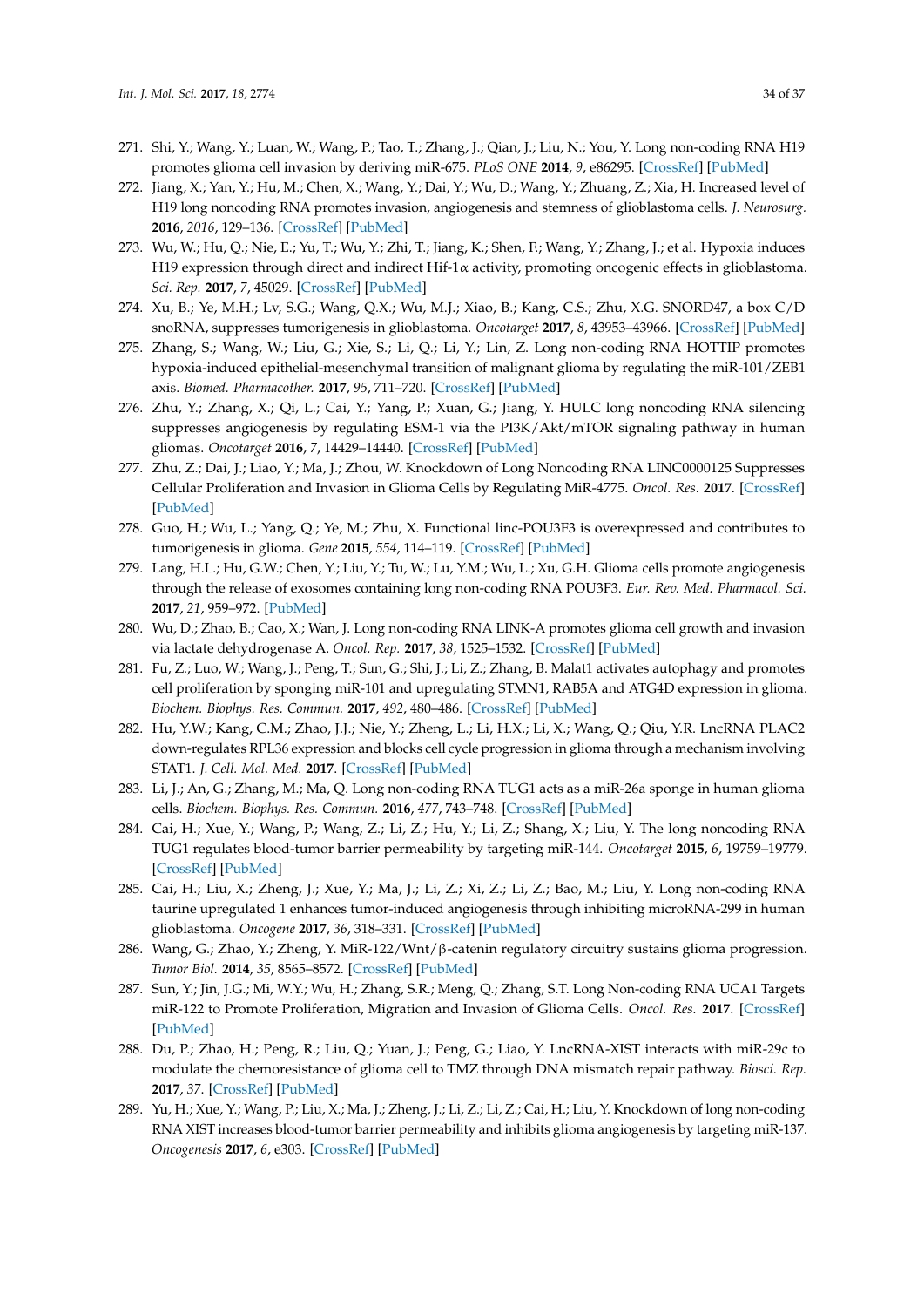271. Shi, Y.; Wang, Y.; Luan, W.; Wang, P.; Tao, T.; Zhang, J.; Qian, J.; Liu, N.; You, Y. Long non-coding RNA H19 promotes glioma cell invasion by deriving miR-675. *PLoS ONE* **2014**, *9*, e86295. [CrossRef] [PubMed]
272. Jiang, X.; Yan, Y.; Hu, M.; Chen, X.; Wang, Y.; Dai, Y.; Wu, D.; Wang, Y.; Zhuang, Z.; Xia, H. Increased level of H19 long noncoding RNA promotes invasion, angiogenesis and stemness of glioblastoma cells. *J. Neurosurg.* **2016**, *2016*, 129–136. [CrossRef] [PubMed]
273. Wu, W.; Hu, Q.; Nie, E.; Yu, T.; Wu, Y.; Zhi, T.; Jiang, K.; Shen, F.; Wang, Y.; Zhang, J.; et al. Hypoxia induces H19 expression through direct and indirect Hif-1α activity, promoting oncogenic effects in glioblastoma. *Sci. Rep.* **2017**, *7*, 45029. [CrossRef] [PubMed]
274. Xu, B.; Ye, M.H.; Lv, S.G.; Wang, Q.X.; Wu, M.J.; Xiao, B.; Kang, C.S.; Zhu, X.G. SNORD47, a box C/D snoRNA, suppresses tumorigenesis in glioblastoma. *Oncotarget* **2017**, *8*, 43953–43966. [CrossRef] [PubMed]
275. Zhang, S.; Wang, W.; Liu, G.; Xie, S.; Li, Q.; Li, Y.; Lin, Z. Long non-coding RNA HOTTIP promotes hypoxia-induced epithelial-mesenchymal transition of malignant glioma by regulating the miR-101/ZEB1 axis. *Biomed. Pharmacother.* **2017**, *95*, 711–720. [CrossRef] [PubMed]
276. Zhu, Y.; Zhang, X.; Qi, L.; Cai, Y.; Yang, P.; Xuan, G.; Jiang, Y. HULC long noncoding RNA silencing suppresses angiogenesis by regulating ESM-1 via the PI3K/Akt/mTOR signaling pathway in human gliomas. *Oncotarget* **2016**, *7*, 14429–14440. [CrossRef] [PubMed]
277. Zhu, Z.; Dai, J.; Liao, Y.; Ma, J.; Zhou, W. Knockdown of Long Noncoding RNA LINC0000125 Suppresses Cellular Proliferation and Invasion in Glioma Cells by Regulating MiR-4775. *Oncol. Res.* **2017**. [CrossRef] [PubMed]
278. Guo, H.; Wu, L.; Yang, Q.; Ye, M.; Zhu, X. Functional linc-POU3F3 is overexpressed and contributes to tumorigenesis in glioma. *Gene* **2015**, *554*, 114–119. [CrossRef] [PubMed]
279. Lang, H.L.; Hu, G.W.; Chen, Y.; Liu, Y.; Tu, W.; Lu, Y.M.; Wu, L.; Xu, G.H. Glioma cells promote angiogenesis through the release of exosomes containing long non-coding RNA POU3F3. *Eur. Rev. Med. Pharmacol. Sci.* **2017**, *21*, 959–972. [PubMed]
280. Wu, D.; Zhao, B.; Cao, X.; Wan, J. Long non-coding RNA LINK-A promotes glioma cell growth and invasion via lactate dehydrogenase A. *Oncol. Rep.* **2017**, *38*, 1525–1532. [CrossRef] [PubMed]
281. Fu, Z.; Luo, W.; Wang, J.; Peng, T.; Sun, G.; Shi, J.; Li, Z.; Zhang, B. Malat1 activates autophagy and promotes cell proliferation by sponging miR-101 and upregulating STMN1, RAB5A and ATG4D expression in glioma. *Biochem. Biophys. Res. Commun.* **2017**, *492*, 480–486. [CrossRef] [PubMed]
282. Hu, Y.W.; Kang, C.M.; Zhao, J.J.; Nie, Y.; Zheng, L.; Li, H.X.; Li, X.; Wang, Q.; Qiu, Y.R. LncRNA PLAC2 down-regulates RPL36 expression and blocks cell cycle progression in glioma through a mechanism involving STAT1. *J. Cell. Mol. Med.* **2017**. [CrossRef] [PubMed]
283. Li, J.; An, G.; Zhang, M.; Ma, Q. Long non-coding RNA TUG1 acts as a miR-26a sponge in human glioma cells. *Biochem. Biophys. Res. Commun.* **2016**, *477*, 743–748. [CrossRef] [PubMed]
284. Cai, H.; Xue, Y.; Wang, P.; Wang, Z.; Li, Z.; Hu, Y.; Li, Z.; Shang, X.; Liu, Y. The long noncoding RNA TUG1 regulates blood-tumor barrier permeability by targeting miR-144. *Oncotarget* **2015**, *6*, 19759–19779. [CrossRef] [PubMed]
285. Cai, H.; Liu, X.; Zheng, J.; Xue, Y.; Ma, J.; Li, Z.; Xi, Z.; Li, Z.; Bao, M.; Liu, Y. Long non-coding RNA taurine upregulated 1 enhances tumor-induced angiogenesis through inhibiting microRNA-299 in human glioblastoma. *Oncogene* **2017**, *36*, 318–331. [CrossRef] [PubMed]
286. Wang, G.; Zhao, Y.; Zheng, Y. MiR-122/Wnt/β-catenin regulatory circuitry sustains glioma progression. *Tumor Biol.* **2014**, *35*, 8565–8572. [CrossRef] [PubMed]
287. Sun, Y.; Jin, J.G.; Mi, W.Y.; Wu, H.; Zhang, S.R.; Meng, Q.; Zhang, S.T. Long Non-coding RNA UCA1 Targets miR-122 to Promote Proliferation, Migration and Invasion of Glioma Cells. *Oncol. Res.* **2017**. [CrossRef] [PubMed]
288. Du, P.; Zhao, H.; Peng, R.; Liu, Q.; Yuan, J.; Peng, G.; Liao, Y. LncRNA-XIST interacts with miR-29c to modulate the chemoresistance of glioma cell to TMZ through DNA mismatch repair pathway. *Biosci. Rep.* **2017**, *37*. [CrossRef] [PubMed]
289. Yu, H.; Xue, Y.; Wang, P.; Liu, X.; Ma, J.; Zheng, J.; Li, Z.; Li, Z.; Cai, H.; Liu, Y. Knockdown of long non-coding RNA XIST increases blood-tumor barrier permeability and inhibits glioma angiogenesis by targeting miR-137. *Oncogenesis* **2017**, *6*, e303. [CrossRef] [PubMed]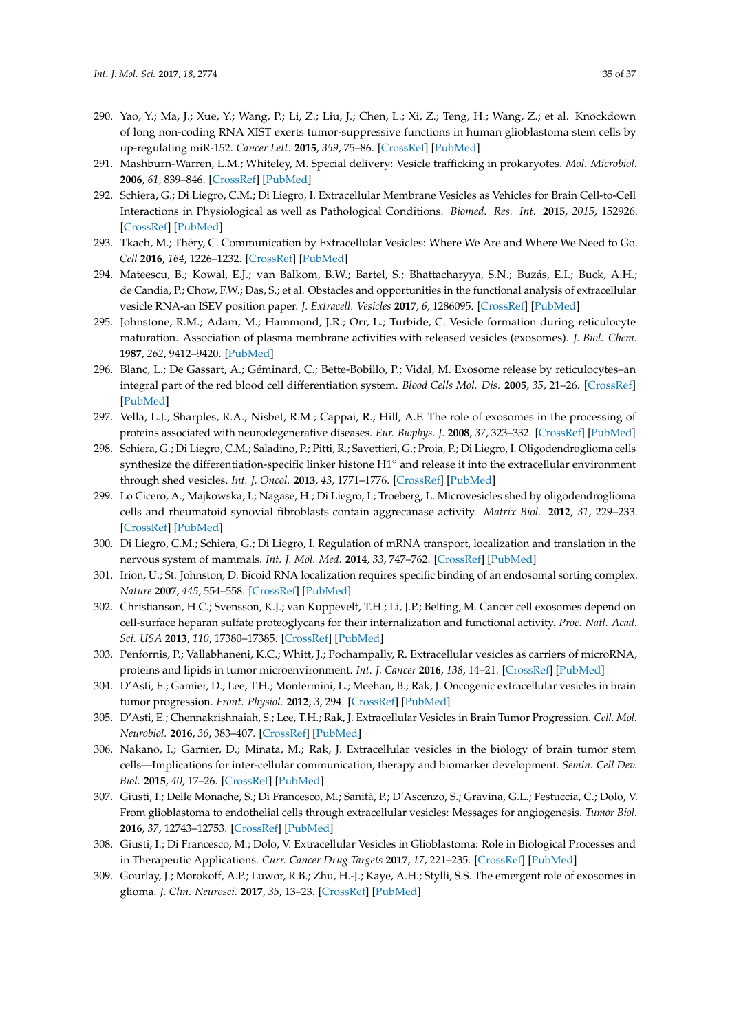290. Yao, Y.; Ma, J.; Xue, Y.; Wang, P.; Li, Z.; Liu, J.; Chen, L.; Xi, Z.; Teng, H.; Wang, Z.; et al. Knockdown of long non-coding RNA XIST exerts tumor-suppressive functions in human glioblastoma stem cells by up-regulating miR-152. *Cancer Lett.* **2015**, *359*, 75–86. [CrossRef] [PubMed]
291. Mashburn-Warren, L.M.; Whiteley, M. Special delivery: Vesicle trafficking in prokaryotes. *Mol. Microbiol.* **2006**, *61*, 839–846. [CrossRef] [PubMed]
292. Schiera, G.; Di Liegro, C.M.; Di Liegro, I. Extracellular Membrane Vesicles as Vehicles for Brain Cell-to-Cell Interactions in Physiological as well as Pathological Conditions. *Biomed. Res. Int.* **2015**, *2015*, 152926. [CrossRef] [PubMed]
293. Tkach, M.; Théry, C. Communication by Extracellular Vesicles: Where We Are and Where We Need to Go. *Cell* **2016**, *164*, 1226–1232. [CrossRef] [PubMed]
294. Mateescu, B.; Kowal, E.J.; van Balkom, B.W.; Bartel, S.; Bhattacharyya, S.N.; Buzás, E.I.; Buck, A.H.; de Candia, P.; Chow, F.W.; Das, S.; et al. Obstacles and opportunities in the functional analysis of extracellular vesicle RNA-an ISEV position paper. *J. Extracell. Vesicles* **2017**, *6*, 1286095. [CrossRef] [PubMed]
295. Johnstone, R.M.; Adam, M.; Hammond, J.R.; Orr, L.; Turbide, C. Vesicle formation during reticulocyte maturation. Association of plasma membrane activities with released vesicles (exosomes). *J. Biol. Chem.* **1987**, *262*, 9412–9420. [PubMed]
296. Blanc, L.; De Gassart, A.; Géminard, C.; Bette-Bobillo, P.; Vidal, M. Exosome release by reticulocytes–an integral part of the red blood cell differentiation system. *Blood Cells Mol. Dis.* **2005**, *35*, 21–26. [CrossRef] [PubMed]
297. Vella, L.J.; Sharples, R.A.; Nisbet, R.M.; Cappai, R.; Hill, A.F. The role of exosomes in the processing of proteins associated with neurodegenerative diseases. *Eur. Biophys. J.* **2008**, *37*, 323–332. [CrossRef] [PubMed]
298. Schiera, G.; Di Liegro, C.M.; Saladino, P.; Pitti, R.; Savettieri, G.; Proia, P.; Di Liegro, I. Oligodendroglioma cells synthesize the differentiation-specific linker histone H1° and release it into the extracellular environment through shed vesicles. *Int. J. Oncol.* **2013**, *43*, 1771–1776. [CrossRef] [PubMed]
299. Lo Cicero, A.; Majkowska, I.; Nagase, H.; Di Liegro, I.; Troeberg, L. Microvesicles shed by oligodendroglioma cells and rheumatoid synovial fibroblasts contain aggrecanase activity. *Matrix Biol.* **2012**, *31*, 229–233. [CrossRef] [PubMed]
300. Di Liegro, C.M.; Schiera, G.; Di Liegro, I. Regulation of mRNA transport, localization and translation in the nervous system of mammals. *Int. J. Mol. Med.* **2014**, *33*, 747–762. [CrossRef] [PubMed]
301. Irion, U.; St. Johnston, D. Bicoid RNA localization requires specific binding of an endosomal sorting complex. *Nature* **2007**, *445*, 554–558. [CrossRef] [PubMed]
302. Christianson, H.C.; Svensson, K.J.; van Kuppevelt, T.H.; Li, J.P.; Belting, M. Cancer cell exosomes depend on cell-surface heparan sulfate proteoglycans for their internalization and functional activity. *Proc. Natl. Acad. Sci. USA* **2013**, *110*, 17380–17385. [CrossRef] [PubMed]
303. Penfornis, P.; Vallabhaneni, K.C.; Whitt, J.; Pochampally, R. Extracellular vesicles as carriers of microRNA, proteins and lipids in tumor microenvironment. *Int. J. Cancer* **2016**, *138*, 14–21. [CrossRef] [PubMed]
304. D'Asti, E.; Gamier, D.; Lee, T.H.; Montermini, L.; Meehan, B.; Rak, J. Oncogenic extracellular vesicles in brain tumor progression. *Front. Physiol.* **2012**, *3*, 294. [CrossRef] [PubMed]
305. D'Asti, E.; Chennakrishnaiah, S.; Lee, T.H.; Rak, J. Extracellular Vesicles in Brain Tumor Progression. *Cell. Mol. Neurobiol.* **2016**, *36*, 383–407. [CrossRef] [PubMed]
306. Nakano, I.; Garnier, D.; Minata, M.; Rak, J. Extracellular vesicles in the biology of brain tumor stem cells—Implications for inter-cellular communication, therapy and biomarker development. *Semin. Cell Dev. Biol.* **2015**, *40*, 17–26. [CrossRef] [PubMed]
307. Giusti, I.; Delle Monache, S.; Di Francesco, M.; Sanità, P.; D'Ascenzo, S.; Gravina, G.L.; Festuccia, C.; Dolo, V. From glioblastoma to endothelial cells through extracellular vesicles: Messages for angiogenesis. *Tumor Biol.* **2016**, *37*, 12743–12753. [CrossRef] [PubMed]
308. Giusti, I.; Di Francesco, M.; Dolo, V. Extracellular Vesicles in Glioblastoma: Role in Biological Processes and in Therapeutic Applications. *Curr. Cancer Drug Targets* **2017**, *17*, 221–235. [CrossRef] [PubMed]
309. Gourlay, J.; Morokoff, A.P.; Luwor, R.B.; Zhu, H.-J.; Kaye, A.H.; Stylli, S.S. The emergent role of exosomes in glioma. *J. Clin. Neurosci.* **2017**, *35*, 13–23. [CrossRef] [PubMed]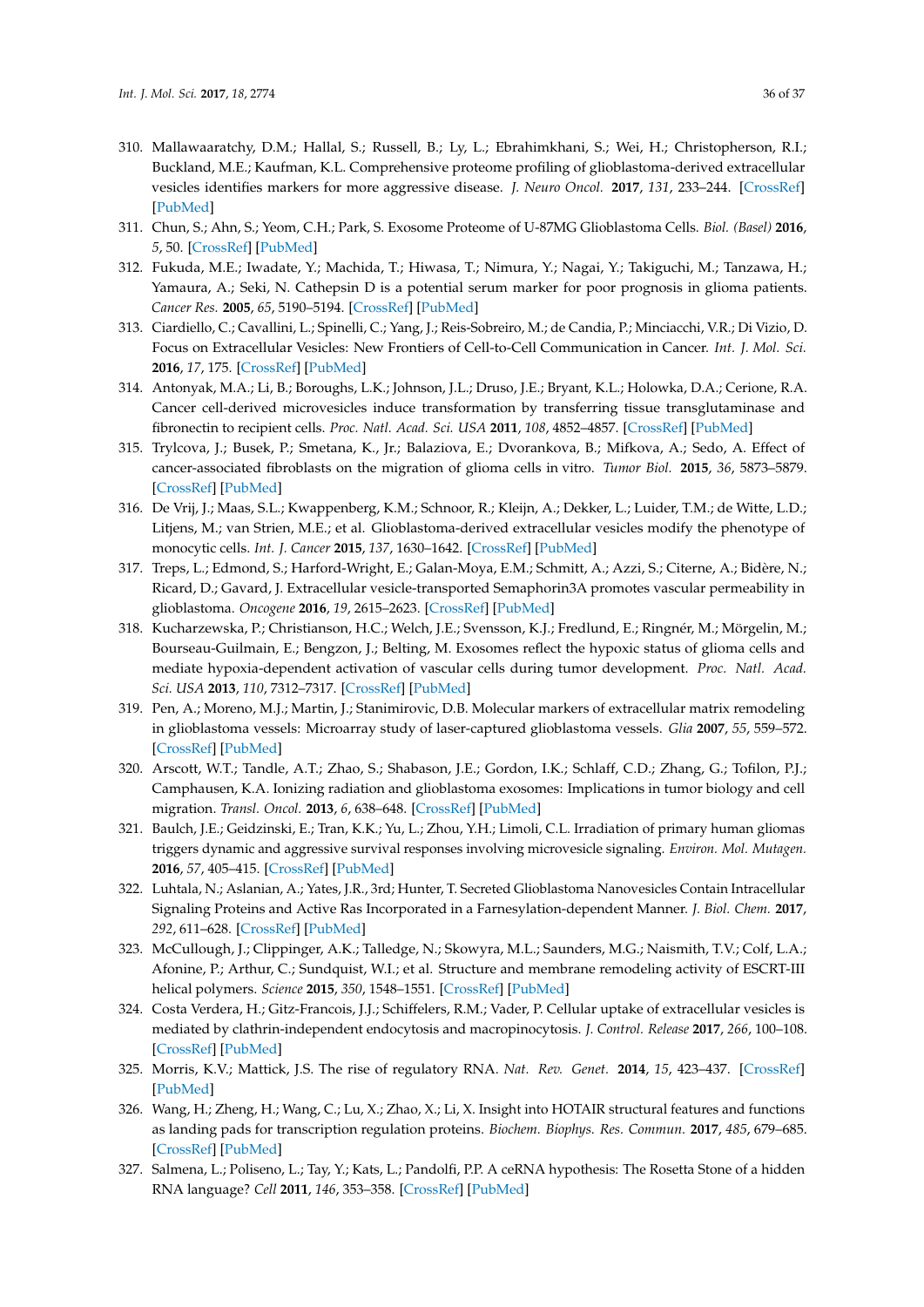310. Mallawaaratchy, D.M.; Hallal, S.; Russell, B.; Ly, L.; Ebrahimkhani, S.; Wei, H.; Christopherson, R.I.; Buckland, M.E.; Kaufman, K.L. Comprehensive proteome profiling of glioblastoma-derived extracellular vesicles identifies markers for more aggressive disease. *J. Neuro Oncol.* **2017**, *131*, 233–244. [CrossRef] [PubMed]
311. Chun, S.; Ahn, S.; Yeom, C.H.; Park, S. Exosome Proteome of U-87MG Glioblastoma Cells. *Biol. (Basel)* **2016**, *5*, 50. [CrossRef] [PubMed]
312. Fukuda, M.E.; Iwadate, Y.; Machida, T.; Hiwasa, T.; Nimura, Y.; Nagai, Y.; Takiguchi, M.; Tanzawa, H.; Yamaura, A.; Seki, N. Cathepsin D is a potential serum marker for poor prognosis in glioma patients. *Cancer Res.* **2005**, *65*, 5190–5194. [CrossRef] [PubMed]
313. Ciardiello, C.; Cavallini, L.; Spinelli, C.; Yang, J.; Reis-Sobreiro, M.; de Candia, P.; Minciacchi, V.R.; Di Vizio, D. Focus on Extracellular Vesicles: New Frontiers of Cell-to-Cell Communication in Cancer. *Int. J. Mol. Sci.* **2016**, *17*, 175. [CrossRef] [PubMed]
314. Antonyak, M.A.; Li, B.; Boroughs, L.K.; Johnson, J.L.; Druso, J.E.; Bryant, K.L.; Holowka, D.A.; Cerione, R.A. Cancer cell-derived microvesicles induce transformation by transferring tissue transglutaminase and fibronectin to recipient cells. *Proc. Natl. Acad. Sci. USA* **2011**, *108*, 4852–4857. [CrossRef] [PubMed]
315. Trylcova, J.; Busek, P.; Smetana, K., Jr.; Balaziova, E.; Dvorankova, B.; Mifkova, A.; Sedo, A. Effect of cancer-associated fibroblasts on the migration of glioma cells in vitro. *Tumor Biol.* **2015**, *36*, 5873–5879. [CrossRef] [PubMed]
316. De Vrij, J.; Maas, S.L.; Kwappenberg, K.M.; Schnoor, R.; Kleijn, A.; Dekker, L.; Luider, T.M.; de Witte, L.D.; Litjens, M.; van Strien, M.E.; et al. Glioblastoma-derived extracellular vesicles modify the phenotype of monocytic cells. *Int. J. Cancer* **2015**, *137*, 1630–1642. [CrossRef] [PubMed]
317. Treps, L.; Edmond, S.; Harford-Wright, E.; Galan-Moya, E.M.; Schmitt, A.; Azzi, S.; Citerne, A.; Bidère, N.; Ricard, D.; Gavard, J. Extracellular vesicle-transported Semaphorin3A promotes vascular permeability in glioblastoma. *Oncogene* **2016**, *19*, 2615–2623. [CrossRef] [PubMed]
318. Kucharzewska, P.; Christianson, H.C.; Welch, J.E.; Svensson, K.J.; Fredlund, E.; Ringnér, M.; Mörgelin, M.; Bourseau-Guilmain, E.; Bengzon, J.; Belting, M. Exosomes reflect the hypoxic status of glioma cells and mediate hypoxia-dependent activation of vascular cells during tumor development. *Proc. Natl. Acad. Sci. USA* **2013**, *110*, 7312–7317. [CrossRef] [PubMed]
319. Pen, A.; Moreno, M.J.; Martin, J.; Stanimirovic, D.B. Molecular markers of extracellular matrix remodeling in glioblastoma vessels: Microarray study of laser-captured glioblastoma vessels. *Glia* **2007**, *55*, 559–572. [CrossRef] [PubMed]
320. Arscott, W.T.; Tandle, A.T.; Zhao, S.; Shabason, J.E.; Gordon, I.K.; Schlaff, C.D.; Zhang, G.; Tofilon, P.J.; Camphausen, K.A. Ionizing radiation and glioblastoma exosomes: Implications in tumor biology and cell migration. *Transl. Oncol.* **2013**, *6*, 638–648. [CrossRef] [PubMed]
321. Baulch, J.E.; Geidzinski, E.; Tran, K.K.; Yu, L.; Zhou, Y.H.; Limoli, C.L. Irradiation of primary human gliomas triggers dynamic and aggressive survival responses involving microvesicle signaling. *Environ. Mol. Mutagen.* **2016**, *57*, 405–415. [CrossRef] [PubMed]
322. Luhtala, N.; Aslanian, A.; Yates, J.R., 3rd; Hunter, T. Secreted Glioblastoma Nanovesicles Contain Intracellular Signaling Proteins and Active Ras Incorporated in a Farnesylation-dependent Manner. *J. Biol. Chem.* **2017**, *292*, 611–628. [CrossRef] [PubMed]
323. McCullough, J.; Clippinger, A.K.; Talledge, N.; Skowyra, M.L.; Saunders, M.G.; Naismith, T.V.; Colf, L.A.; Afonine, P.; Arthur, C.; Sundquist, W.I.; et al. Structure and membrane remodeling activity of ESCRT-III helical polymers. *Science* **2015**, *350*, 1548–1551. [CrossRef] [PubMed]
324. Costa Verdera, H.; Gitz-Francois, J.J.; Schiffelers, R.M.; Vader, P. Cellular uptake of extracellular vesicles is mediated by clathrin-independent endocytosis and macropinocytosis. *J. Control. Release* **2017**, *266*, 100–108. [CrossRef] [PubMed]
325. Morris, K.V.; Mattick, J.S. The rise of regulatory RNA. *Nat. Rev. Genet.* **2014**, *15*, 423–437. [CrossRef] [PubMed]
326. Wang, H.; Zheng, H.; Wang, C.; Lu, X.; Zhao, X.; Li, X. Insight into HOTAIR structural features and functions as landing pads for transcription regulation proteins. *Biochem. Biophys. Res. Commun.* **2017**, *485*, 679–685. [CrossRef] [PubMed]
327. Salmena, L.; Poliseno, L.; Tay, Y.; Kats, L.; Pandolfi, P.P. A ceRNA hypothesis: The Rosetta Stone of a hidden RNA language? *Cell* **2011**, *146*, 353–358. [CrossRef] [PubMed]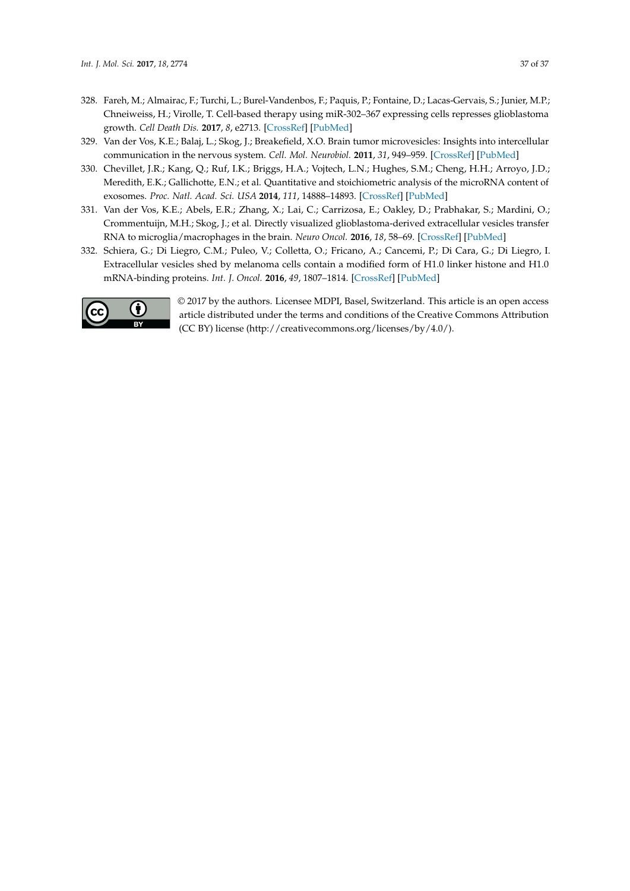328. Fareh, M.; Almairac, F.; Turchi, L.; Burel-Vandenbos, F.; Paquis, P.; Fontaine, D.; Lacas-Gervais, S.; Junier, M.P.; Chneiweiss, H.; Virolle, T. Cell-based therapy using miR-302–367 expressing cells represses glioblastoma growth. *Cell Death Dis.* **2017**, *8*, e2713. [CrossRef] [PubMed]
329. Van der Vos, K.E.; Balaj, L.; Skog, J.; Breakefield, X.O. Brain tumor microvesicles: Insights into intercellular communication in the nervous system. *Cell. Mol. Neurobiol.* **2011**, *31*, 949–959. [CrossRef] [PubMed]
330. Chevillet, J.R.; Kang, Q.; Ruf, I.K.; Briggs, H.A.; Vojtech, L.N.; Hughes, S.M.; Cheng, H.H.; Arroyo, J.D.; Meredith, E.K.; Gallichotte, E.N.; et al. Quantitative and stoichiometric analysis of the microRNA content of exosomes. *Proc. Natl. Acad. Sci. USA* **2014**, *111*, 14888–14893. [CrossRef] [PubMed]
331. Van der Vos, K.E.; Abels, E.R.; Zhang, X.; Lai, C.; Carrizosa, E.; Oakley, D.; Prabhakar, S.; Mardini, O.; Crommentuijn, M.H.; Skog, J.; et al. Directly visualized glioblastoma-derived extracellular vesicles transfer RNA to microglia/macrophages in the brain. *Neuro Oncol.* **2016**, *18*, 58–69. [CrossRef] [PubMed]
332. Schiera, G.; Di Liegro, C.M.; Puleo, V.; Colletta, O.; Fricano, A.; Cancemi, P.; Di Cara, G.; Di Liegro, I. Extracellular vesicles shed by melanoma cells contain a modified form of H1.0 linker histone and H1.0 mRNA-binding proteins. *Int. J. Oncol.* **2016**, *49*, 1807–1814. [CrossRef] [PubMed]

© 2017 by the authors. Licensee MDPI, Basel, Switzerland. This article is an open access article distributed under the terms and conditions of the Creative Commons Attribution (CC BY) license (http://creativecommons.org/licenses/by/4.0/).